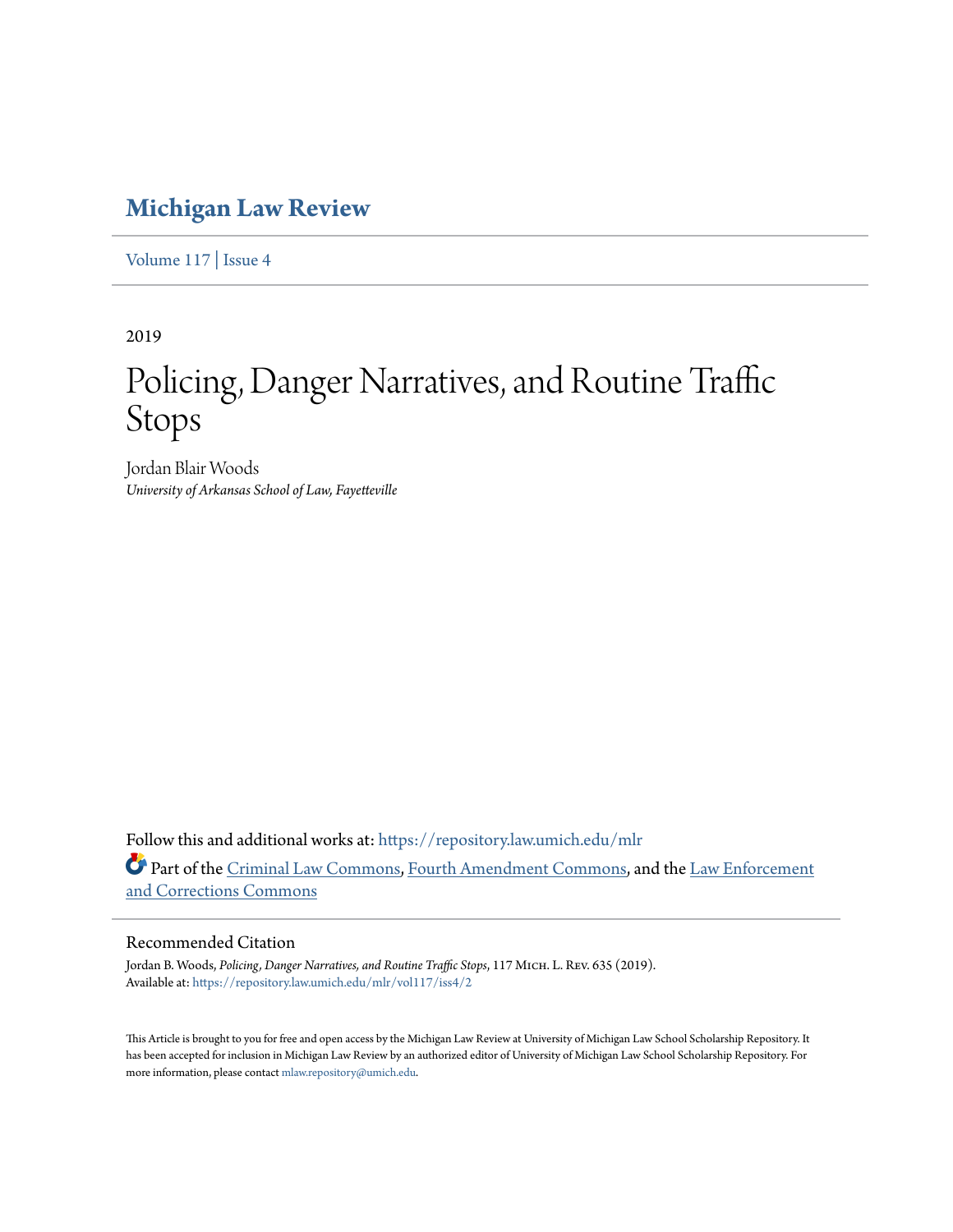# Michigan Law Review

Volume 117 | Issue 4

2019

# Policing, Danger Narratives, and Routine Traffic Stops

Jordan Blair Woods
*University of Arkansas School of Law, Fayetteville*

Follow this and additional works at: https://repository.law.umich.edu/mlr

Part of the Criminal Law Commons, Fourth Amendment Commons, and the Law Enforcement and Corrections Commons

## Recommended Citation

Jordan B. Woods, *Policing, Danger Narratives, and Routine Traffic Stops*, 117 Mich. L. Rev. 635 (2019).
Available at: https://repository.law.umich.edu/mlr/vol117/iss4/2

This Article is brought to you for free and open access by the Michigan Law Review at University of Michigan Law School Scholarship Repository. It has been accepted for inclusion in Michigan Law Review by an authorized editor of University of Michigan Law School Scholarship Repository. For more information, please contact mlaw.repository@umich.edu.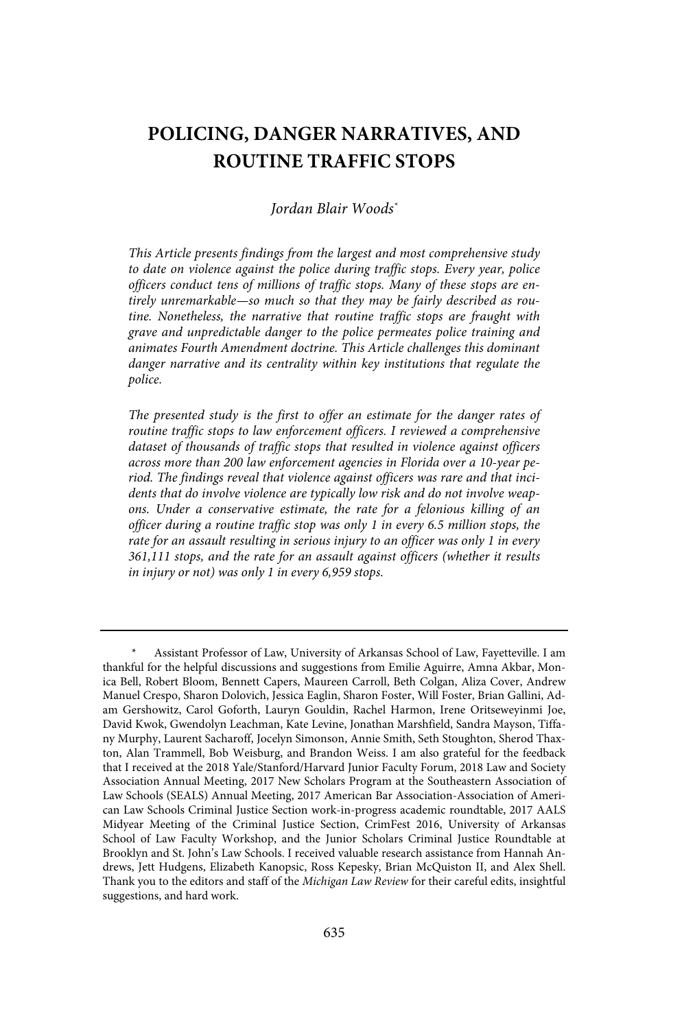# POLICING, DANGER NARRATIVES, AND ROUTINE TRAFFIC STOPS

*Jordan Blair Woods*\*

*This Article presents findings from the largest and most comprehensive study to date on violence against the police during traffic stops. Every year, police officers conduct tens of millions of traffic stops. Many of these stops are entirely unremarkable—so much so that they may be fairly described as routine. Nonetheless, the narrative that routine traffic stops are fraught with grave and unpredictable danger to the police permeates police training and animates Fourth Amendment doctrine. This Article challenges this dominant danger narrative and its centrality within key institutions that regulate the police.*

*The presented study is the first to offer an estimate for the danger rates of routine traffic stops to law enforcement officers. I reviewed a comprehensive dataset of thousands of traffic stops that resulted in violence against officers across more than 200 law enforcement agencies in Florida over a 10-year period. The findings reveal that violence against officers was rare and that incidents that do involve violence are typically low risk and do not involve weapons. Under a conservative estimate, the rate for a felonious killing of an officer during a routine traffic stop was only 1 in every 6.5 million stops, the rate for an assault resulting in serious injury to an officer was only 1 in every 361,111 stops, and the rate for an assault against officers (whether it results in injury or not) was only 1 in every 6,959 stops.*

---

\* Assistant Professor of Law, University of Arkansas School of Law, Fayetteville. I am thankful for the helpful discussions and suggestions from Emilie Aguirre, Amna Akbar, Monica Bell, Robert Bloom, Bennett Capers, Maureen Carroll, Beth Colgan, Aliza Cover, Andrew Manuel Crespo, Sharon Dolovich, Jessica Eaglin, Sharon Foster, Will Foster, Brian Gallini, Adam Gershowitz, Carol Goforth, Lauryn Gouldin, Rachel Harmon, Irene Oritseweyinmi Joe, David Kwok, Gwendolyn Leachman, Kate Levine, Jonathan Marshfield, Sandra Mayson, Tiffany Murphy, Laurent Sacharoff, Jocelyn Simonson, Annie Smith, Seth Stoughton, Sherod Thaxton, Alan Trammell, Bob Weisburg, and Brandon Weiss. I am also grateful for the feedback that I received at the 2018 Yale/Stanford/Harvard Junior Faculty Forum, 2018 Law and Society Association Annual Meeting, 2017 New Scholars Program at the Southeastern Association of Law Schools (SEALS) Annual Meeting, 2017 American Bar Association-Association of American Law Schools Criminal Justice Section work-in-progress academic roundtable, 2017 AALS Midyear Meeting of the Criminal Justice Section, CrimFest 2016, University of Arkansas School of Law Faculty Workshop, and the Junior Scholars Criminal Justice Roundtable at Brooklyn and St. John's Law Schools. I received valuable research assistance from Hannah Andrews, Jett Hudgens, Elizabeth Kanopsic, Ross Kepesky, Brian McQuiston II, and Alex Shell. Thank you to the editors and staff of the *Michigan Law Review* for their careful edits, insightful suggestions, and hard work.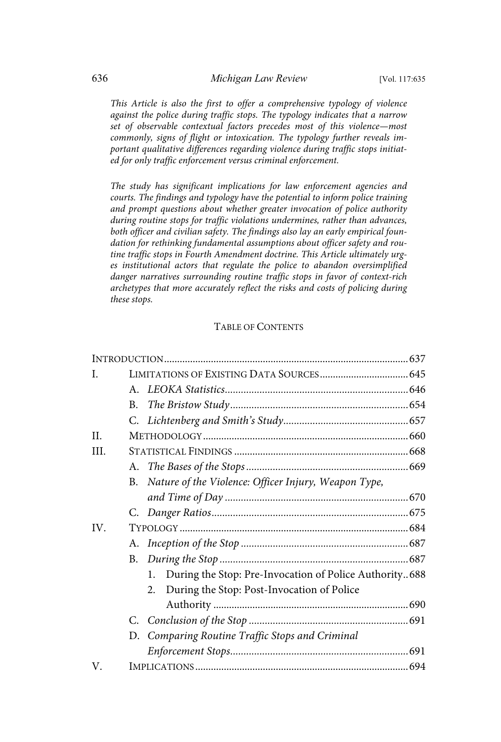*This Article is also the first to offer a comprehensive typology of violence against the police during traffic stops. The typology indicates that a narrow set of observable contextual factors precedes most of this violence—most commonly, signs of flight or intoxication. The typology further reveals important qualitative differences regarding violence during traffic stops initiated for only traffic enforcement versus criminal enforcement.*

*The study has significant implications for law enforcement agencies and courts. The findings and typology have the potential to inform police training and prompt questions about whether greater invocation of police authority during routine stops for traffic violations undermines, rather than advances, both officer and civilian safety. The findings also lay an early empirical foundation for rethinking fundamental assumptions about officer safety and routine traffic stops in Fourth Amendment doctrine. This Article ultimately urges institutional actors that regulate the police to abandon oversimplified danger narratives surrounding routine traffic stops in favor of context-rich archetypes that more accurately reflect the risks and costs of policing during these stops.*

## Table of Contents

- Introduction ............ 637
- I. Limitations of Existing Data Sources ............ 645
  - A. *LEOKA Statistics* ............ 646
  - B. *The Bristow Study* ............ 654
  - C. *Lichtenberg and Smith's Study* ............ 657
- II. Methodology ............ 660
- III. Statistical Findings ............ 668
  - A. *The Bases of the Stops* ............ 669
  - B. *Nature of the Violence: Officer Injury, Weapon Type, and Time of Day* ............ 670
  - C. *Danger Ratios* ............ 675
- IV. Typology ............ 684
  - A. *Inception of the Stop* ............ 687
  - B. *During the Stop* ............ 687
    - 1. During the Stop: Pre-Invocation of Police Authority ............ 688
    - 2. During the Stop: Post-Invocation of Police Authority ............ 690
  - C. *Conclusion of the Stop* ............ 691
  - D. *Comparing Routine Traffic Stops and Criminal Enforcement Stops* ............ 691
- V. Implications ............ 694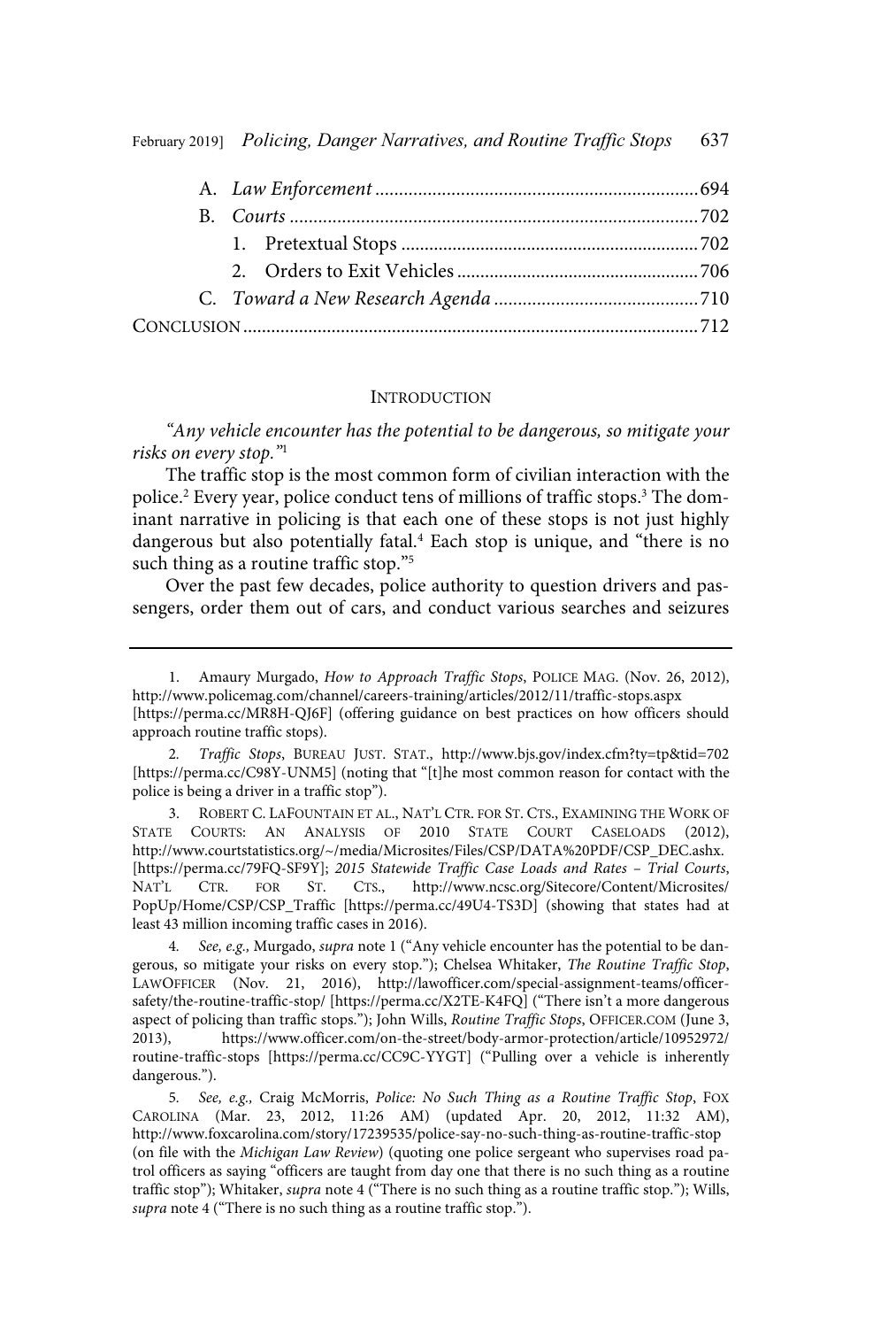A. *Law Enforcement* .................................................................... 694

B. *Courts* ...................................................................................... 702

1. Pretextual Stops ................................................................ 702

2. Orders to Exit Vehicles .................................................... 706

C. *Toward a New Research Agenda* ........................................... 710

CONCLUSION ................................................................................................. 712

## INTRODUCTION

*"Any vehicle encounter has the potential to be dangerous, so mitigate your risks on every stop."*[1]

The traffic stop is the most common form of civilian interaction with the police.[2] Every year, police conduct tens of millions of traffic stops.[3] The dominant narrative in policing is that each one of these stops is not just highly dangerous but also potentially fatal.[4] Each stop is unique, and "there is no such thing as a routine traffic stop."[5]

Over the past few decades, police authority to question drivers and passengers, order them out of cars, and conduct various searches and seizures

---

1. Amaury Murgado, *How to Approach Traffic Stops*, POLICE MAG. (Nov. 26, 2012), http://www.policemag.com/channel/careers-training/articles/2012/11/traffic-stops.aspx [https://perma.cc/MR8H-QJ6F] (offering guidance on best practices on how officers should approach routine traffic stops).

2. *Traffic Stops*, BUREAU JUST. STAT., http://www.bjs.gov/index.cfm?ty=tp&tid=702 [https://perma.cc/C98Y-UNM5] (noting that "[t]he most common reason for contact with the police is being a driver in a traffic stop").

3. ROBERT C. LAFOUNTAIN ET AL., NAT'L CTR. FOR ST. CTS., EXAMINING THE WORK OF STATE COURTS: AN ANALYSIS OF 2010 STATE COURT CASELOADS (2012), http://www.courtstatistics.org/~/media/Microsites/Files/CSP/DATA%20PDF/CSP_DEC.ashx. [https://perma.cc/79FQ-SF9Y]; *2015 Statewide Traffic Case Loads and Rates – Trial Courts*, NAT'L CTR. FOR ST. CTS., http://www.ncsc.org/Sitecore/Content/Microsites/PopUp/Home/CSP/CSP_Traffic [https://perma.cc/49U4-TS3D] (showing that states had at least 43 million incoming traffic cases in 2016).

4. *See, e.g.*, Murgado, *supra* note 1 ("Any vehicle encounter has the potential to be dangerous, so mitigate your risks on every stop."); Chelsea Whitaker, *The Routine Traffic Stop*, LAWOFFICER (Nov. 21, 2016), http://lawofficer.com/special-assignment-teams/officer-safety/the-routine-traffic-stop/ [https://perma.cc/X2TE-K4FQ] ("There isn't a more dangerous aspect of policing than traffic stops."); John Wills, *Routine Traffic Stops*, OFFICER.COM (June 3, 2013), https://www.officer.com/on-the-street/body-armor-protection/article/10952972/routine-traffic-stops [https://perma.cc/CC9C-YYGT] ("Pulling over a vehicle is inherently dangerous.").

5. *See, e.g.*, Craig McMorris, *Police: No Such Thing as a Routine Traffic Stop*, FOX CAROLINA (Mar. 23, 2012, 11:26 AM) (updated Apr. 20, 2012, 11:32 AM), http://www.foxcarolina.com/story/17239535/police-say-no-such-thing-as-routine-traffic-stop (on file with the *Michigan Law Review*) (quoting one police sergeant who supervises road patrol officers as saying "officers are taught from day one that there is no such thing as a routine traffic stop"); Whitaker, *supra* note 4 ("There is no such thing as a routine traffic stop."); Wills, *supra* note 4 ("There is no such thing as a routine traffic stop.").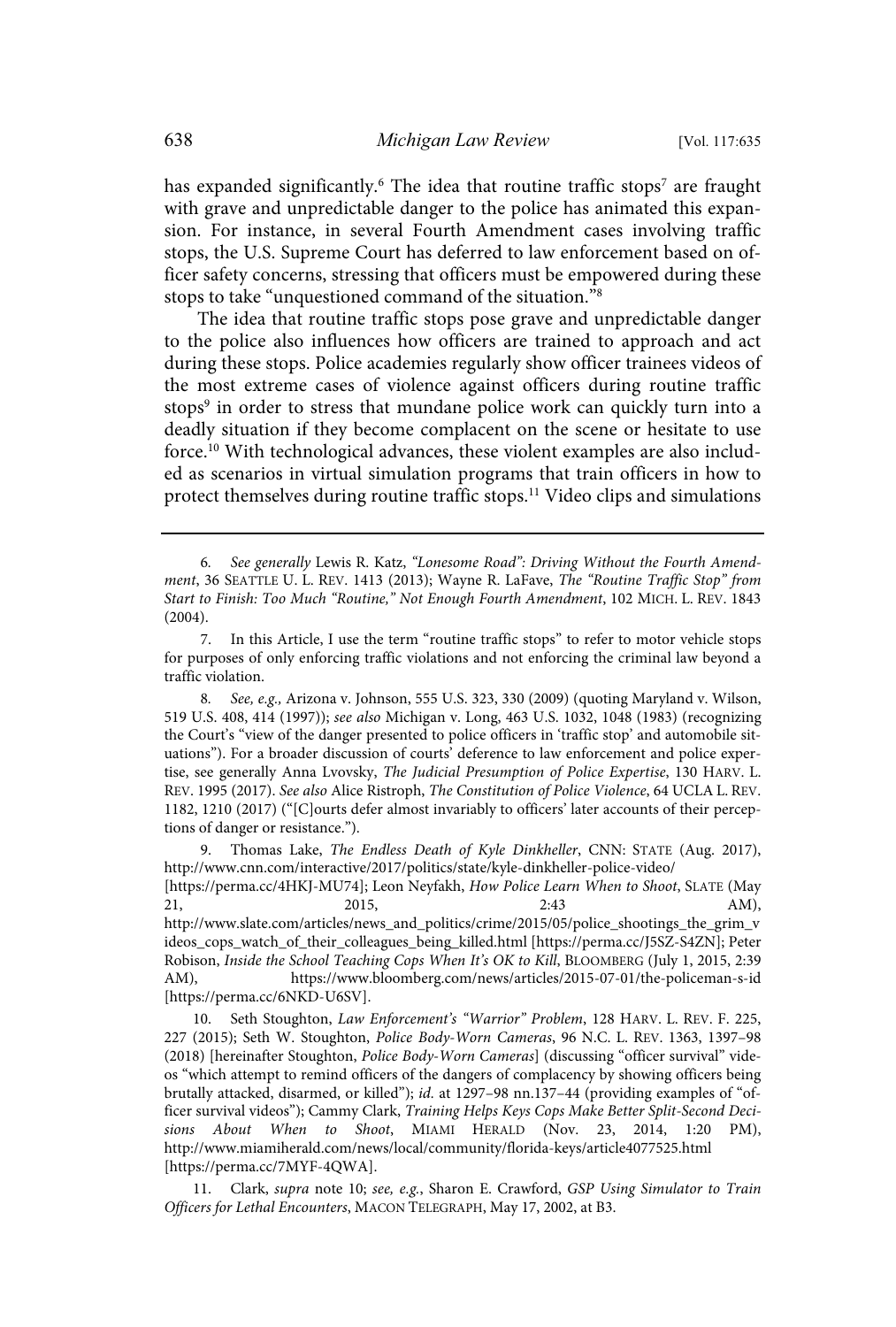has expanded significantly.[6] The idea that routine traffic stops[7] are fraught with grave and unpredictable danger to the police has animated this expansion. For instance, in several Fourth Amendment cases involving traffic stops, the U.S. Supreme Court has deferred to law enforcement based on officer safety concerns, stressing that officers must be empowered during these stops to take "unquestioned command of the situation."[8]

The idea that routine traffic stops pose grave and unpredictable danger to the police also influences how officers are trained to approach and act during these stops. Police academies regularly show officer trainees videos of the most extreme cases of violence against officers during routine traffic stops[9] in order to stress that mundane police work can quickly turn into a deadly situation if they become complacent on the scene or hesitate to use force.[10] With technological advances, these violent examples are also included as scenarios in virtual simulation programs that train officers in how to protect themselves during routine traffic stops.[11] Video clips and simulations

---

6. *See generally* Lewis R. Katz, *"Lonesome Road": Driving Without the Fourth Amendment*, 36 SEATTLE U. L. REV. 1413 (2013); Wayne R. LaFave, *The "Routine Traffic Stop" from Start to Finish: Too Much "Routine," Not Enough Fourth Amendment*, 102 MICH. L. REV. 1843 (2004).

7. In this Article, I use the term "routine traffic stops" to refer to motor vehicle stops for purposes of only enforcing traffic violations and not enforcing the criminal law beyond a traffic violation.

8. *See, e.g.*, Arizona v. Johnson, 555 U.S. 323, 330 (2009) (quoting Maryland v. Wilson, 519 U.S. 408, 414 (1997)); *see also* Michigan v. Long, 463 U.S. 1032, 1048 (1983) (recognizing the Court's "view of the danger presented to police officers in 'traffic stop' and automobile situations"). For a broader discussion of courts' deference to law enforcement and police expertise, see generally Anna Lvovsky, *The Judicial Presumption of Police Expertise*, 130 HARV. L. REV. 1995 (2017). *See also* Alice Ristroph, *The Constitution of Police Violence*, 64 UCLA L. REV. 1182, 1210 (2017) ("[C]ourts defer almost invariably to officers' later accounts of their perceptions of danger or resistance.").

9. Thomas Lake, *The Endless Death of Kyle Dinkheller*, CNN: STATE (Aug. 2017), http://www.cnn.com/interactive/2017/politics/state/kyle-dinkheller-police-video/ [https://perma.cc/4HKJ-MU74]; Leon Neyfakh, *How Police Learn When to Shoot*, SLATE (May 21, 2015, 2:43 AM), http://www.slate.com/articles/news_and_politics/crime/2015/05/police_shootings_the_grim_videos_cops_watch_of_their_colleagues_being_killed.html [https://perma.cc/J5SZ-S4ZN]; Peter Robison, *Inside the School Teaching Cops When It's OK to Kill*, BLOOMBERG (July 1, 2015, 2:39 AM), https://www.bloomberg.com/news/articles/2015-07-01/the-policeman-s-id [https://perma.cc/6NKD-U6SV].

10. Seth Stoughton, *Law Enforcement's "Warrior" Problem*, 128 HARV. L. REV. F. 225, 227 (2015); Seth W. Stoughton, *Police Body-Worn Cameras*, 96 N.C. L. REV. 1363, 1397–98 (2018) [hereinafter Stoughton, *Police Body-Worn Cameras*] (discussing "officer survival" videos "which attempt to remind officers of the dangers of complacency by showing officers being brutally attacked, disarmed, or killed"); *id.* at 1297–98 nn.137–44 (providing examples of "officer survival videos"); Cammy Clark, *Training Helps Keys Cops Make Better Split-Second Decisions About When to Shoot*, MIAMI HERALD (Nov. 23, 2014, 1:20 PM), http://www.miamiherald.com/news/local/community/florida-keys/article4077525.html [https://perma.cc/7MYF-4QWA].

11. Clark, *supra* note 10; *see, e.g.*, Sharon E. Crawford, *GSP Using Simulator to Train Officers for Lethal Encounters*, MACON TELEGRAPH, May 17, 2002, at B3.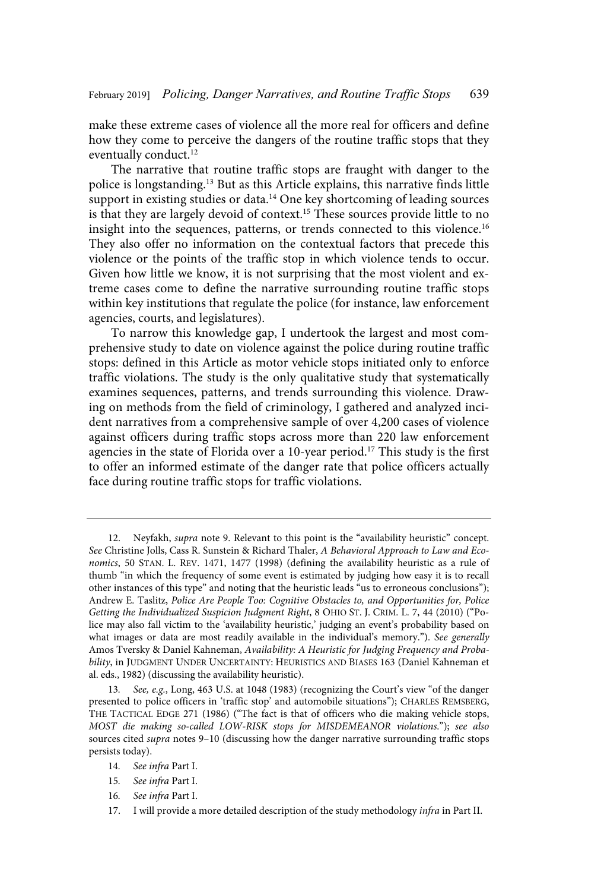make these extreme cases of violence all the more real for officers and define how they come to perceive the dangers of the routine traffic stops that they eventually conduct.[12]

The narrative that routine traffic stops are fraught with danger to the police is longstanding.[13] But as this Article explains, this narrative finds little support in existing studies or data.[14] One key shortcoming of leading sources is that they are largely devoid of context.[15] These sources provide little to no insight into the sequences, patterns, or trends connected to this violence.[16] They also offer no information on the contextual factors that precede this violence or the points of the traffic stop in which violence tends to occur. Given how little we know, it is not surprising that the most violent and extreme cases come to define the narrative surrounding routine traffic stops within key institutions that regulate the police (for instance, law enforcement agencies, courts, and legislatures).

To narrow this knowledge gap, I undertook the largest and most comprehensive study to date on violence against the police during routine traffic stops: defined in this Article as motor vehicle stops initiated only to enforce traffic violations. The study is the only qualitative study that systematically examines sequences, patterns, and trends surrounding this violence. Drawing on methods from the field of criminology, I gathered and analyzed incident narratives from a comprehensive sample of over 4,200 cases of violence against officers during traffic stops across more than 220 law enforcement agencies in the state of Florida over a 10-year period.[17] This study is the first to offer an informed estimate of the danger rate that police officers actually face during routine traffic stops for traffic violations.

---

12. Neyfakh, *supra* note 9. Relevant to this point is the "availability heuristic" concept. *See* Christine Jolls, Cass R. Sunstein & Richard Thaler, *A Behavioral Approach to Law and Economics*, 50 STAN. L. REV. 1471, 1477 (1998) (defining the availability heuristic as a rule of thumb "in which the frequency of some event is estimated by judging how easy it is to recall other instances of this type" and noting that the heuristic leads "us to erroneous conclusions"); Andrew E. Taslitz, *Police Are People Too: Cognitive Obstacles to, and Opportunities for, Police Getting the Individualized Suspicion Judgment Right*, 8 OHIO ST. J. CRIM. L. 7, 44 (2010) ("Police may also fall victim to the 'availability heuristic,' judging an event's probability based on what images or data are most readily available in the individual's memory."). *See generally* Amos Tversky & Daniel Kahneman, *Availability: A Heuristic for Judging Frequency and Probability*, in JUDGMENT UNDER UNCERTAINTY: HEURISTICS AND BIASES 163 (Daniel Kahneman et al. eds., 1982) (discussing the availability heuristic).

13. *See, e.g.*, Long, 463 U.S. at 1048 (1983) (recognizing the Court's view "of the danger presented to police officers in 'traffic stop' and automobile situations"); CHARLES REMSBERG, THE TACTICAL EDGE 271 (1986) ("The fact is that of officers who die making vehicle stops, *MOST die making so-called LOW-RISK stops for MISDEMEANOR violations*."); *see also* sources cited *supra* notes 9–10 (discussing how the danger narrative surrounding traffic stops persists today).

14. *See infra* Part I.

15. *See infra* Part I.

16. *See infra* Part I.

17. I will provide a more detailed description of the study methodology *infra* in Part II.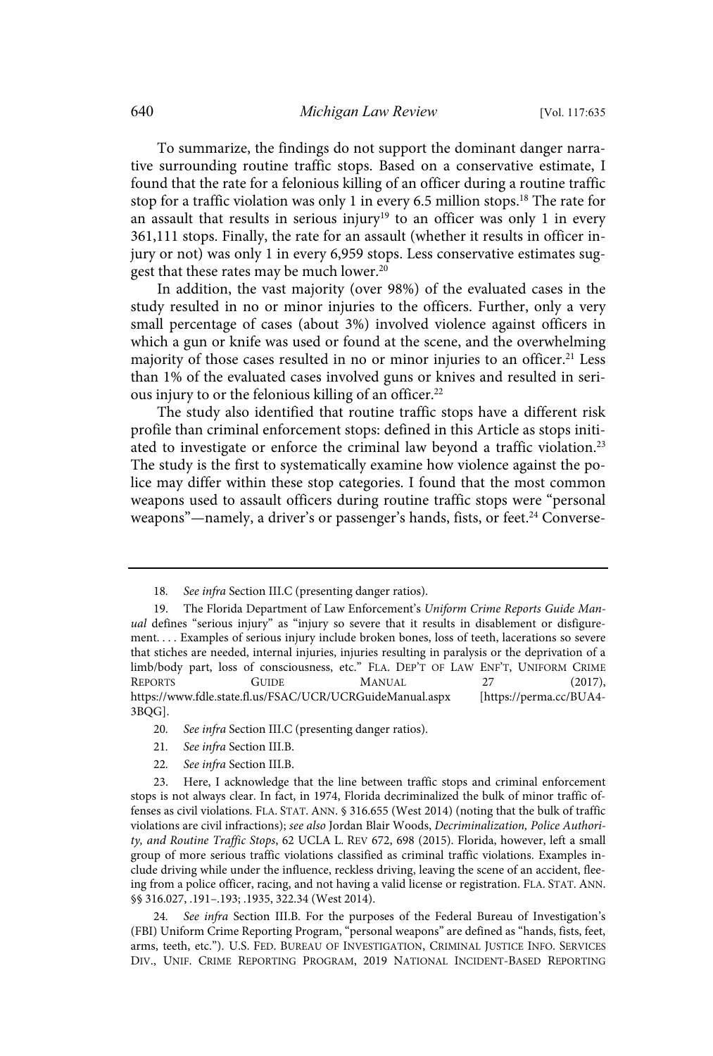To summarize, the findings do not support the dominant danger narrative surrounding routine traffic stops. Based on a conservative estimate, I found that the rate for a felonious killing of an officer during a routine traffic stop for a traffic violation was only 1 in every 6.5 million stops.[18] The rate for an assault that results in serious injury[19] to an officer was only 1 in every 361,111 stops. Finally, the rate for an assault (whether it results in officer injury or not) was only 1 in every 6,959 stops. Less conservative estimates suggest that these rates may be much lower.[20]

In addition, the vast majority (over 98%) of the evaluated cases in the study resulted in no or minor injuries to the officers. Further, only a very small percentage of cases (about 3%) involved violence against officers in which a gun or knife was used or found at the scene, and the overwhelming majority of those cases resulted in no or minor injuries to an officer.[21] Less than 1% of the evaluated cases involved guns or knives and resulted in serious injury to or the felonious killing of an officer.[22]

The study also identified that routine traffic stops have a different risk profile than criminal enforcement stops: defined in this Article as stops initiated to investigate or enforce the criminal law beyond a traffic violation.[23] The study is the first to systematically examine how violence against the police may differ within these stop categories. I found that the most common weapons used to assault officers during routine traffic stops were "personal weapons"—namely, a driver's or passenger's hands, fists, or feet.[24] Converse-

---

18. *See infra* Section III.C (presenting danger ratios).

19. The Florida Department of Law Enforcement's *Uniform Crime Reports Guide Manual* defines "serious injury" as "injury so severe that it results in disablement or disfigurement. . . . Examples of serious injury include broken bones, loss of teeth, lacerations so severe that stiches are needed, internal injuries, injuries resulting in paralysis or the deprivation of a limb/body part, loss of consciousness, etc." FLA. DEP'T OF LAW ENF'T, UNIFORM CRIME REPORTS GUIDE MANUAL 27 (2017), https://www.fdle.state.fl.us/FSAC/UCR/UCRGuideManual.aspx [https://perma.cc/BUA4-3BQG].

20. *See infra* Section III.C (presenting danger ratios).

21. *See infra* Section III.B.

22. *See infra* Section III.B.

23. Here, I acknowledge that the line between traffic stops and criminal enforcement stops is not always clear. In fact, in 1974, Florida decriminalized the bulk of minor traffic offenses as civil violations. FLA. STAT. ANN. § 316.655 (West 2014) (noting that the bulk of traffic violations are civil infractions); *see also* Jordan Blair Woods, *Decriminalization, Police Authority, and Routine Traffic Stops*, 62 UCLA L. REV 672, 698 (2015). Florida, however, left a small group of more serious traffic violations classified as criminal traffic violations. Examples include driving while under the influence, reckless driving, leaving the scene of an accident, fleeing from a police officer, racing, and not having a valid license or registration. FLA. STAT. ANN. §§ 316.027, .191–.193; .1935, 322.34 (West 2014).

24. *See infra* Section III.B. For the purposes of the Federal Bureau of Investigation's (FBI) Uniform Crime Reporting Program, "personal weapons" are defined as "hands, fists, feet, arms, teeth, etc."). U.S. FED. BUREAU OF INVESTIGATION, CRIMINAL JUSTICE INFO. SERVICES DIV., UNIF. CRIME REPORTING PROGRAM, 2019 NATIONAL INCIDENT-BASED REPORTING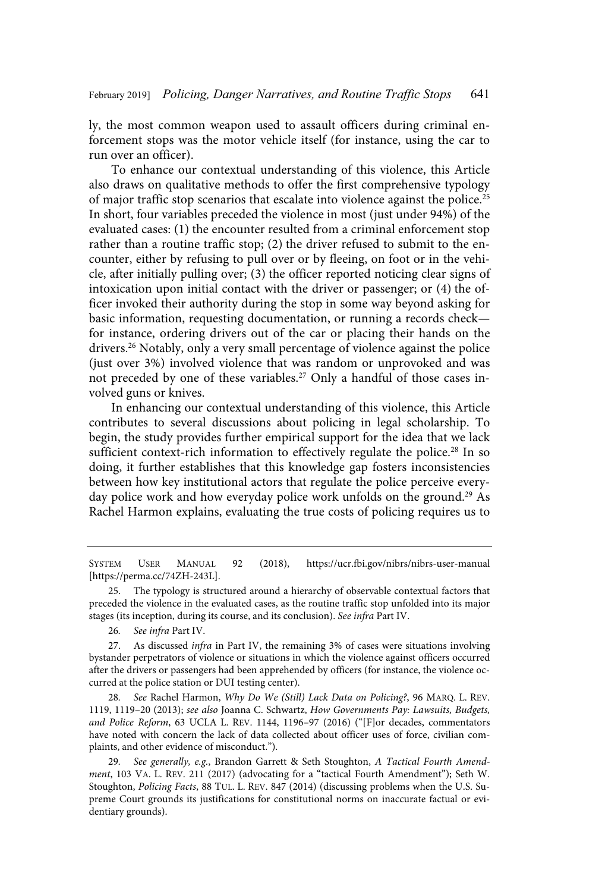ly, the most common weapon used to assault officers during criminal enforcement stops was the motor vehicle itself (for instance, using the car to run over an officer).

To enhance our contextual understanding of this violence, this Article also draws on qualitative methods to offer the first comprehensive typology of major traffic stop scenarios that escalate into violence against the police.[25] In short, four variables preceded the violence in most (just under 94%) of the evaluated cases: (1) the encounter resulted from a criminal enforcement stop rather than a routine traffic stop; (2) the driver refused to submit to the encounter, either by refusing to pull over or by fleeing, on foot or in the vehicle, after initially pulling over; (3) the officer reported noticing clear signs of intoxication upon initial contact with the driver or passenger; or (4) the officer invoked their authority during the stop in some way beyond asking for basic information, requesting documentation, or running a records check—for instance, ordering drivers out of the car or placing their hands on the drivers.[26] Notably, only a very small percentage of violence against the police (just over 3%) involved violence that was random or unprovoked and was not preceded by one of these variables.[27] Only a handful of those cases involved guns or knives.

In enhancing our contextual understanding of this violence, this Article contributes to several discussions about policing in legal scholarship. To begin, the study provides further empirical support for the idea that we lack sufficient context-rich information to effectively regulate the police.[28] In so doing, it further establishes that this knowledge gap fosters inconsistencies between how key institutional actors that regulate the police perceive everyday police work and how everyday police work unfolds on the ground.[29] As Rachel Harmon explains, evaluating the true costs of policing requires us to

---

SYSTEM USER MANUAL 92 (2018), https://ucr.fbi.gov/nibrs/nibrs-user-manual [https://perma.cc/74ZH-243L].

25. The typology is structured around a hierarchy of observable contextual factors that preceded the violence in the evaluated cases, as the routine traffic stop unfolded into its major stages (its inception, during its course, and its conclusion). *See infra* Part IV.

26. *See infra* Part IV.

27. As discussed *infra* in Part IV, the remaining 3% of cases were situations involving bystander perpetrators of violence or situations in which the violence against officers occurred after the drivers or passengers had been apprehended by officers (for instance, the violence occurred at the police station or DUI testing center).

28. *See* Rachel Harmon, *Why Do We (Still) Lack Data on Policing?*, 96 MARQ. L. REV. 1119, 1119–20 (2013); *see also* Joanna C. Schwartz, *How Governments Pay: Lawsuits, Budgets, and Police Reform*, 63 UCLA L. REV. 1144, 1196–97 (2016) ("[F]or decades, commentators have noted with concern the lack of data collected about officer uses of force, civilian complaints, and other evidence of misconduct.").

29. *See generally, e.g.*, Brandon Garrett & Seth Stoughton, *A Tactical Fourth Amendment*, 103 VA. L. REV. 211 (2017) (advocating for a "tactical Fourth Amendment"); Seth W. Stoughton, *Policing Facts*, 88 TUL. L. REV. 847 (2014) (discussing problems when the U.S. Supreme Court grounds its justifications for constitutional norms on inaccurate factual or evidentiary grounds).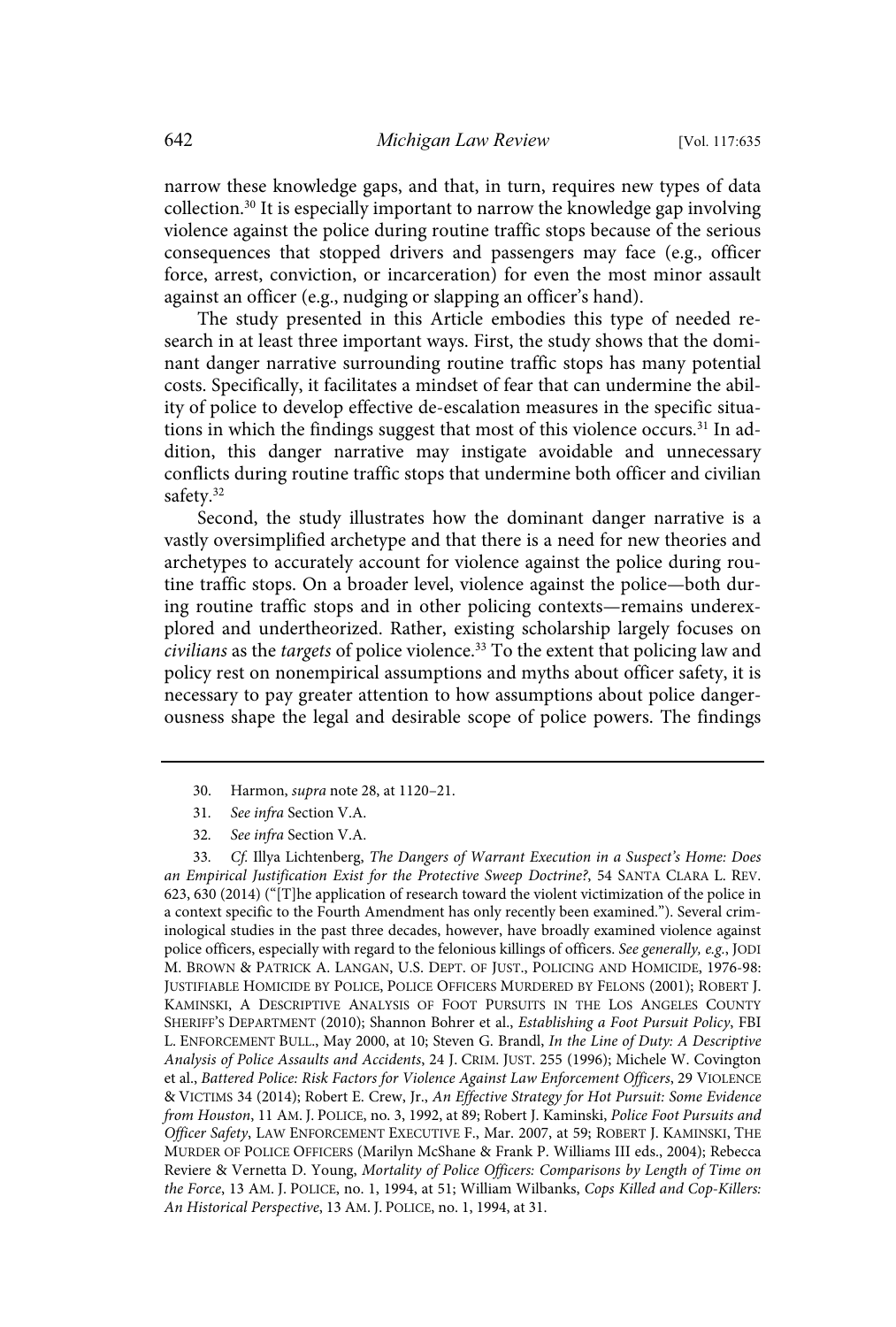narrow these knowledge gaps, and that, in turn, requires new types of data collection.[30] It is especially important to narrow the knowledge gap involving violence against the police during routine traffic stops because of the serious consequences that stopped drivers and passengers may face (e.g., officer force, arrest, conviction, or incarceration) for even the most minor assault against an officer (e.g., nudging or slapping an officer's hand).

The study presented in this Article embodies this type of needed research in at least three important ways. First, the study shows that the dominant danger narrative surrounding routine traffic stops has many potential costs. Specifically, it facilitates a mindset of fear that can undermine the ability of police to develop effective de-escalation measures in the specific situations in which the findings suggest that most of this violence occurs.[31] In addition, this danger narrative may instigate avoidable and unnecessary conflicts during routine traffic stops that undermine both officer and civilian safety.[32]

Second, the study illustrates how the dominant danger narrative is a vastly oversimplified archetype and that there is a need for new theories and archetypes to accurately account for violence against the police during routine traffic stops. On a broader level, violence against the police—both during routine traffic stops and in other policing contexts—remains underexplored and undertheorized. Rather, existing scholarship largely focuses on *civilians* as the *targets* of police violence.[33] To the extent that policing law and policy rest on nonempirical assumptions and myths about officer safety, it is necessary to pay greater attention to how assumptions about police dangerousness shape the legal and desirable scope of police powers. The findings

---

30. Harmon, *supra* note 28, at 1120–21.

31. *See infra* Section V.A.

32. *See infra* Section V.A.

33. *Cf.* Illya Lichtenberg, *The Dangers of Warrant Execution in a Suspect's Home: Does an Empirical Justification Exist for the Protective Sweep Doctrine?*, 54 SANTA CLARA L. REV. 623, 630 (2014) ("[T]he application of research toward the violent victimization of the police in a context specific to the Fourth Amendment has only recently been examined."). Several criminological studies in the past three decades, however, have broadly examined violence against police officers, especially with regard to the felonious killings of officers. *See generally, e.g.*, JODI M. BROWN & PATRICK A. LANGAN, U.S. DEPT. OF JUST., POLICING AND HOMICIDE, 1976-98: JUSTIFIABLE HOMICIDE BY POLICE, POLICE OFFICERS MURDERED BY FELONS (2001); ROBERT J. KAMINSKI, A DESCRIPTIVE ANALYSIS OF FOOT PURSUITS IN THE LOS ANGELES COUNTY SHERIFF'S DEPARTMENT (2010); Shannon Bohrer et al., *Establishing a Foot Pursuit Policy*, FBI L. ENFORCEMENT BULL., May 2000, at 10; Steven G. Brandl, *In the Line of Duty: A Descriptive Analysis of Police Assaults and Accidents*, 24 J. CRIM. JUST. 255 (1996); Michele W. Covington et al., *Battered Police: Risk Factors for Violence Against Law Enforcement Officers*, 29 VIOLENCE & VICTIMS 34 (2014); Robert E. Crew, Jr., *An Effective Strategy for Hot Pursuit: Some Evidence from Houston*, 11 AM. J. POLICE, no. 3, 1992, at 89; Robert J. Kaminski, *Police Foot Pursuits and Officer Safety*, LAW ENFORCEMENT EXECUTIVE F., Mar. 2007, at 59; ROBERT J. KAMINSKI, THE MURDER OF POLICE OFFICERS (Marilyn McShane & Frank P. Williams III eds., 2004); Rebecca Reviere & Vernetta D. Young, *Mortality of Police Officers: Comparisons by Length of Time on the Force*, 13 AM. J. POLICE, no. 1, 1994, at 51; William Wilbanks, *Cops Killed and Cop-Killers: An Historical Perspective*, 13 AM. J. POLICE, no. 1, 1994, at 31.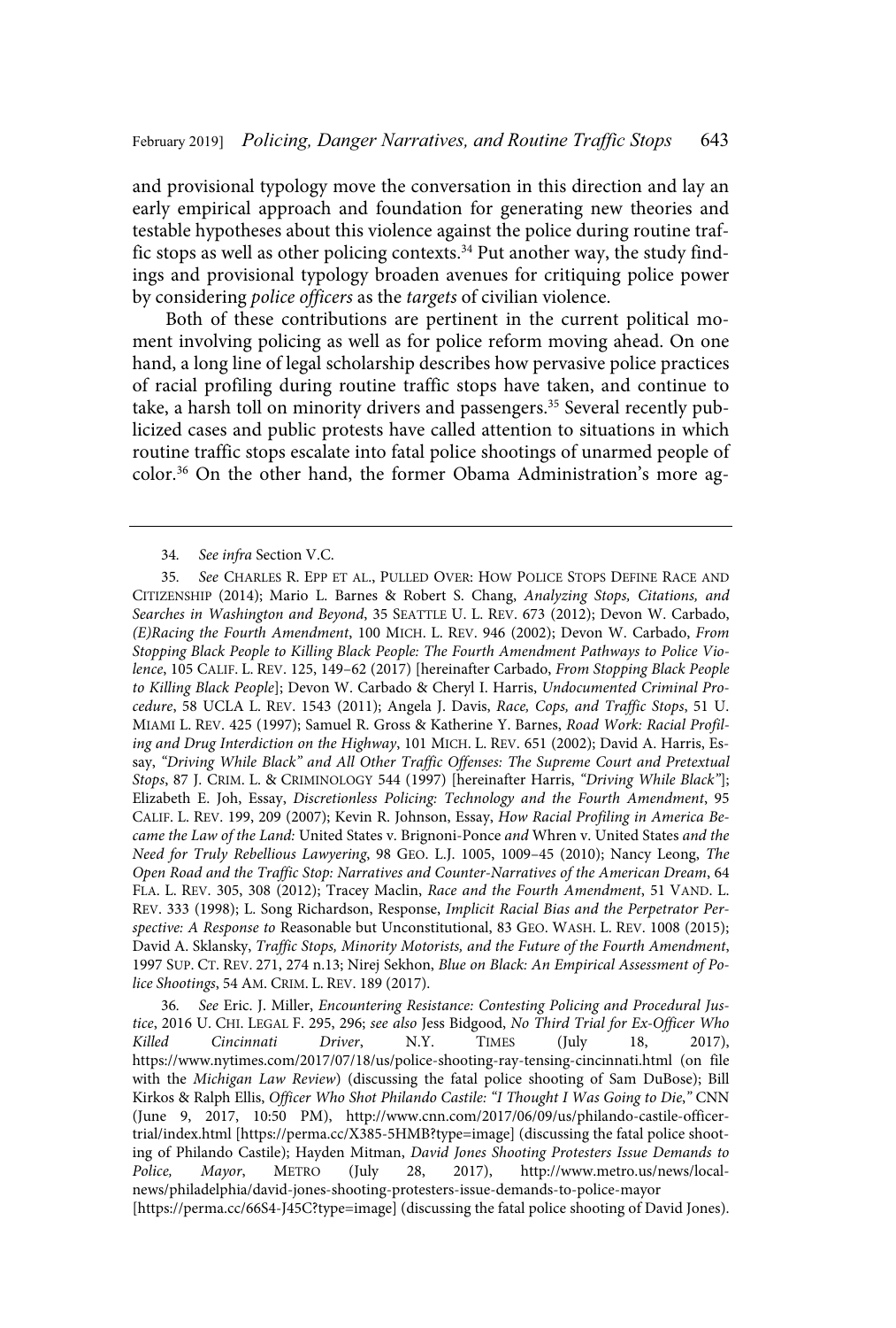and provisional typology move the conversation in this direction and lay an early empirical approach and foundation for generating new theories and testable hypotheses about this violence against the police during routine traffic stops as well as other policing contexts.[34] Put another way, the study findings and provisional typology broaden avenues for critiquing police power by considering *police officers* as the *targets* of civilian violence.

Both of these contributions are pertinent in the current political moment involving policing as well as for police reform moving ahead. On one hand, a long line of legal scholarship describes how pervasive police practices of racial profiling during routine traffic stops have taken, and continue to take, a harsh toll on minority drivers and passengers.[35] Several recently publicized cases and public protests have called attention to situations in which routine traffic stops escalate into fatal police shootings of unarmed people of color.[36] On the other hand, the former Obama Administration's more ag-

---

34. *See infra* Section V.C.

35. *See* CHARLES R. EPP ET AL., PULLED OVER: HOW POLICE STOPS DEFINE RACE AND CITIZENSHIP (2014); Mario L. Barnes & Robert S. Chang, *Analyzing Stops, Citations, and Searches in Washington and Beyond*, 35 SEATTLE U. L. REV. 673 (2012); Devon W. Carbado, *(E)Racing the Fourth Amendment*, 100 MICH. L. REV. 946 (2002); Devon W. Carbado, *From Stopping Black People to Killing Black People: The Fourth Amendment Pathways to Police Violence*, 105 CALIF. L. REV. 125, 149–62 (2017) [hereinafter Carbado, *From Stopping Black People to Killing Black People*]; Devon W. Carbado & Cheryl I. Harris, *Undocumented Criminal Procedure*, 58 UCLA L. REV. 1543 (2011); Angela J. Davis, *Race, Cops, and Traffic Stops*, 51 U. MIAMI L. REV. 425 (1997); Samuel R. Gross & Katherine Y. Barnes, *Road Work: Racial Profiling and Drug Interdiction on the Highway*, 101 MICH. L. REV. 651 (2002); David A. Harris, Essay, *"Driving While Black" and All Other Traffic Offenses: The Supreme Court and Pretextual Stops*, 87 J. CRIM. L. & CRIMINOLOGY 544 (1997) [hereinafter Harris, *"Driving While Black"*]; Elizabeth E. Joh, Essay, *Discretionless Policing: Technology and the Fourth Amendment*, 95 CALIF. L. REV. 199, 209 (2007); Kevin R. Johnson, Essay, *How Racial Profiling in America Became the Law of the Land:* United States v. Brignoni-Ponce *and* Whren v. United States *and the Need for Truly Rebellious Lawyering*, 98 GEO. L.J. 1005, 1009–45 (2010); Nancy Leong, *The Open Road and the Traffic Stop: Narratives and Counter-Narratives of the American Dream*, 64 FLA. L. REV. 305, 308 (2012); Tracey Maclin, *Race and the Fourth Amendment*, 51 VAND. L. REV. 333 (1998); L. Song Richardson, Response, *Implicit Racial Bias and the Perpetrator Perspective: A Response to* Reasonable but Unconstitutional, 83 GEO. WASH. L. REV. 1008 (2015); David A. Sklansky, *Traffic Stops, Minority Motorists, and the Future of the Fourth Amendment*, 1997 SUP. CT. REV. 271, 274 n.13; Nirej Sekhon, *Blue on Black: An Empirical Assessment of Police Shootings*, 54 AM. CRIM. L. REV. 189 (2017).

36. *See* Eric. J. Miller, *Encountering Resistance: Contesting Policing and Procedural Justice*, 2016 U. CHI. LEGAL F. 295, 296; *see also* Jess Bidgood, *No Third Trial for Ex-Officer Who Killed Cincinnati Driver*, N.Y. TIMES (July 18, 2017), https://www.nytimes.com/2017/07/18/us/police-shooting-ray-tensing-cincinnati.html (on file with the *Michigan Law Review*) (discussing the fatal police shooting of Sam DuBose); Bill Kirkos & Ralph Ellis, *Officer Who Shot Philando Castile: "I Thought I Was Going to Die,"* CNN (June 9, 2017, 10:50 PM), http://www.cnn.com/2017/06/09/us/philando-castile-officer-trial/index.html [https://perma.cc/X385-5HMB?type=image] (discussing the fatal police shooting of Philando Castile); Hayden Mitman, *David Jones Shooting Protesters Issue Demands to Police, Mayor*, METRO (July 28, 2017), http://www.metro.us/news/local-news/philadelphia/david-jones-shooting-protesters-issue-demands-to-police-mayor [https://perma.cc/66S4-J45C?type=image] (discussing the fatal police shooting of David Jones).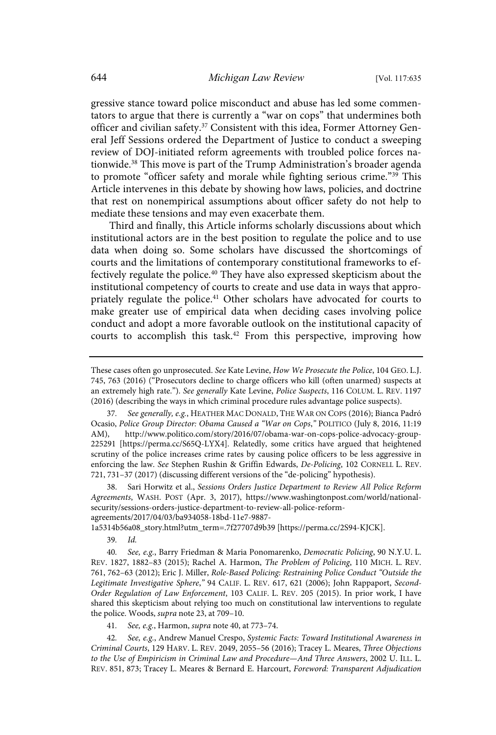gressive stance toward police misconduct and abuse has led some commentators to argue that there is currently a "war on cops" that undermines both officer and civilian safety.[37] Consistent with this idea, Former Attorney General Jeff Sessions ordered the Department of Justice to conduct a sweeping review of DOJ-initiated reform agreements with troubled police forces nationwide.[38] This move is part of the Trump Administration's broader agenda to promote "officer safety and morale while fighting serious crime."[39] This Article intervenes in this debate by showing how laws, policies, and doctrine that rest on nonempirical assumptions about officer safety do not help to mediate these tensions and may even exacerbate them.

Third and finally, this Article informs scholarly discussions about which institutional actors are in the best position to regulate the police and to use data when doing so. Some scholars have discussed the shortcomings of courts and the limitations of contemporary constitutional frameworks to effectively regulate the police.[40] They have also expressed skepticism about the institutional competency of courts to create and use data in ways that appropriately regulate the police.[41] Other scholars have advocated for courts to make greater use of empirical data when deciding cases involving police conduct and adopt a more favorable outlook on the institutional capacity of courts to accomplish this task.[42] From this perspective, improving how

---

These cases often go unprosecuted. *See* Kate Levine, *How We Prosecute the Police*, 104 GEO. L.J. 745, 763 (2016) ("Prosecutors decline to charge officers who kill (often unarmed) suspects at an extremely high rate."). *See generally* Kate Levine, *Police Suspects*, 116 COLUM. L. REV. 1197 (2016) (describing the ways in which criminal procedure rules advantage police suspects).

37. *See generally, e.g.*, HEATHER MAC DONALD, THE WAR ON COPS (2016); Bianca Padró Ocasio, *Police Group Director: Obama Caused a "War on Cops,"* POLITICO (July 8, 2016, 11:19 AM), http://www.politico.com/story/2016/07/obama-war-on-cops-police-advocacy-group-225291 [https://perma.cc/S65Q-LYX4]. Relatedly, some critics have argued that heightened scrutiny of the police increases crime rates by causing police officers to be less aggressive in enforcing the law. *See* Stephen Rushin & Griffin Edwards, *De-Policing*, 102 CORNELL L. REV. 721, 731–37 (2017) (discussing different versions of the "de-policing" hypothesis).

38. Sari Horwitz et al., *Sessions Orders Justice Department to Review All Police Reform Agreements*, WASH. POST (Apr. 3, 2017), https://www.washingtonpost.com/world/national-security/sessions-orders-justice-department-to-review-all-police-reform-agreements/2017/04/03/ba934058-18bd-11e7-9887-1a5314b56a08_story.html?utm_term=.7f27707d9b39 [https://perma.cc/2S94-KJCK].

39. *Id.*

40. *See, e.g.*, Barry Friedman & Maria Ponomarenko, *Democratic Policing*, 90 N.Y.U. L. REV. 1827, 1882–83 (2015); Rachel A. Harmon, *The Problem of Policing*, 110 MICH. L. REV. 761, 762–63 (2012); Eric J. Miller, *Role-Based Policing: Restraining Police Conduct "Outside the Legitimate Investigative Sphere,"* 94 CALIF. L. REV. 617, 621 (2006); John Rappaport, *Second-Order Regulation of Law Enforcement*, 103 CALIF. L. REV. 205 (2015). In prior work, I have shared this skepticism about relying too much on constitutional law interventions to regulate the police. Woods, *supra* note 23, at 709–10.

41. *See, e.g.*, Harmon, *supra* note 40, at 773–74.

42. *See, e.g.*, Andrew Manuel Crespo, *Systemic Facts: Toward Institutional Awareness in Criminal Courts*, 129 HARV. L. REV. 2049, 2055–56 (2016); Tracey L. Meares, *Three Objections to the Use of Empiricism in Criminal Law and Procedure—And Three Answers*, 2002 U. ILL. L. REV. 851, 873; Tracey L. Meares & Bernard E. Harcourt, *Foreword: Transparent Adjudication*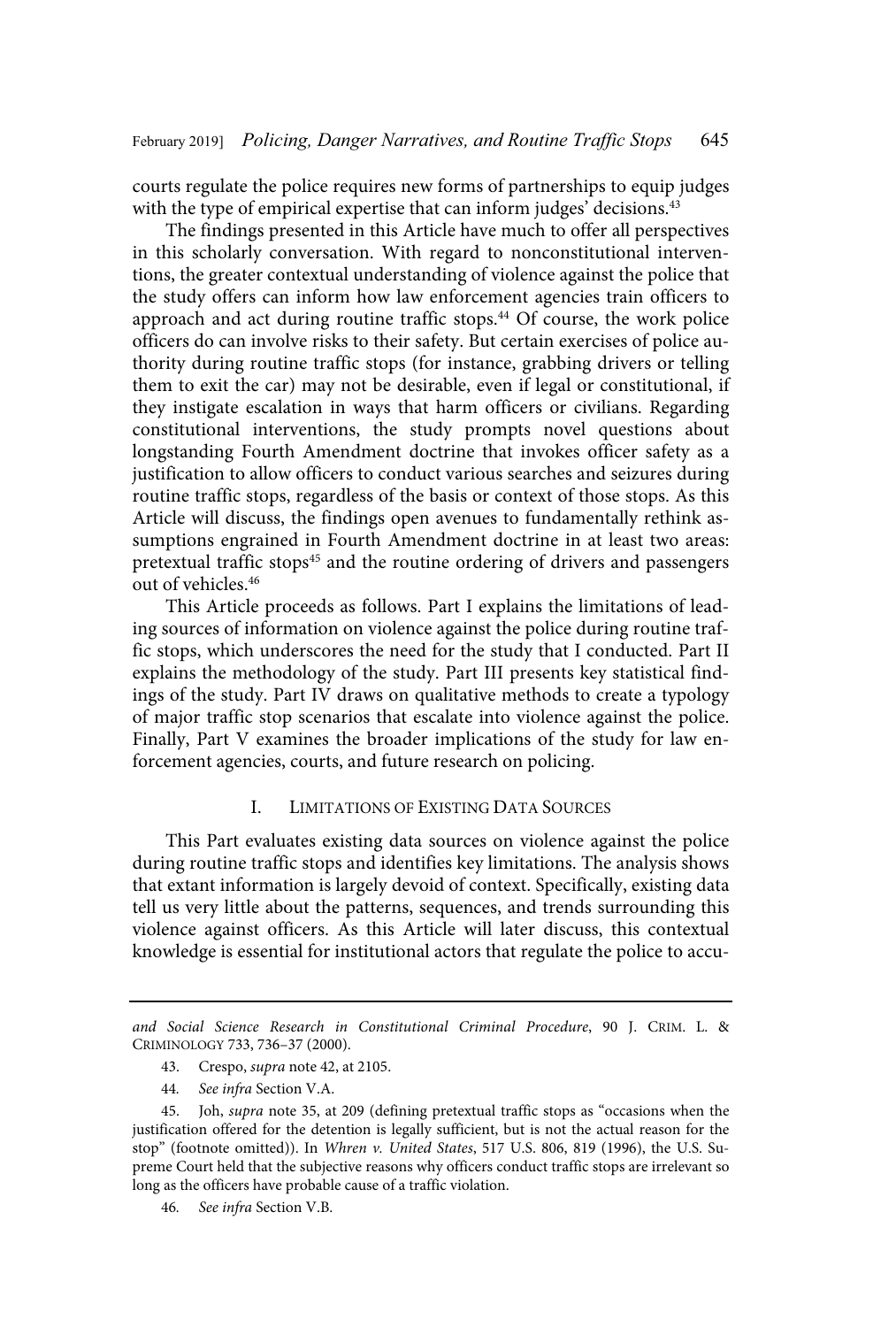courts regulate the police requires new forms of partnerships to equip judges with the type of empirical expertise that can inform judges' decisions.[43]

The findings presented in this Article have much to offer all perspectives in this scholarly conversation. With regard to nonconstitutional interventions, the greater contextual understanding of violence against the police that the study offers can inform how law enforcement agencies train officers to approach and act during routine traffic stops.[44] Of course, the work police officers do can involve risks to their safety. But certain exercises of police authority during routine traffic stops (for instance, grabbing drivers or telling them to exit the car) may not be desirable, even if legal or constitutional, if they instigate escalation in ways that harm officers or civilians. Regarding constitutional interventions, the study prompts novel questions about longstanding Fourth Amendment doctrine that invokes officer safety as a justification to allow officers to conduct various searches and seizures during routine traffic stops, regardless of the basis or context of those stops. As this Article will discuss, the findings open avenues to fundamentally rethink assumptions engrained in Fourth Amendment doctrine in at least two areas: pretextual traffic stops[45] and the routine ordering of drivers and passengers out of vehicles.[46]

This Article proceeds as follows. Part I explains the limitations of leading sources of information on violence against the police during routine traffic stops, which underscores the need for the study that I conducted. Part II explains the methodology of the study. Part III presents key statistical findings of the study. Part IV draws on qualitative methods to create a typology of major traffic stop scenarios that escalate into violence against the police. Finally, Part V examines the broader implications of the study for law enforcement agencies, courts, and future research on policing.

## I. LIMITATIONS OF EXISTING DATA SOURCES

This Part evaluates existing data sources on violence against the police during routine traffic stops and identifies key limitations. The analysis shows that extant information is largely devoid of context. Specifically, existing data tell us very little about the patterns, sequences, and trends surrounding this violence against officers. As this Article will later discuss, this contextual knowledge is essential for institutional actors that regulate the police to accu-

---

*and Social Science Research in Constitutional Criminal Procedure*, 90 J. CRIM. L. & CRIMINOLOGY 733, 736–37 (2000).

43. Crespo, *supra* note 42, at 2105.

44. *See infra* Section V.A.

45. Joh, *supra* note 35, at 209 (defining pretextual traffic stops as "occasions when the justification offered for the detention is legally sufficient, but is not the actual reason for the stop" (footnote omitted)). In *Whren v. United States*, 517 U.S. 806, 819 (1996), the U.S. Supreme Court held that the subjective reasons why officers conduct traffic stops are irrelevant so long as the officers have probable cause of a traffic violation.

46. *See infra* Section V.B.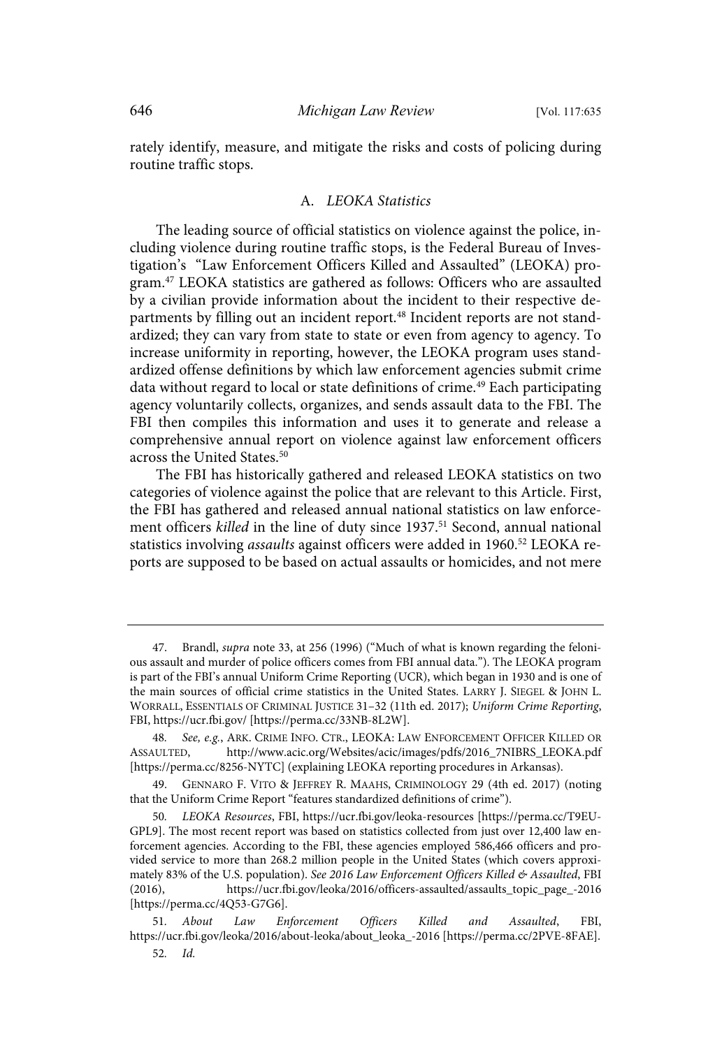rately identify, measure, and mitigate the risks and costs of policing during routine traffic stops.

### A. *LEOKA Statistics*

The leading source of official statistics on violence against the police, including violence during routine traffic stops, is the Federal Bureau of Investigation's "Law Enforcement Officers Killed and Assaulted" (LEOKA) program.[47] LEOKA statistics are gathered as follows: Officers who are assaulted by a civilian provide information about the incident to their respective departments by filling out an incident report.[48] Incident reports are not standardized; they can vary from state to state or even from agency to agency. To increase uniformity in reporting, however, the LEOKA program uses standardized offense definitions by which law enforcement agencies submit crime data without regard to local or state definitions of crime.[49] Each participating agency voluntarily collects, organizes, and sends assault data to the FBI. The FBI then compiles this information and uses it to generate and release a comprehensive annual report on violence against law enforcement officers across the United States.[50]

The FBI has historically gathered and released LEOKA statistics on two categories of violence against the police that are relevant to this Article. First, the FBI has gathered and released annual national statistics on law enforcement officers *killed* in the line of duty since 1937.[51] Second, annual national statistics involving *assaults* against officers were added in 1960.[52] LEOKA reports are supposed to be based on actual assaults or homicides, and not mere

---

47. Brandl, *supra* note 33, at 256 (1996) ("Much of what is known regarding the felonious assault and murder of police officers comes from FBI annual data."). The LEOKA program is part of the FBI's annual Uniform Crime Reporting (UCR), which began in 1930 and is one of the main sources of official crime statistics in the United States. LARRY J. SIEGEL & JOHN L. WORRALL, ESSENTIALS OF CRIMINAL JUSTICE 31–32 (11th ed. 2017); *Uniform Crime Reporting*, FBI, https://ucr.fbi.gov/ [https://perma.cc/33NB-8L2W].

48. *See, e.g.*, ARK. CRIME INFO. CTR., LEOKA: LAW ENFORCEMENT OFFICER KILLED OR ASSAULTED, http://www.acic.org/Websites/acic/images/pdfs/2016_7NIBRS_LEOKA.pdf [https://perma.cc/8256-NYTC] (explaining LEOKA reporting procedures in Arkansas).

49. GENNARO F. VITO & JEFFREY R. MAAHS, CRIMINOLOGY 29 (4th ed. 2017) (noting that the Uniform Crime Report "features standardized definitions of crime").

50. *LEOKA Resources*, FBI, https://ucr.fbi.gov/leoka-resources [https://perma.cc/T9EU-GPL9]. The most recent report was based on statistics collected from just over 12,400 law enforcement agencies. According to the FBI, these agencies employed 586,466 officers and provided service to more than 268.2 million people in the United States (which covers approximately 83% of the U.S. population). *See 2016 Law Enforcement Officers Killed & Assaulted*, FBI (2016), https://ucr.fbi.gov/leoka/2016/officers-assaulted/assaults_topic_page_-2016 [https://perma.cc/4Q53-G7G6].

51. *About Law Enforcement Officers Killed and Assaulted*, FBI, https://ucr.fbi.gov/leoka/2016/about-leoka/about_leoka_-2016 [https://perma.cc/2PVE-8FAE].

52. *Id.*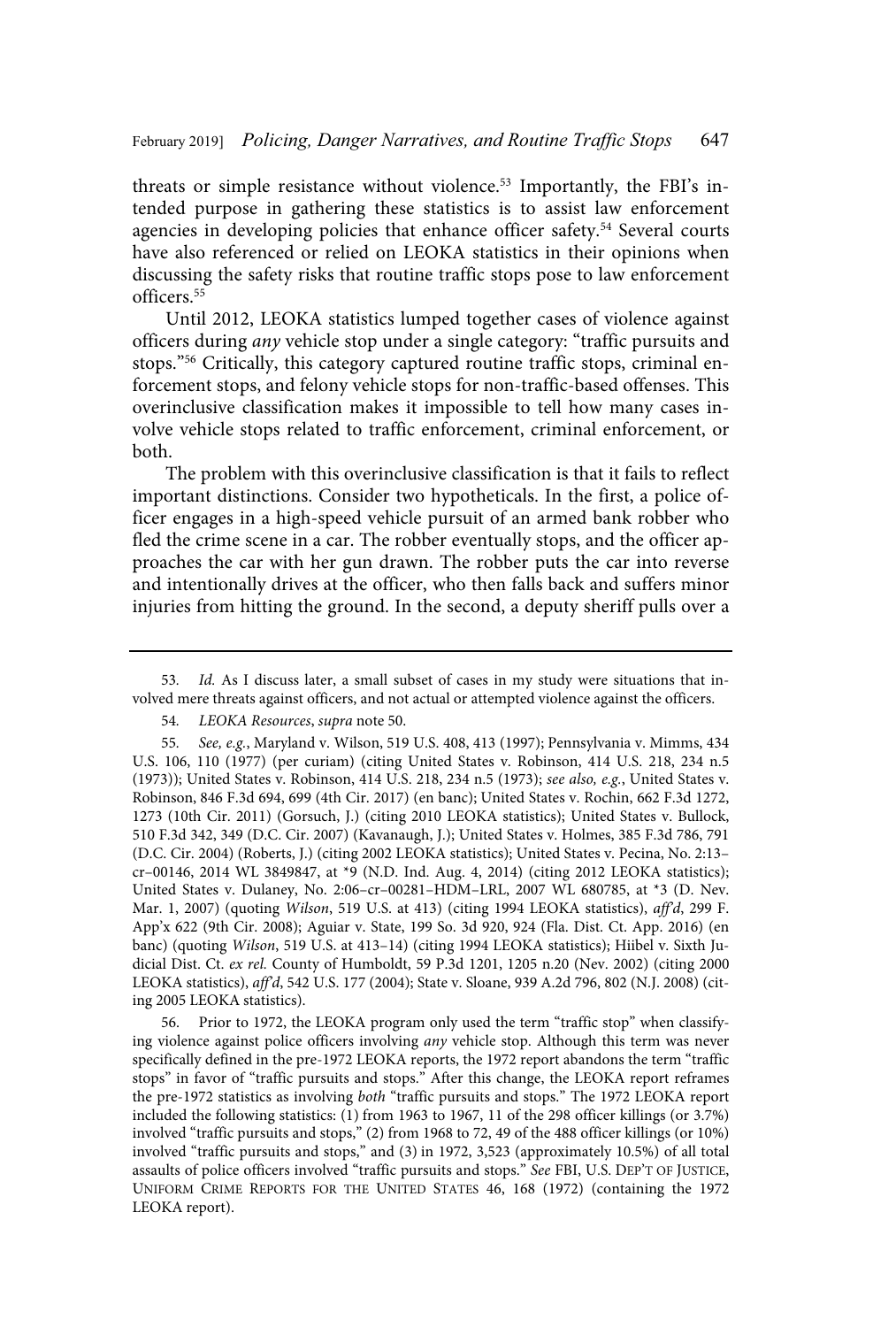threats or simple resistance without violence.[53] Importantly, the FBI's intended purpose in gathering these statistics is to assist law enforcement agencies in developing policies that enhance officer safety.[54] Several courts have also referenced or relied on LEOKA statistics in their opinions when discussing the safety risks that routine traffic stops pose to law enforcement officers.[55]

Until 2012, LEOKA statistics lumped together cases of violence against officers during *any* vehicle stop under a single category: "traffic pursuits and stops."[56] Critically, this category captured routine traffic stops, criminal enforcement stops, and felony vehicle stops for non-traffic-based offenses. This overinclusive classification makes it impossible to tell how many cases involve vehicle stops related to traffic enforcement, criminal enforcement, or both.

The problem with this overinclusive classification is that it fails to reflect important distinctions. Consider two hypotheticals. In the first, a police officer engages in a high-speed vehicle pursuit of an armed bank robber who fled the crime scene in a car. The robber eventually stops, and the officer approaches the car with her gun drawn. The robber puts the car into reverse and intentionally drives at the officer, who then falls back and suffers minor injuries from hitting the ground. In the second, a deputy sheriff pulls over a

---

53. *Id.* As I discuss later, a small subset of cases in my study were situations that involved mere threats against officers, and not actual or attempted violence against the officers.

54. *LEOKA Resources*, *supra* note 50.

55. *See, e.g.*, Maryland v. Wilson, 519 U.S. 408, 413 (1997); Pennsylvania v. Mimms, 434 U.S. 106, 110 (1977) (per curiam) (citing United States v. Robinson, 414 U.S. 218, 234 n.5 (1973)); United States v. Robinson, 414 U.S. 218, 234 n.5 (1973); *see also, e.g.*, United States v. Robinson, 846 F.3d 694, 699 (4th Cir. 2017) (en banc); United States v. Rochin, 662 F.3d 1272, 1273 (10th Cir. 2011) (Gorsuch, J.) (citing 2010 LEOKA statistics); United States v. Bullock, 510 F.3d 342, 349 (D.C. Cir. 2007) (Kavanaugh, J.); United States v. Holmes, 385 F.3d 786, 791 (D.C. Cir. 2004) (Roberts, J.) (citing 2002 LEOKA statistics); United States v. Pecina, No. 2:13–cr–00146, 2014 WL 3849847, at *9 (N.D. Ind. Aug. 4, 2014) (citing 2012 LEOKA statistics); United States v. Dulaney, No. 2:06–cr–00281–HDM–LRL, 2007 WL 680785, at *3 (D. Nev. Mar. 1, 2007) (quoting *Wilson*, 519 U.S. at 413) (citing 1994 LEOKA statistics), *aff'd*, 299 F. App'x 622 (9th Cir. 2008); Aguiar v. State, 199 So. 3d 920, 924 (Fla. Dist. Ct. App. 2016) (en banc) (quoting *Wilson*, 519 U.S. at 413–14) (citing 1994 LEOKA statistics); Hiibel v. Sixth Judicial Dist. Ct. *ex rel.* County of Humboldt, 59 P.3d 1201, 1205 n.20 (Nev. 2002) (citing 2000 LEOKA statistics), *aff'd*, 542 U.S. 177 (2004); State v. Sloane, 939 A.2d 796, 802 (N.J. 2008) (citing 2005 LEOKA statistics).

56. Prior to 1972, the LEOKA program only used the term "traffic stop" when classifying violence against police officers involving *any* vehicle stop. Although this term was never specifically defined in the pre-1972 LEOKA reports, the 1972 report abandons the term "traffic stops" in favor of "traffic pursuits and stops." After this change, the LEOKA report reframes the pre-1972 statistics as involving *both* "traffic pursuits and stops." The 1972 LEOKA report included the following statistics: (1) from 1963 to 1967, 11 of the 298 officer killings (or 3.7%) involved "traffic pursuits and stops," (2) from 1968 to 72, 49 of the 488 officer killings (or 10%) involved "traffic pursuits and stops," and (3) in 1972, 3,523 (approximately 10.5%) of all total assaults of police officers involved "traffic pursuits and stops." *See* FBI, U.S. DEP'T OF JUSTICE, UNIFORM CRIME REPORTS FOR THE UNITED STATES 46, 168 (1972) (containing the 1972 LEOKA report).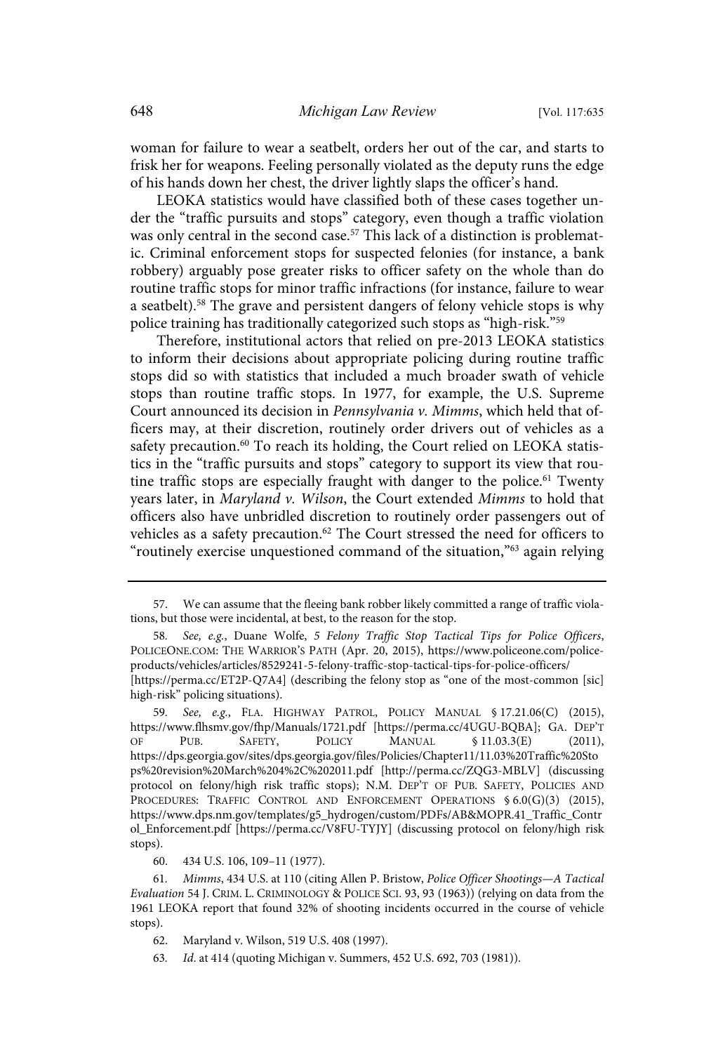woman for failure to wear a seatbelt, orders her out of the car, and starts to frisk her for weapons. Feeling personally violated as the deputy runs the edge of his hands down her chest, the driver lightly slaps the officer's hand.

LEOKA statistics would have classified both of these cases together under the "traffic pursuits and stops" category, even though a traffic violation was only central in the second case.[57] This lack of a distinction is problematic. Criminal enforcement stops for suspected felonies (for instance, a bank robbery) arguably pose greater risks to officer safety on the whole than do routine traffic stops for minor traffic infractions (for instance, failure to wear a seatbelt).[58] The grave and persistent dangers of felony vehicle stops is why police training has traditionally categorized such stops as "high-risk."[59]

Therefore, institutional actors that relied on pre-2013 LEOKA statistics to inform their decisions about appropriate policing during routine traffic stops did so with statistics that included a much broader swath of vehicle stops than routine traffic stops. In 1977, for example, the U.S. Supreme Court announced its decision in *Pennsylvania v. Mimms*, which held that officers may, at their discretion, routinely order drivers out of vehicles as a safety precaution.[60] To reach its holding, the Court relied on LEOKA statistics in the "traffic pursuits and stops" category to support its view that routine traffic stops are especially fraught with danger to the police.[61] Twenty years later, in *Maryland v. Wilson*, the Court extended *Mimms* to hold that officers also have unbridled discretion to routinely order passengers out of vehicles as a safety precaution.[62] The Court stressed the need for officers to "routinely exercise unquestioned command of the situation,"[63] again relying

---

57. We can assume that the fleeing bank robber likely committed a range of traffic violations, but those were incidental, at best, to the reason for the stop.

58. *See, e.g.*, Duane Wolfe, *5 Felony Traffic Stop Tactical Tips for Police Officers*, POLICEONE.COM: THE WARRIOR'S PATH (Apr. 20, 2015), https://www.policeone.com/police-products/vehicles/articles/8529241-5-felony-traffic-stop-tactical-tips-for-police-officers/ [https://perma.cc/ET2P-Q7A4] (describing the felony stop as "one of the most-common [sic] high-risk" policing situations).

59. *See, e.g.*, FLA. HIGHWAY PATROL, POLICY MANUAL § 17.21.06(C) (2015), https://www.flhsmv.gov/fhp/Manuals/1721.pdf [https://perma.cc/4UGU-BQBA]; GA. DEP'T OF PUB. SAFETY, POLICY MANUAL § 11.03.3(E) (2011), https://dps.georgia.gov/sites/dps.georgia.gov/files/Policies/Chapter11/11.03%20Traffic%20Stops%20revision%20March%204%2C%202011.pdf [http://perma.cc/ZQG3-MBLV] (discussing protocol on felony/high risk traffic stops); N.M. DEP'T OF PUB. SAFETY, POLICIES AND PROCEDURES: TRAFFIC CONTROL AND ENFORCEMENT OPERATIONS § 6.0(G)(3) (2015), https://www.dps.nm.gov/templates/g5_hydrogen/custom/PDFs/AB&MOPR.41_Traffic_Control_Enforcement.pdf [https://perma.cc/V8FU-TYJY] (discussing protocol on felony/high risk stops).

60. 434 U.S. 106, 109–11 (1977).

61. *Mimms*, 434 U.S. at 110 (citing Allen P. Bristow, *Police Officer Shootings—A Tactical Evaluation* 54 J. CRIM. L. CRIMINOLOGY & POLICE SCI. 93, 93 (1963)) (relying on data from the 1961 LEOKA report that found 32% of shooting incidents occurred in the course of vehicle stops).

62. Maryland v. Wilson, 519 U.S. 408 (1997).

63. *Id.* at 414 (quoting Michigan v. Summers, 452 U.S. 692, 703 (1981)).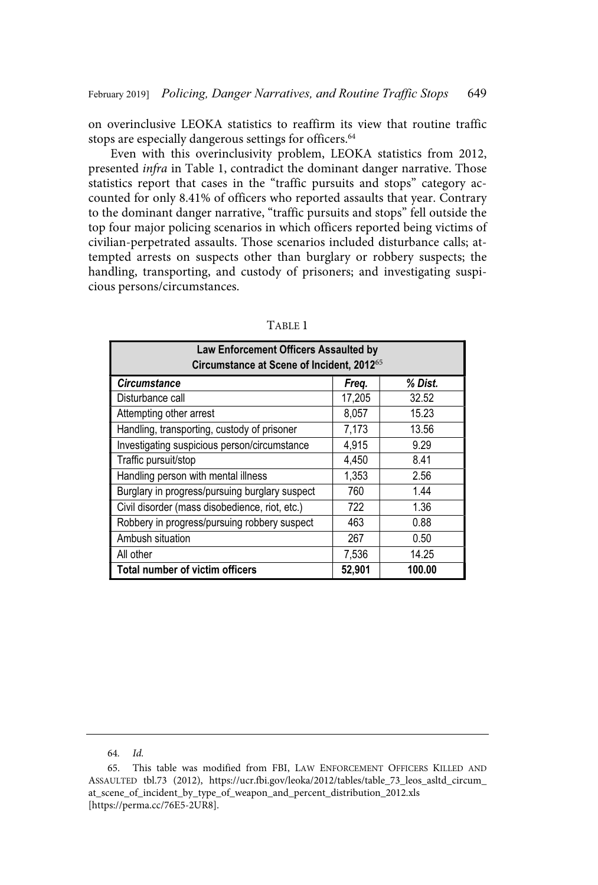on overinclusive LEOKA statistics to reaffirm its view that routine traffic stops are especially dangerous settings for officers.[64]

Even with this overinclusivity problem, LEOKA statistics from 2012, presented *infra* in Table 1, contradict the dominant danger narrative. Those statistics report that cases in the "traffic pursuits and stops" category accounted for only 8.41% of officers who reported assaults that year. Contrary to the dominant danger narrative, "traffic pursuits and stops" fell outside the top four major policing scenarios in which officers reported being victims of civilian-perpetrated assaults. Those scenarios included disturbance calls; attempted arrests on suspects other than burglary or robbery suspects; the handling, transporting, and custody of prisoners; and investigating suspicious persons/circumstances.

TABLE 1

| **Law Enforcement Officers Assaulted by Circumstance at Scene of Incident, 2012**[65] | | |
|---|---|---|
| ***Circumstance*** | ***Freq.*** | ***% Dist.*** |
| Disturbance call | 17,205 | 32.52 |
| Attempting other arrest | 8,057 | 15.23 |
| Handling, transporting, custody of prisoner | 7,173 | 13.56 |
| Investigating suspicious person/circumstance | 4,915 | 9.29 |
| Traffic pursuit/stop | 4,450 | 8.41 |
| Handling person with mental illness | 1,353 | 2.56 |
| Burglary in progress/pursuing burglary suspect | 760 | 1.44 |
| Civil disorder (mass disobedience, riot, etc.) | 722 | 1.36 |
| Robbery in progress/pursuing robbery suspect | 463 | 0.88 |
| Ambush situation | 267 | 0.50 |
| All other | 7,536 | 14.25 |
| **Total number of victim officers** | **52,901** | **100.00** |

---

64. *Id.*

65. This table was modified from FBI, LAW ENFORCEMENT OFFICERS KILLED AND ASSAULTED tbl.73 (2012), https://ucr.fbi.gov/leoka/2012/tables/table_73_leos_asltd_circum_at_scene_of_incident_by_type_of_weapon_and_percent_distribution_2012.xls [https://perma.cc/76E5-2UR8].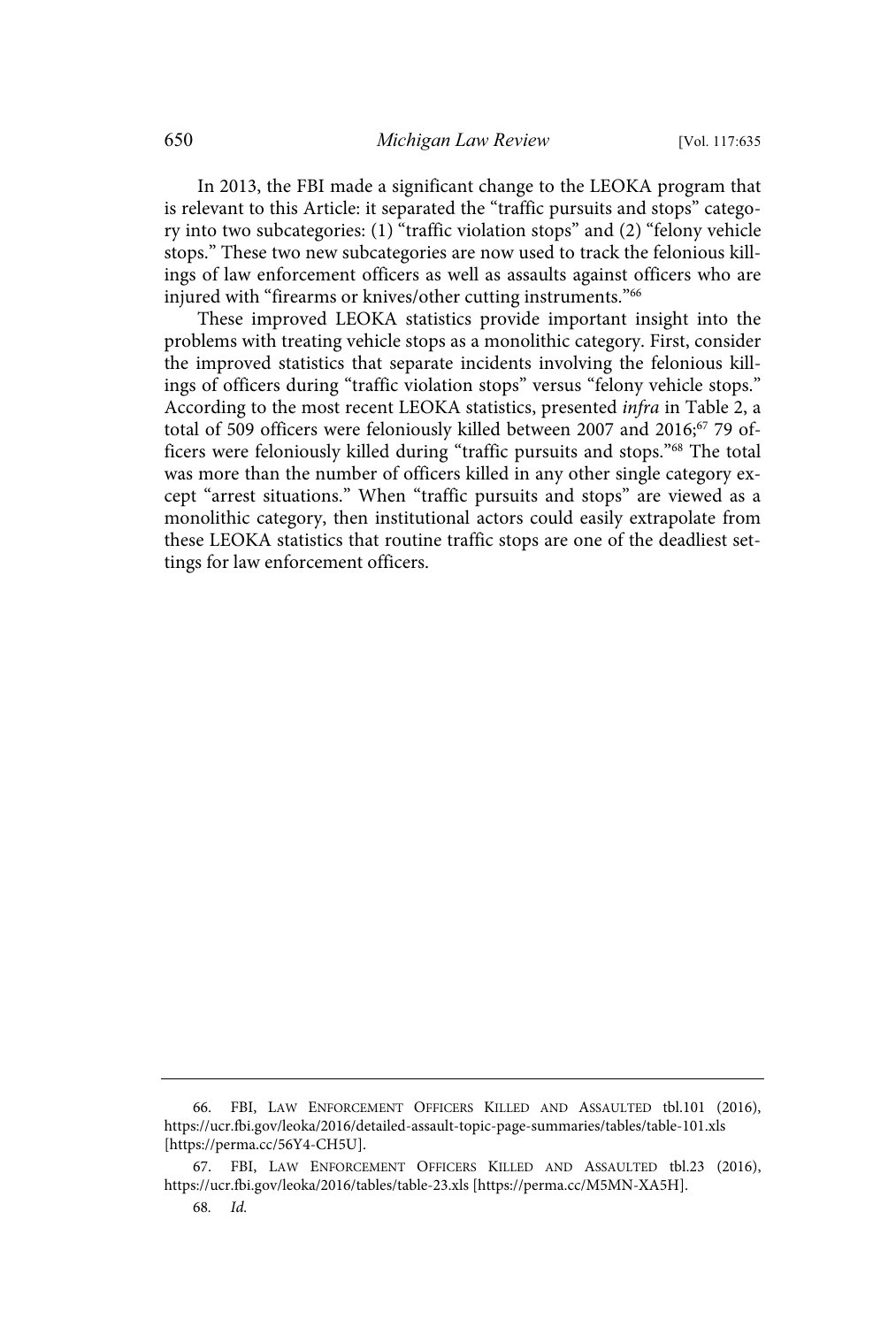In 2013, the FBI made a significant change to the LEOKA program that is relevant to this Article: it separated the "traffic pursuits and stops" category into two subcategories: (1) "traffic violation stops" and (2) "felony vehicle stops." These two new subcategories are now used to track the felonious killings of law enforcement officers as well as assaults against officers who are injured with "firearms or knives/other cutting instruments."[66]

These improved LEOKA statistics provide important insight into the problems with treating vehicle stops as a monolithic category. First, consider the improved statistics that separate incidents involving the felonious killings of officers during "traffic violation stops" versus "felony vehicle stops." According to the most recent LEOKA statistics, presented *infra* in Table 2, a total of 509 officers were feloniously killed between 2007 and 2016;[67] 79 officers were feloniously killed during "traffic pursuits and stops."[68] The total was more than the number of officers killed in any other single category except "arrest situations." When "traffic pursuits and stops" are viewed as a monolithic category, then institutional actors could easily extrapolate from these LEOKA statistics that routine traffic stops are one of the deadliest settings for law enforcement officers.

---

66. FBI, Law Enforcement Officers Killed and Assaulted tbl.101 (2016), https://ucr.fbi.gov/leoka/2016/detailed-assault-topic-page-summaries/tables/table-101.xls [https://perma.cc/56Y4-CH5U].

67. FBI, Law Enforcement Officers Killed and Assaulted tbl.23 (2016), https://ucr.fbi.gov/leoka/2016/tables/table-23.xls [https://perma.cc/M5MN-XA5H].

68. *Id.*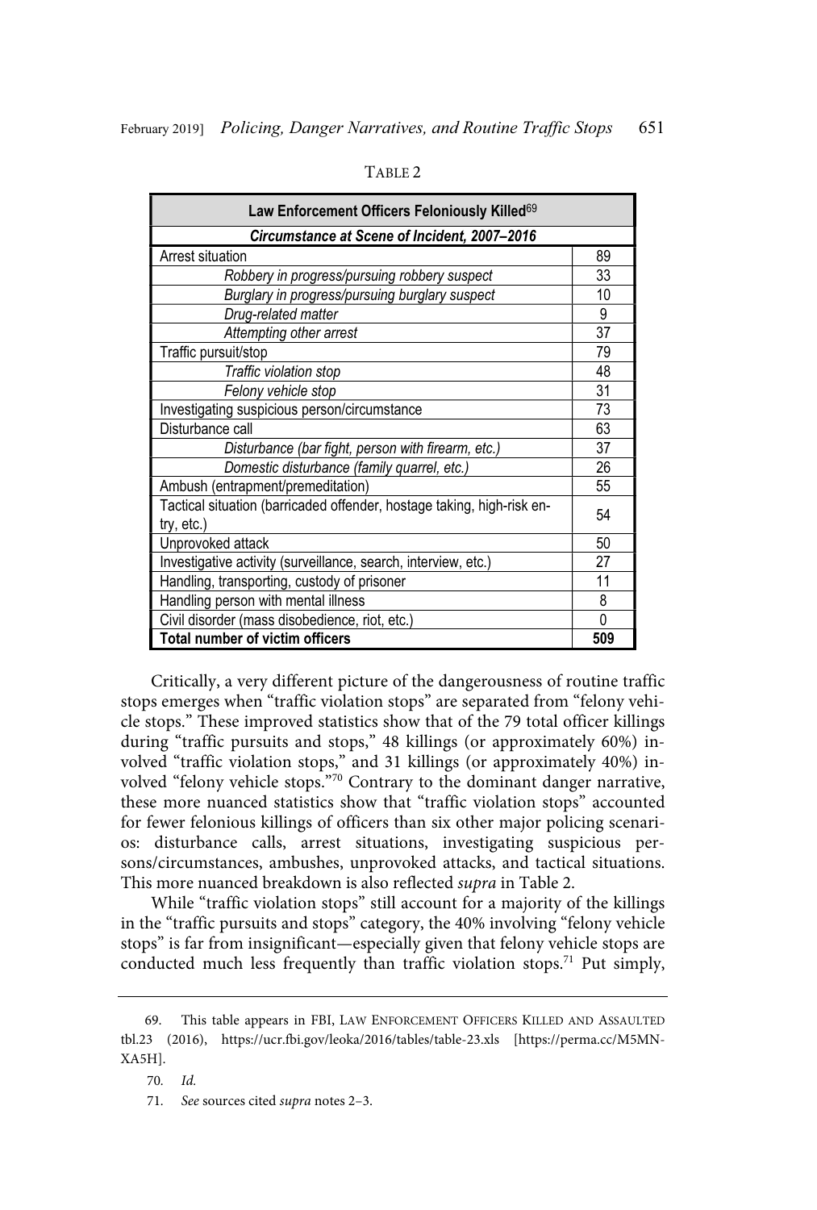TABLE 2

| Law Enforcement Officers Feloniously Killed[69] | |
|---|---|
| ***Circumstance at Scene of Incident, 2007–2016*** | |
| Arrest situation | 89 |
| *Robbery in progress/pursuing robbery suspect* | 33 |
| *Burglary in progress/pursuing burglary suspect* | 10 |
| *Drug-related matter* | 9 |
| *Attempting other arrest* | 37 |
| Traffic pursuit/stop | 79 |
| *Traffic violation stop* | 48 |
| *Felony vehicle stop* | 31 |
| Investigating suspicious person/circumstance | 73 |
| Disturbance call | 63 |
| *Disturbance (bar fight, person with firearm, etc.)* | 37 |
| *Domestic disturbance (family quarrel, etc.)* | 26 |
| Ambush (entrapment/premeditation) | 55 |
| Tactical situation (barricaded offender, hostage taking, high-risk entry, etc.) | 54 |
| Unprovoked attack | 50 |
| Investigative activity (surveillance, search, interview, etc.) | 27 |
| Handling, transporting, custody of prisoner | 11 |
| Handling person with mental illness | 8 |
| Civil disorder (mass disobedience, riot, etc.) | 0 |
| **Total number of victim officers** | **509** |

Critically, a very different picture of the dangerousness of routine traffic stops emerges when "traffic violation stops" are separated from "felony vehicle stops." These improved statistics show that of the 79 total officer killings during "traffic pursuits and stops," 48 killings (or approximately 60%) involved "traffic violation stops," and 31 killings (or approximately 40%) involved "felony vehicle stops."[70] Contrary to the dominant danger narrative, these more nuanced statistics show that "traffic violation stops" accounted for fewer felonious killings of officers than six other major policing scenarios: disturbance calls, arrest situations, investigating suspicious persons/circumstances, ambushes, unprovoked attacks, and tactical situations. This more nuanced breakdown is also reflected *supra* in Table 2.

While "traffic violation stops" still account for a majority of the killings in the "traffic pursuits and stops" category, the 40% involving "felony vehicle stops" is far from insignificant—especially given that felony vehicle stops are conducted much less frequently than traffic violation stops.[71] Put simply,

69. This table appears in FBI, LAW ENFORCEMENT OFFICERS KILLED AND ASSAULTED tbl.23 (2016), https://ucr.fbi.gov/leoka/2016/tables/table-23.xls [https://perma.cc/M5MN-XA5H].

70. *Id.*

71. *See* sources cited *supra* notes 2–3.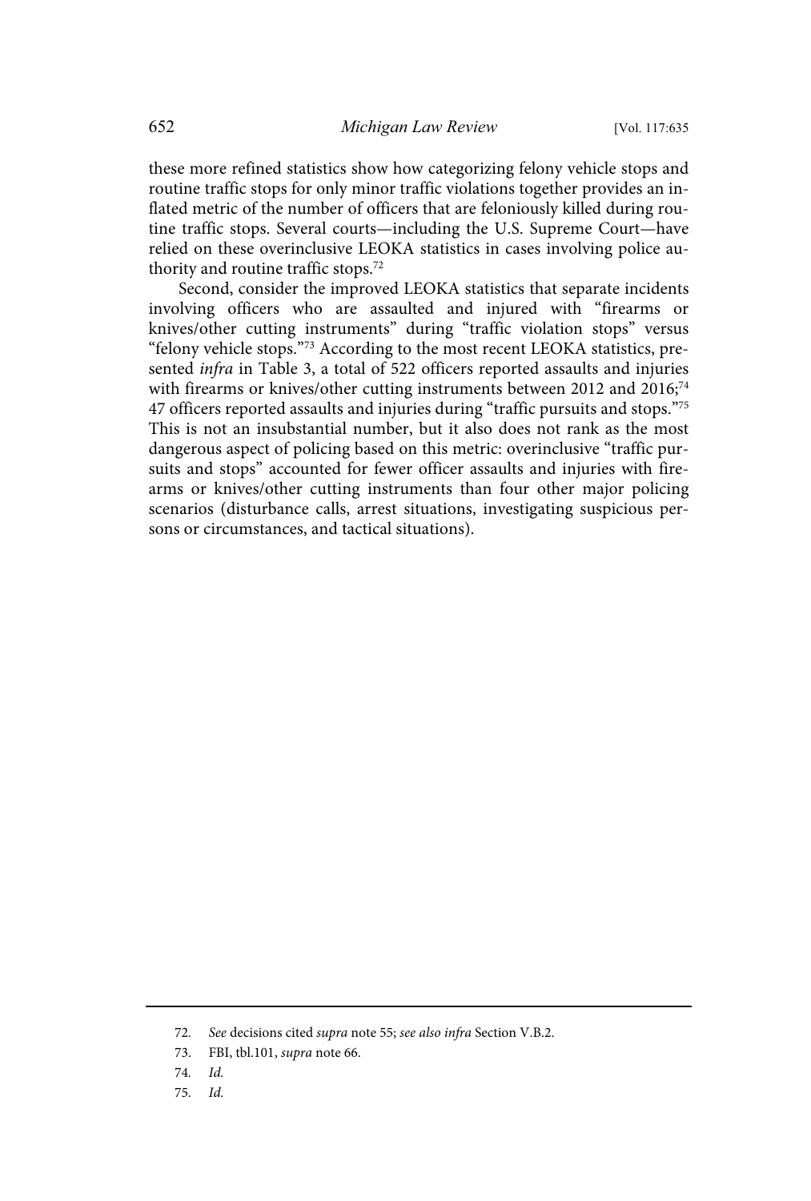these more refined statistics show how categorizing felony vehicle stops and routine traffic stops for only minor traffic violations together provides an inflated metric of the number of officers that are feloniously killed during routine traffic stops. Several courts—including the U.S. Supreme Court—have relied on these overinclusive LEOKA statistics in cases involving police authority and routine traffic stops.[72]

Second, consider the improved LEOKA statistics that separate incidents involving officers who are assaulted and injured with "firearms or knives/other cutting instruments" during "traffic violation stops" versus "felony vehicle stops."[73] According to the most recent LEOKA statistics, presented *infra* in Table 3, a total of 522 officers reported assaults and injuries with firearms or knives/other cutting instruments between 2012 and 2016;[74] 47 officers reported assaults and injuries during "traffic pursuits and stops."[75] This is not an insubstantial number, but it also does not rank as the most dangerous aspect of policing based on this metric: overinclusive "traffic pursuits and stops" accounted for fewer officer assaults and injuries with firearms or knives/other cutting instruments than four other major policing scenarios (disturbance calls, arrest situations, investigating suspicious persons or circumstances, and tactical situations).

72. *See* decisions cited *supra* note 55; *see also infra* Section V.B.2.

73. FBI, tbl.101, *supra* note 66.

74. *Id.*

75. *Id.*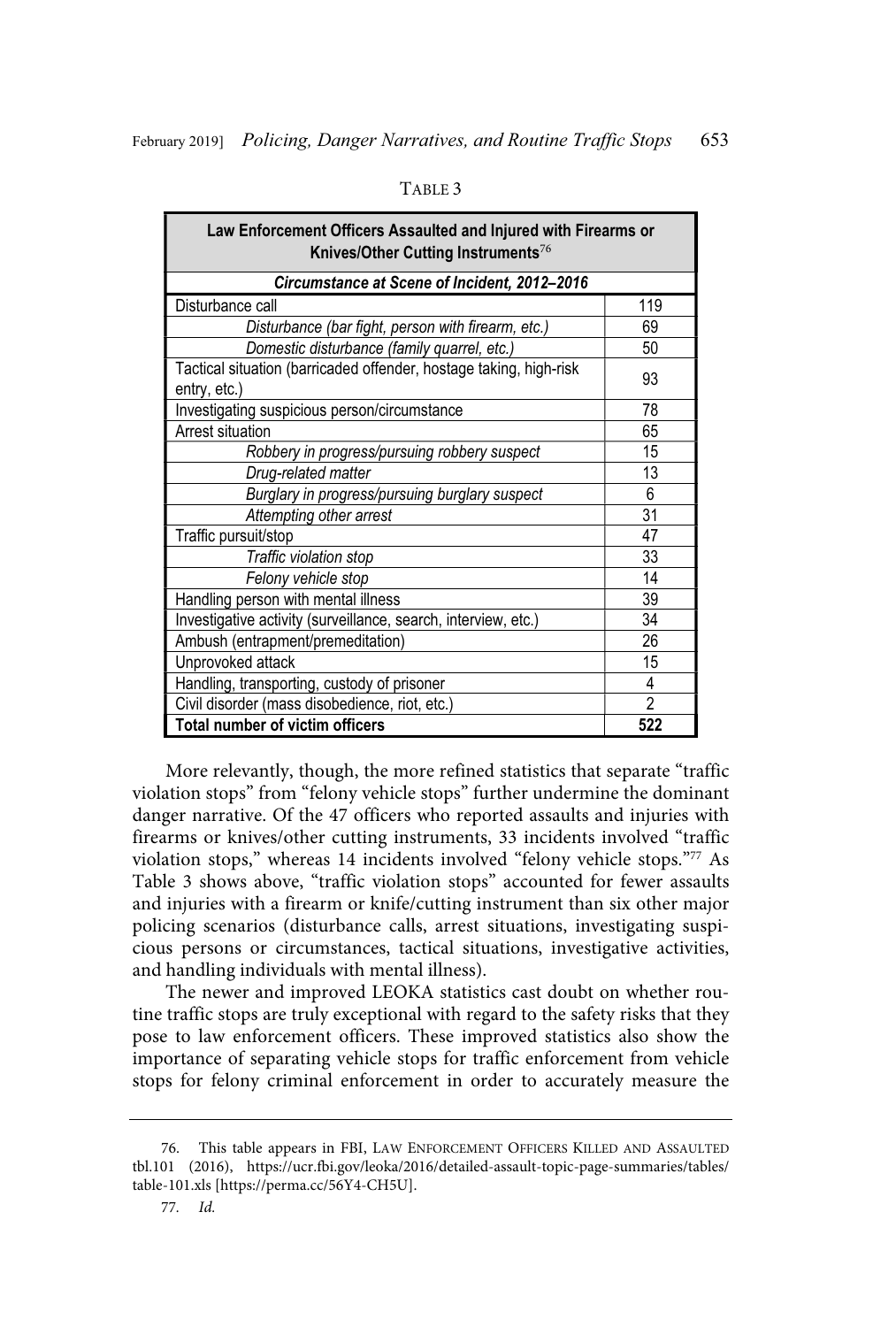TABLE 3

| Law Enforcement Officers Assaulted and Injured with Firearms or Knives/Other Cutting Instruments[76] | |
|---|---|
| ***Circumstance at Scene of Incident, 2012–2016*** | |
| Disturbance call | 119 |
| *Disturbance (bar fight, person with firearm, etc.)* | 69 |
| *Domestic disturbance (family quarrel, etc.)* | 50 |
| Tactical situation (barricaded offender, hostage taking, high-risk entry, etc.) | 93 |
| Investigating suspicious person/circumstance | 78 |
| Arrest situation | 65 |
| *Robbery in progress/pursuing robbery suspect* | 15 |
| *Drug-related matter* | 13 |
| *Burglary in progress/pursuing burglary suspect* | 6 |
| *Attempting other arrest* | 31 |
| Traffic pursuit/stop | 47 |
| *Traffic violation stop* | 33 |
| *Felony vehicle stop* | 14 |
| Handling person with mental illness | 39 |
| Investigative activity (surveillance, search, interview, etc.) | 34 |
| Ambush (entrapment/premeditation) | 26 |
| Unprovoked attack | 15 |
| Handling, transporting, custody of prisoner | 4 |
| Civil disorder (mass disobedience, riot, etc.) | 2 |
| **Total number of victim officers** | **522** |

More relevantly, though, the more refined statistics that separate "traffic violation stops" from "felony vehicle stops" further undermine the dominant danger narrative. Of the 47 officers who reported assaults and injuries with firearms or knives/other cutting instruments, 33 incidents involved "traffic violation stops," whereas 14 incidents involved "felony vehicle stops."[77] As Table 3 shows above, "traffic violation stops" accounted for fewer assaults and injuries with a firearm or knife/cutting instrument than six other major policing scenarios (disturbance calls, arrest situations, investigating suspicious persons or circumstances, tactical situations, investigative activities, and handling individuals with mental illness).

The newer and improved LEOKA statistics cast doubt on whether routine traffic stops are truly exceptional with regard to the safety risks that they pose to law enforcement officers. These improved statistics also show the importance of separating vehicle stops for traffic enforcement from vehicle stops for felony criminal enforcement in order to accurately measure the

---

76. This table appears in FBI, LAW ENFORCEMENT OFFICERS KILLED AND ASSAULTED tbl.101 (2016), https://ucr.fbi.gov/leoka/2016/detailed-assault-topic-page-summaries/tables/table-101.xls [https://perma.cc/56Y4-CH5U].

77. *Id.*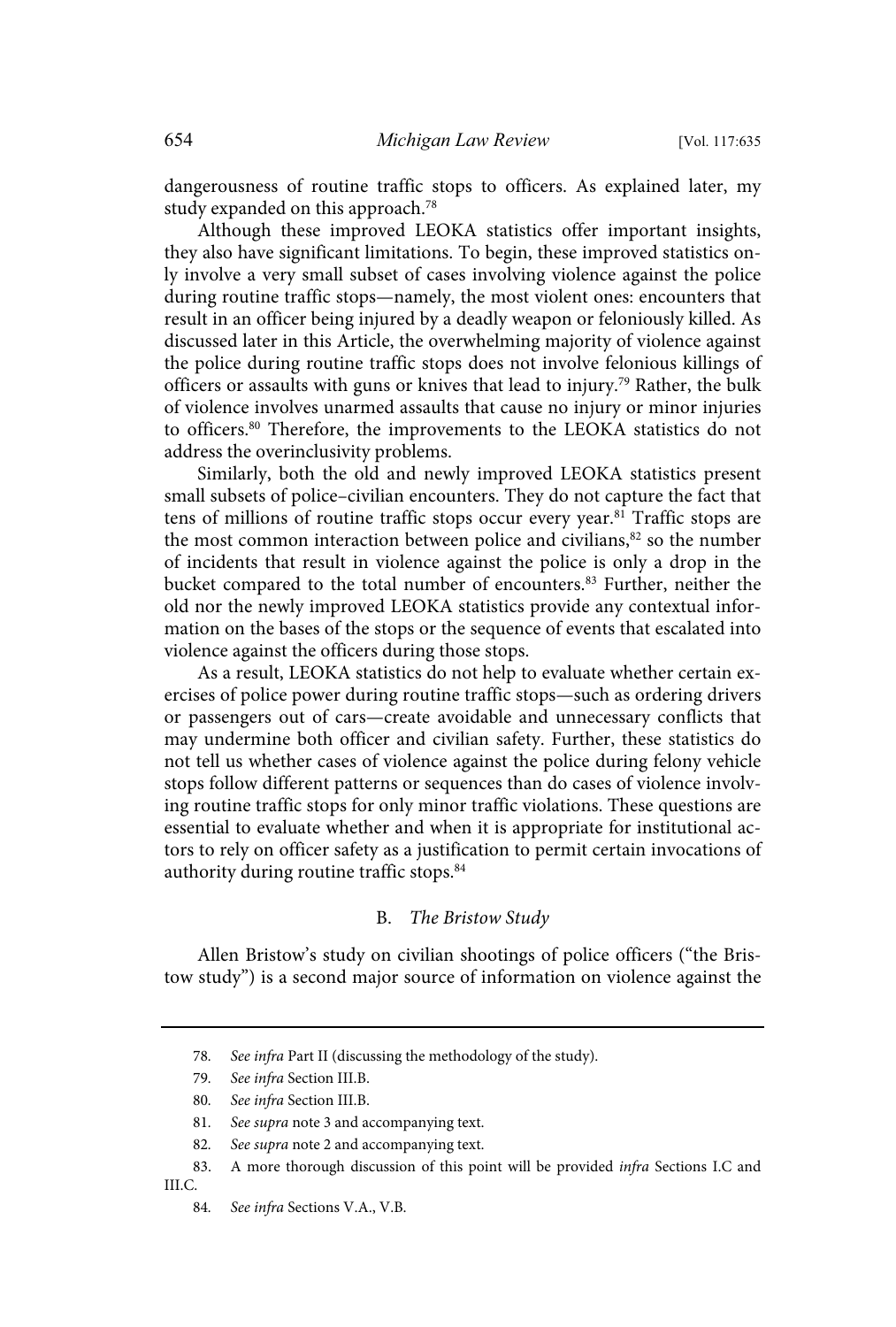dangerousness of routine traffic stops to officers. As explained later, my study expanded on this approach.[78]

Although these improved LEOKA statistics offer important insights, they also have significant limitations. To begin, these improved statistics only involve a very small subset of cases involving violence against the police during routine traffic stops—namely, the most violent ones: encounters that result in an officer being injured by a deadly weapon or feloniously killed. As discussed later in this Article, the overwhelming majority of violence against the police during routine traffic stops does not involve felonious killings of officers or assaults with guns or knives that lead to injury.[79] Rather, the bulk of violence involves unarmed assaults that cause no injury or minor injuries to officers.[80] Therefore, the improvements to the LEOKA statistics do not address the overinclusivity problems.

Similarly, both the old and newly improved LEOKA statistics present small subsets of police–civilian encounters. They do not capture the fact that tens of millions of routine traffic stops occur every year.[81] Traffic stops are the most common interaction between police and civilians,[82] so the number of incidents that result in violence against the police is only a drop in the bucket compared to the total number of encounters.[83] Further, neither the old nor the newly improved LEOKA statistics provide any contextual information on the bases of the stops or the sequence of events that escalated into violence against the officers during those stops.

As a result, LEOKA statistics do not help to evaluate whether certain exercises of police power during routine traffic stops—such as ordering drivers or passengers out of cars—create avoidable and unnecessary conflicts that may undermine both officer and civilian safety. Further, these statistics do not tell us whether cases of violence against the police during felony vehicle stops follow different patterns or sequences than do cases of violence involving routine traffic stops for only minor traffic violations. These questions are essential to evaluate whether and when it is appropriate for institutional actors to rely on officer safety as a justification to permit certain invocations of authority during routine traffic stops.[84]

### B. *The Bristow Study*

Allen Bristow's study on civilian shootings of police officers ("the Bristow study") is a second major source of information on violence against the

---

78. *See infra* Part II (discussing the methodology of the study).

79. *See infra* Section III.B.

80. *See infra* Section III.B.

81. *See supra* note 3 and accompanying text.

82. *See supra* note 2 and accompanying text.

83. A more thorough discussion of this point will be provided *infra* Sections I.C and III.C.

84. *See infra* Sections V.A., V.B.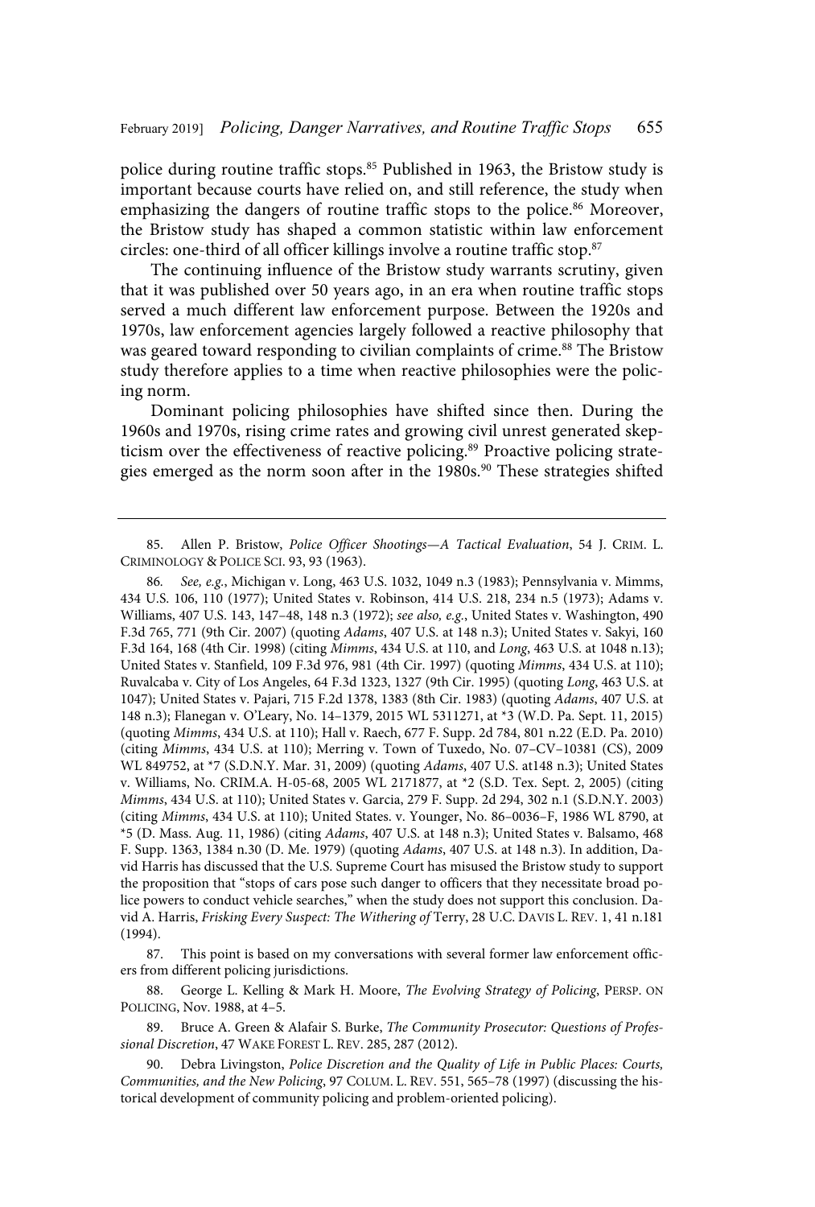police during routine traffic stops.[85] Published in 1963, the Bristow study is important because courts have relied on, and still reference, the study when emphasizing the dangers of routine traffic stops to the police.[86] Moreover, the Bristow study has shaped a common statistic within law enforcement circles: one-third of all officer killings involve a routine traffic stop.[87]

The continuing influence of the Bristow study warrants scrutiny, given that it was published over 50 years ago, in an era when routine traffic stops served a much different law enforcement purpose. Between the 1920s and 1970s, law enforcement agencies largely followed a reactive philosophy that was geared toward responding to civilian complaints of crime.[88] The Bristow study therefore applies to a time when reactive philosophies were the policing norm.

Dominant policing philosophies have shifted since then. During the 1960s and 1970s, rising crime rates and growing civil unrest generated skepticism over the effectiveness of reactive policing.[89] Proactive policing strategies emerged as the norm soon after in the 1980s.[90] These strategies shifted

---

85. Allen P. Bristow, *Police Officer Shootings—A Tactical Evaluation*, 54 J. CRIM. L. CRIMINOLOGY & POLICE SCI. 93, 93 (1963).

86. *See, e.g.*, Michigan v. Long, 463 U.S. 1032, 1049 n.3 (1983); Pennsylvania v. Mimms, 434 U.S. 106, 110 (1977); United States v. Robinson, 414 U.S. 218, 234 n.5 (1973); Adams v. Williams, 407 U.S. 143, 147–48, 148 n.3 (1972); *see also, e.g.*, United States v. Washington, 490 F.3d 765, 771 (9th Cir. 2007) (quoting *Adams*, 407 U.S. at 148 n.3); United States v. Sakyi, 160 F.3d 164, 168 (4th Cir. 1998) (citing *Mimms*, 434 U.S. at 110, and *Long*, 463 U.S. at 1048 n.13); United States v. Stanfield, 109 F.3d 976, 981 (4th Cir. 1997) (quoting *Mimms*, 434 U.S. at 110); Ruvalcaba v. City of Los Angeles, 64 F.3d 1323, 1327 (9th Cir. 1995) (quoting *Long*, 463 U.S. at 1047); United States v. Pajari, 715 F.2d 1378, 1383 (8th Cir. 1983) (quoting *Adams*, 407 U.S. at 148 n.3); Flanegan v. O'Leary, No. 14–1379, 2015 WL 5311271, at *3 (W.D. Pa. Sept. 11, 2015) (quoting *Mimms*, 434 U.S. at 110); Hall v. Raech, 677 F. Supp. 2d 784, 801 n.22 (E.D. Pa. 2010) (citing *Mimms*, 434 U.S. at 110); Merring v. Town of Tuxedo, No. 07–CV–10381 (CS), 2009 WL 849752, at *7 (S.D.N.Y. Mar. 31, 2009) (quoting *Adams*, 407 U.S. at148 n.3); United States v. Williams, No. CRIM.A. H-05-68, 2005 WL 2171877, at *2 (S.D. Tex. Sept. 2, 2005) (citing *Mimms*, 434 U.S. at 110); United States v. Garcia, 279 F. Supp. 2d 294, 302 n.1 (S.D.N.Y. 2003) (citing *Mimms*, 434 U.S. at 110); United States. v. Younger, No. 86–0036–F, 1986 WL 8790, at *5 (D. Mass. Aug. 11, 1986) (citing *Adams*, 407 U.S. at 148 n.3); United States v. Balsamo, 468 F. Supp. 1363, 1384 n.30 (D. Me. 1979) (quoting *Adams*, 407 U.S. at 148 n.3). In addition, David Harris has discussed that the U.S. Supreme Court has misused the Bristow study to support the proposition that "stops of cars pose such danger to officers that they necessitate broad police powers to conduct vehicle searches," when the study does not support this conclusion. David A. Harris, *Frisking Every Suspect: The Withering of* Terry, 28 U.C. DAVIS L. REV. 1, 41 n.181 (1994).

87. This point is based on my conversations with several former law enforcement officers from different policing jurisdictions.

88. George L. Kelling & Mark H. Moore, *The Evolving Strategy of Policing*, PERSP. ON POLICING, Nov. 1988, at 4–5.

89. Bruce A. Green & Alafair S. Burke, *The Community Prosecutor: Questions of Professional Discretion*, 47 WAKE FOREST L. REV. 285, 287 (2012).

90. Debra Livingston, *Police Discretion and the Quality of Life in Public Places: Courts, Communities, and the New Policing*, 97 COLUM. L. REV. 551, 565–78 (1997) (discussing the historical development of community policing and problem-oriented policing).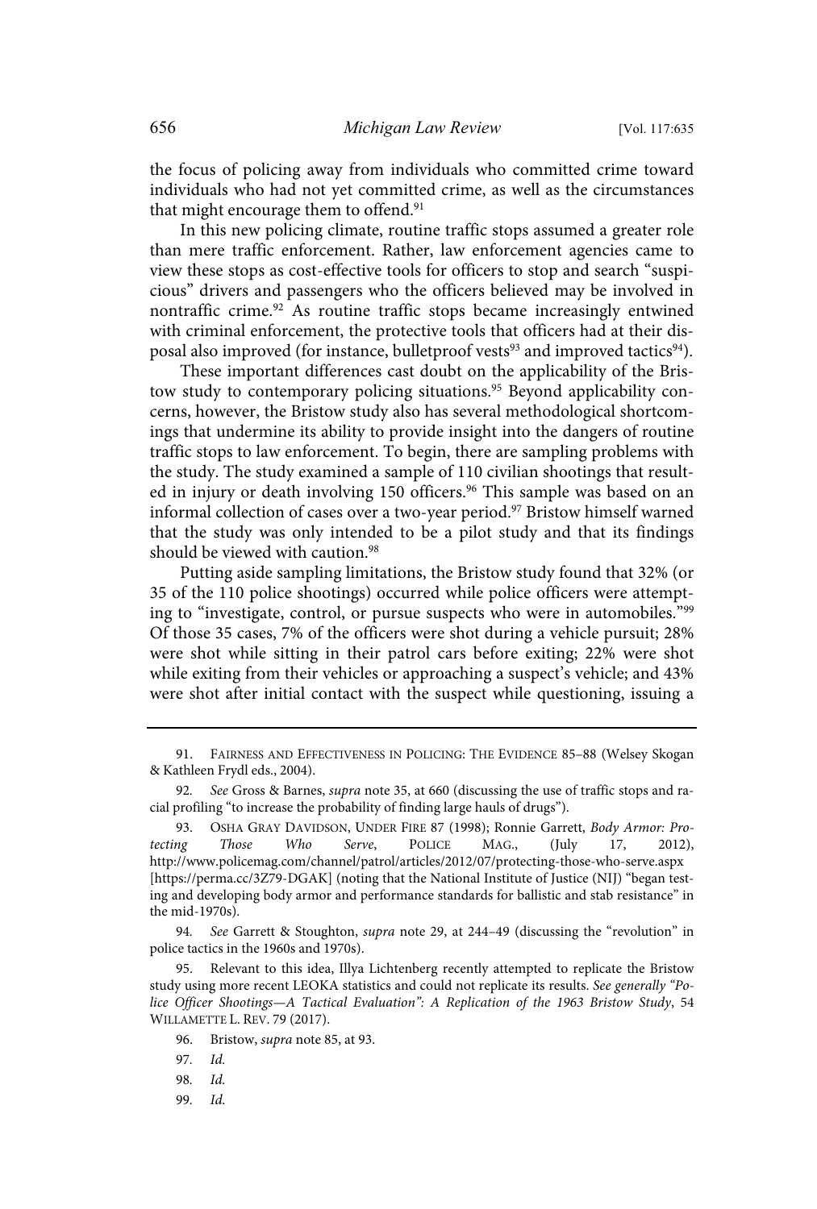the focus of policing away from individuals who committed crime toward individuals who had not yet committed crime, as well as the circumstances that might encourage them to offend.[91]

In this new policing climate, routine traffic stops assumed a greater role than mere traffic enforcement. Rather, law enforcement agencies came to view these stops as cost-effective tools for officers to stop and search "suspicious" drivers and passengers who the officers believed may be involved in nontraffic crime.[92] As routine traffic stops became increasingly entwined with criminal enforcement, the protective tools that officers had at their disposal also improved (for instance, bulletproof vests[93] and improved tactics[94]).

These important differences cast doubt on the applicability of the Bristow study to contemporary policing situations.[95] Beyond applicability concerns, however, the Bristow study also has several methodological shortcomings that undermine its ability to provide insight into the dangers of routine traffic stops to law enforcement. To begin, there are sampling problems with the study. The study examined a sample of 110 civilian shootings that resulted in injury or death involving 150 officers.[96] This sample was based on an informal collection of cases over a two-year period.[97] Bristow himself warned that the study was only intended to be a pilot study and that its findings should be viewed with caution.[98]

Putting aside sampling limitations, the Bristow study found that 32% (or 35 of the 110 police shootings) occurred while police officers were attempting to "investigate, control, or pursue suspects who were in automobiles."[99] Of those 35 cases, 7% of the officers were shot during a vehicle pursuit; 28% were shot while sitting in their patrol cars before exiting; 22% were shot while exiting from their vehicles or approaching a suspect's vehicle; and 43% were shot after initial contact with the suspect while questioning, issuing a

---

91. FAIRNESS AND EFFECTIVENESS IN POLICING: THE EVIDENCE 85–88 (Welsey Skogan & Kathleen Frydl eds., 2004).

92. *See* Gross & Barnes, *supra* note 35, at 660 (discussing the use of traffic stops and racial profiling "to increase the probability of finding large hauls of drugs").

93. OSHA GRAY DAVIDSON, UNDER FIRE 87 (1998); Ronnie Garrett, *Body Armor: Protecting Those Who Serve*, POLICE MAG., (July 17, 2012), http://www.policemag.com/channel/patrol/articles/2012/07/protecting-those-who-serve.aspx [https://perma.cc/3Z79-DGAK] (noting that the National Institute of Justice (NIJ) "began testing and developing body armor and performance standards for ballistic and stab resistance" in the mid-1970s).

94. *See* Garrett & Stoughton, *supra* note 29, at 244–49 (discussing the "revolution" in police tactics in the 1960s and 1970s).

95. Relevant to this idea, Illya Lichtenberg recently attempted to replicate the Bristow study using more recent LEOKA statistics and could not replicate its results. *See generally "Police Officer Shootings—A Tactical Evaluation": A Replication of the 1963 Bristow Study*, 54 WILLAMETTE L. REV. 79 (2017).

96. Bristow, *supra* note 85, at 93.

97. *Id.*

98. *Id.*

99. *Id.*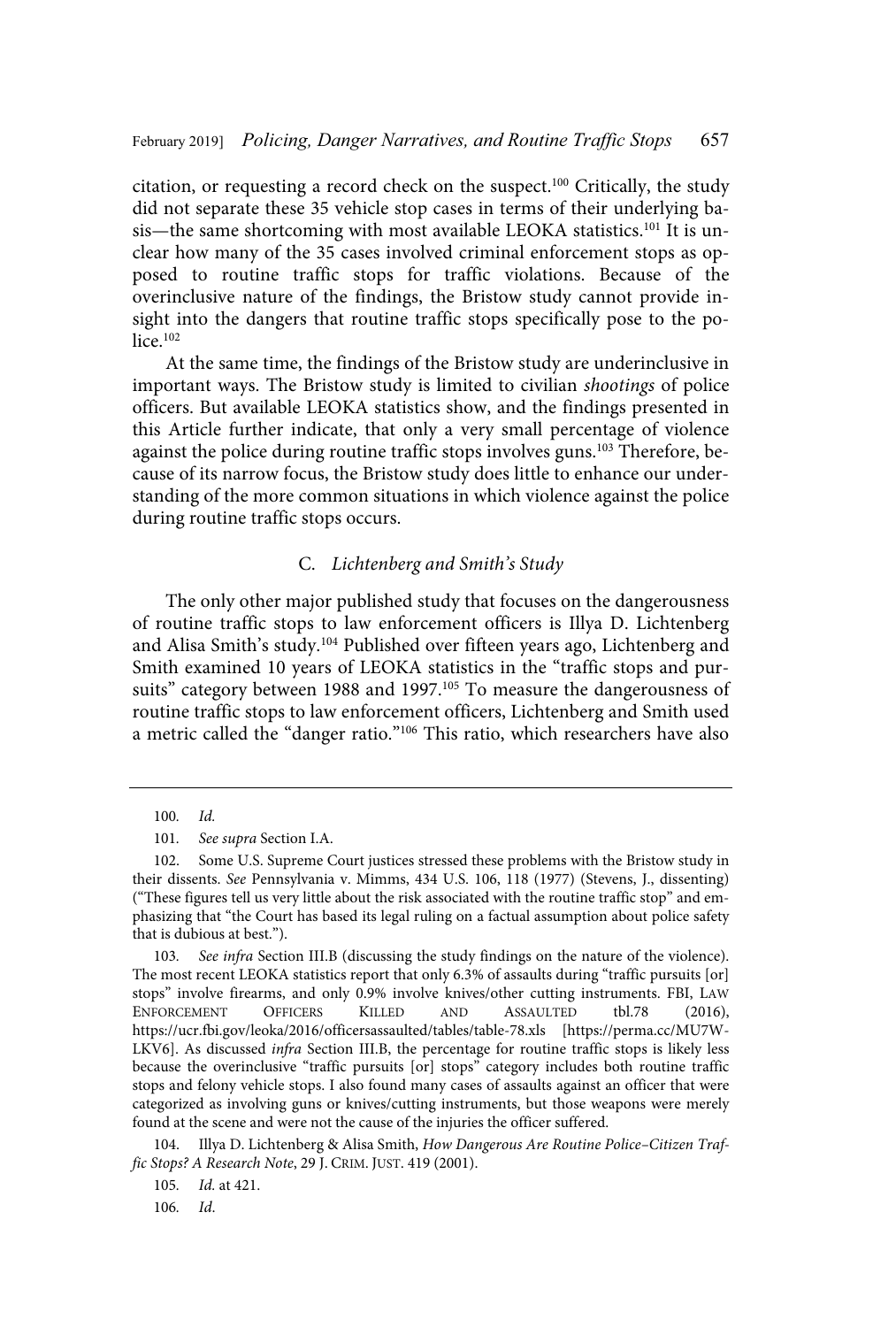citation, or requesting a record check on the suspect.[100] Critically, the study did not separate these 35 vehicle stop cases in terms of their underlying basis—the same shortcoming with most available LEOKA statistics.[101] It is unclear how many of the 35 cases involved criminal enforcement stops as opposed to routine traffic stops for traffic violations. Because of the overinclusive nature of the findings, the Bristow study cannot provide insight into the dangers that routine traffic stops specifically pose to the police.[102]

At the same time, the findings of the Bristow study are underinclusive in important ways. The Bristow study is limited to civilian *shootings* of police officers. But available LEOKA statistics show, and the findings presented in this Article further indicate, that only a very small percentage of violence against the police during routine traffic stops involves guns.[103] Therefore, because of its narrow focus, the Bristow study does little to enhance our understanding of the more common situations in which violence against the police during routine traffic stops occurs.

### C. *Lichtenberg and Smith's Study*

The only other major published study that focuses on the dangerousness of routine traffic stops to law enforcement officers is Illya D. Lichtenberg and Alisa Smith's study.[104] Published over fifteen years ago, Lichtenberg and Smith examined 10 years of LEOKA statistics in the "traffic stops and pursuits" category between 1988 and 1997.[105] To measure the dangerousness of routine traffic stops to law enforcement officers, Lichtenberg and Smith used a metric called the "danger ratio."[106] This ratio, which researchers have also

---

100. *Id.*

101. *See supra* Section I.A.

102. Some U.S. Supreme Court justices stressed these problems with the Bristow study in their dissents. *See* Pennsylvania v. Mimms, 434 U.S. 106, 118 (1977) (Stevens, J., dissenting) ("These figures tell us very little about the risk associated with the routine traffic stop" and emphasizing that "the Court has based its legal ruling on a factual assumption about police safety that is dubious at best.").

103. *See infra* Section III.B (discussing the study findings on the nature of the violence). The most recent LEOKA statistics report that only 6.3% of assaults during "traffic pursuits [or] stops" involve firearms, and only 0.9% involve knives/other cutting instruments. FBI, Law Enforcement Officers Killed and Assaulted tbl.78 (2016), https://ucr.fbi.gov/leoka/2016/officersassaulted/tables/table-78.xls [https://perma.cc/MU7W-LKV6]. As discussed *infra* Section III.B, the percentage for routine traffic stops is likely less because the overinclusive "traffic pursuits [or] stops" category includes both routine traffic stops and felony vehicle stops. I also found many cases of assaults against an officer that were categorized as involving guns or knives/cutting instruments, but those weapons were merely found at the scene and were not the cause of the injuries the officer suffered.

104. Illya D. Lichtenberg & Alisa Smith, *How Dangerous Are Routine Police–Citizen Traffic Stops? A Research Note*, 29 J. Crim. Just. 419 (2001).

105. *Id.* at 421.

106. *Id.*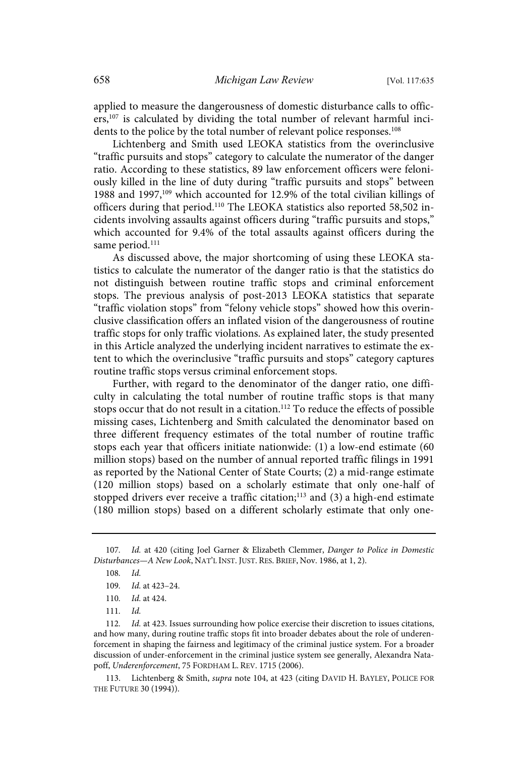applied to measure the dangerousness of domestic disturbance calls to officers,[107] is calculated by dividing the total number of relevant harmful incidents to the police by the total number of relevant police responses.[108]

Lichtenberg and Smith used LEOKA statistics from the overinclusive "traffic pursuits and stops" category to calculate the numerator of the danger ratio. According to these statistics, 89 law enforcement officers were feloniously killed in the line of duty during "traffic pursuits and stops" between 1988 and 1997,[109] which accounted for 12.9% of the total civilian killings of officers during that period.[110] The LEOKA statistics also reported 58,502 incidents involving assaults against officers during "traffic pursuits and stops," which accounted for 9.4% of the total assaults against officers during the same period.[111]

As discussed above, the major shortcoming of using these LEOKA statistics to calculate the numerator of the danger ratio is that the statistics do not distinguish between routine traffic stops and criminal enforcement stops. The previous analysis of post-2013 LEOKA statistics that separate "traffic violation stops" from "felony vehicle stops" showed how this overinclusive classification offers an inflated vision of the dangerousness of routine traffic stops for only traffic violations. As explained later, the study presented in this Article analyzed the underlying incident narratives to estimate the extent to which the overinclusive "traffic pursuits and stops" category captures routine traffic stops versus criminal enforcement stops.

Further, with regard to the denominator of the danger ratio, one difficulty in calculating the total number of routine traffic stops is that many stops occur that do not result in a citation.[112] To reduce the effects of possible missing cases, Lichtenberg and Smith calculated the denominator based on three different frequency estimates of the total number of routine traffic stops each year that officers initiate nationwide: (1) a low-end estimate (60 million stops) based on the number of annual reported traffic filings in 1991 as reported by the National Center of State Courts; (2) a mid-range estimate (120 million stops) based on a scholarly estimate that only one-half of stopped drivers ever receive a traffic citation;[113] and (3) a high-end estimate (180 million stops) based on a different scholarly estimate that only one-

---

107. *Id.* at 420 (citing Joel Garner & Elizabeth Clemmer, *Danger to Police in Domestic Disturbances—A New Look*, NAT'L INST. JUST. RES. BRIEF, Nov. 1986, at 1, 2).

108. *Id.*

109. *Id.* at 423–24.

110. *Id.* at 424.

111. *Id.*

112. *Id.* at 423. Issues surrounding how police exercise their discretion to issues citations, and how many, during routine traffic stops fit into broader debates about the role of underenforcement in shaping the fairness and legitimacy of the criminal justice system. For a broader discussion of under-enforcement in the criminal justice system see generally, Alexandra Natapoff, *Underenforcement*, 75 FORDHAM L. REV. 1715 (2006).

113. Lichtenberg & Smith, *supra* note 104, at 423 (citing DAVID H. BAYLEY, POLICE FOR THE FUTURE 30 (1994)).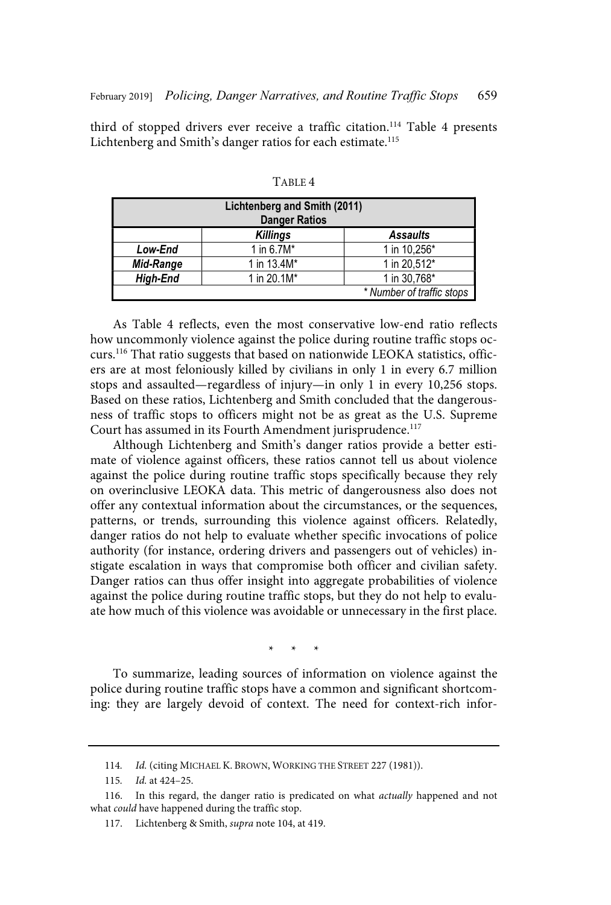third of stopped drivers ever receive a traffic citation.[114] Table 4 presents Lichtenberg and Smith's danger ratios for each estimate.[115]

TABLE 4

| Lichtenberg and Smith (2011) Danger Ratios | | |
|---|---|---|
| | ***Killings*** | ***Assaults*** |
| ***Low-End*** | 1 in 6.7M* | 1 in 10,256* |
| ***Mid-Range*** | 1 in 13.4M* | 1 in 20,512* |
| ***High-End*** | 1 in 20.1M* | 1 in 30,768* |
| | | *\* Number of traffic stops* |

As Table 4 reflects, even the most conservative low-end ratio reflects how uncommonly violence against the police during routine traffic stops occurs.[116] That ratio suggests that based on nationwide LEOKA statistics, officers are at most feloniously killed by civilians in only 1 in every 6.7 million stops and assaulted—regardless of injury—in only 1 in every 10,256 stops. Based on these ratios, Lichtenberg and Smith concluded that the dangerousness of traffic stops to officers might not be as great as the U.S. Supreme Court has assumed in its Fourth Amendment jurisprudence.[117]

Although Lichtenberg and Smith's danger ratios provide a better estimate of violence against officers, these ratios cannot tell us about violence against the police during routine traffic stops specifically because they rely on overinclusive LEOKA data. This metric of dangerousness also does not offer any contextual information about the circumstances, or the sequences, patterns, or trends, surrounding this violence against officers. Relatedly, danger ratios do not help to evaluate whether specific invocations of police authority (for instance, ordering drivers and passengers out of vehicles) instigate escalation in ways that compromise both officer and civilian safety. Danger ratios can thus offer insight into aggregate probabilities of violence against the police during routine traffic stops, but they do not help to evaluate how much of this violence was avoidable or unnecessary in the first place.

\* \* \*

To summarize, leading sources of information on violence against the police during routine traffic stops have a common and significant shortcoming: they are largely devoid of context. The need for context-rich infor-

---

114. *Id.* (citing MICHAEL K. BROWN, WORKING THE STREET 227 (1981)).

115. *Id.* at 424–25.

116. In this regard, the danger ratio is predicated on what *actually* happened and not what *could* have happened during the traffic stop.

117. Lichtenberg & Smith, *supra* note 104, at 419.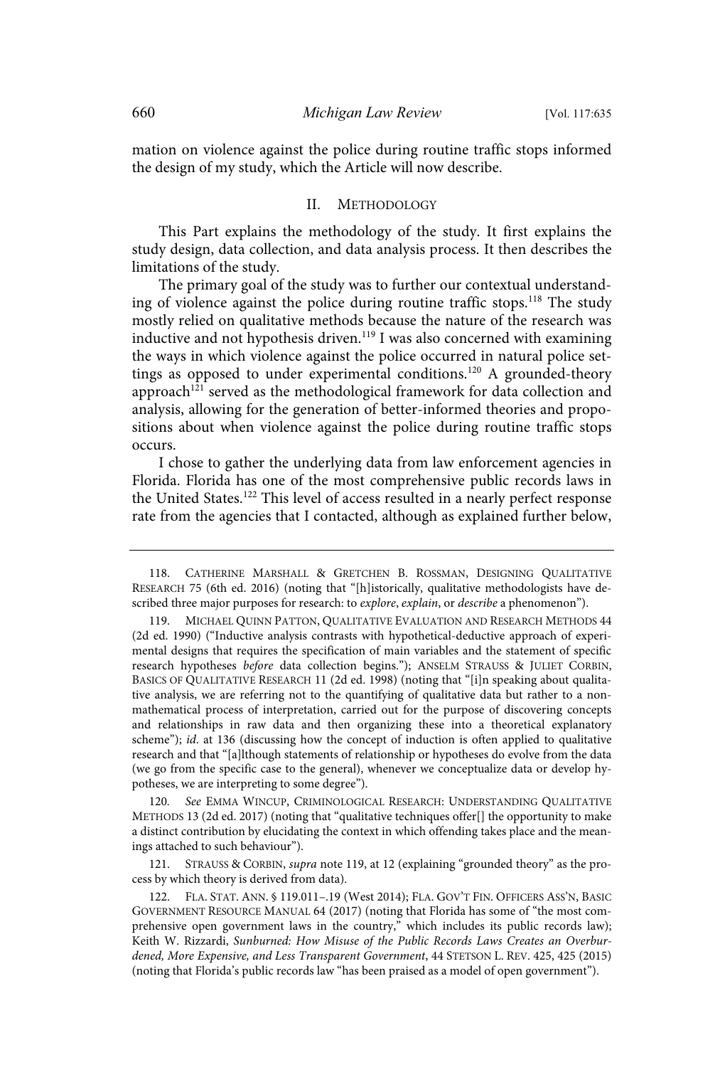mation on violence against the police during routine traffic stops informed the design of my study, which the Article will now describe.

## II. Methodology

This Part explains the methodology of the study. It first explains the study design, data collection, and data analysis process. It then describes the limitations of the study.

The primary goal of the study was to further our contextual understanding of violence against the police during routine traffic stops.[118] The study mostly relied on qualitative methods because the nature of the research was inductive and not hypothesis driven.[119] I was also concerned with examining the ways in which violence against the police occurred in natural police settings as opposed to under experimental conditions.[120] A grounded-theory approach[121] served as the methodological framework for data collection and analysis, allowing for the generation of better-informed theories and propositions about when violence against the police during routine traffic stops occurs.

I chose to gather the underlying data from law enforcement agencies in Florida. Florida has one of the most comprehensive public records laws in the United States.[122] This level of access resulted in a nearly perfect response rate from the agencies that I contacted, although as explained further below,

---

118. Catherine Marshall & Gretchen B. Rossman, Designing Qualitative Research 75 (6th ed. 2016) (noting that "[h]istorically, qualitative methodologists have described three major purposes for research: to *explore*, *explain*, or *describe* a phenomenon").

119. Michael Quinn Patton, Qualitative Evaluation and Research Methods 44 (2d ed. 1990) ("Inductive analysis contrasts with hypothetical-deductive approach of experimental designs that requires the specification of main variables and the statement of specific research hypotheses *before* data collection begins."); Anselm Strauss & Juliet Corbin, Basics of Qualitative Research 11 (2d ed. 1998) (noting that "[i]n speaking about qualitative analysis, we are referring not to the quantifying of qualitative data but rather to a nonmathematical process of interpretation, carried out for the purpose of discovering concepts and relationships in raw data and then organizing these into a theoretical explanatory scheme"); *id.* at 136 (discussing how the concept of induction is often applied to qualitative research and that "[a]lthough statements of relationship or hypotheses do evolve from the data (we go from the specific case to the general), whenever we conceptualize data or develop hypotheses, we are interpreting to some degree").

120. *See* Emma Wincup, Criminological Research: Understanding Qualitative Methods 13 (2d ed. 2017) (noting that "qualitative techniques offer[] the opportunity to make a distinct contribution by elucidating the context in which offending takes place and the meanings attached to such behaviour").

121. Strauss & Corbin, *supra* note 119, at 12 (explaining "grounded theory" as the process by which theory is derived from data).

122. Fla. Stat. Ann. § 119.011–.19 (West 2014); Fla. Gov't Fin. Officers Ass'n, Basic Government Resource Manual 64 (2017) (noting that Florida has some of "the most comprehensive open government laws in the country," which includes its public records law); Keith W. Rizzardi, *Sunburned: How Misuse of the Public Records Laws Creates an Overburdened, More Expensive, and Less Transparent Government*, 44 Stetson L. Rev. 425, 425 (2015) (noting that Florida's public records law "has been praised as a model of open government").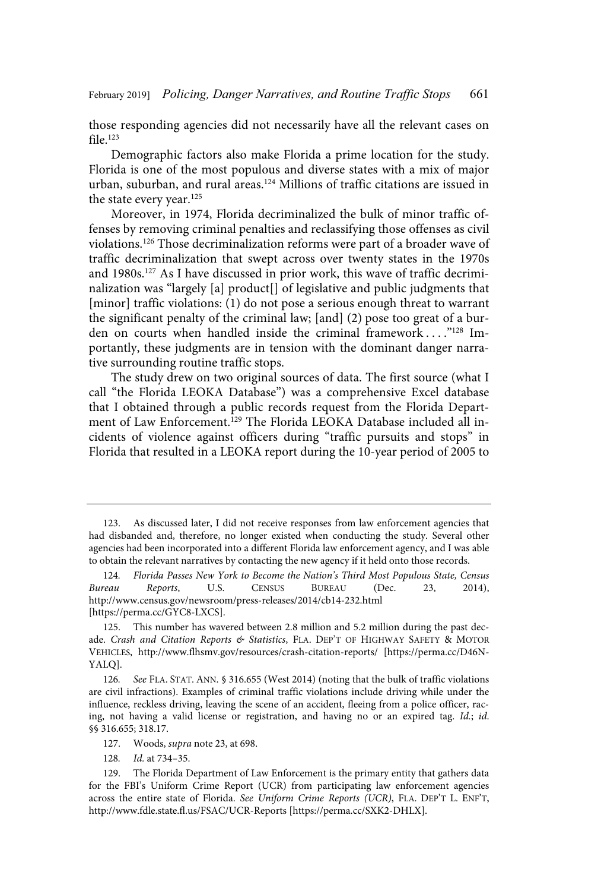those responding agencies did not necessarily have all the relevant cases on file.[123]

Demographic factors also make Florida a prime location for the study. Florida is one of the most populous and diverse states with a mix of major urban, suburban, and rural areas.[124] Millions of traffic citations are issued in the state every year.[125]

Moreover, in 1974, Florida decriminalized the bulk of minor traffic offenses by removing criminal penalties and reclassifying those offenses as civil violations.[126] Those decriminalization reforms were part of a broader wave of traffic decriminalization that swept across over twenty states in the 1970s and 1980s.[127] As I have discussed in prior work, this wave of traffic decriminalization was "largely [a] product[] of legislative and public judgments that [minor] traffic violations: (1) do not pose a serious enough threat to warrant the significant penalty of the criminal law; [and] (2) pose too great of a burden on courts when handled inside the criminal framework . . . ."[128] Importantly, these judgments are in tension with the dominant danger narrative surrounding routine traffic stops.

The study drew on two original sources of data. The first source (what I call "the Florida LEOKA Database") was a comprehensive Excel database that I obtained through a public records request from the Florida Department of Law Enforcement.[129] The Florida LEOKA Database included all incidents of violence against officers during "traffic pursuits and stops" in Florida that resulted in a LEOKA report during the 10-year period of 2005 to

---

123. As discussed later, I did not receive responses from law enforcement agencies that had disbanded and, therefore, no longer existed when conducting the study. Several other agencies had been incorporated into a different Florida law enforcement agency, and I was able to obtain the relevant narratives by contacting the new agency if it held onto those records.

124. *Florida Passes New York to Become the Nation's Third Most Populous State, Census Bureau Reports*, U.S. CENSUS BUREAU (Dec. 23, 2014), http://www.census.gov/newsroom/press-releases/2014/cb14-232.html [https://perma.cc/GYC8-LXCS].

125. This number has wavered between 2.8 million and 5.2 million during the past decade. *Crash and Citation Reports & Statistics*, FLA. DEP'T OF HIGHWAY SAFETY & MOTOR VEHICLES, http://www.flhsmv.gov/resources/crash-citation-reports/ [https://perma.cc/D46N-YALQ].

126. *See* FLA. STAT. ANN. § 316.655 (West 2014) (noting that the bulk of traffic violations are civil infractions). Examples of criminal traffic violations include driving while under the influence, reckless driving, leaving the scene of an accident, fleeing from a police officer, racing, not having a valid license or registration, and having no or an expired tag. *Id.*; *id.* §§ 316.655; 318.17.

127. Woods, *supra* note 23, at 698.

128. *Id.* at 734–35.

129. The Florida Department of Law Enforcement is the primary entity that gathers data for the FBI's Uniform Crime Report (UCR) from participating law enforcement agencies across the entire state of Florida. *See Uniform Crime Reports (UCR)*, FLA. DEP'T L. ENF'T, http://www.fdle.state.fl.us/FSAC/UCR-Reports [https://perma.cc/SXK2-DHLX].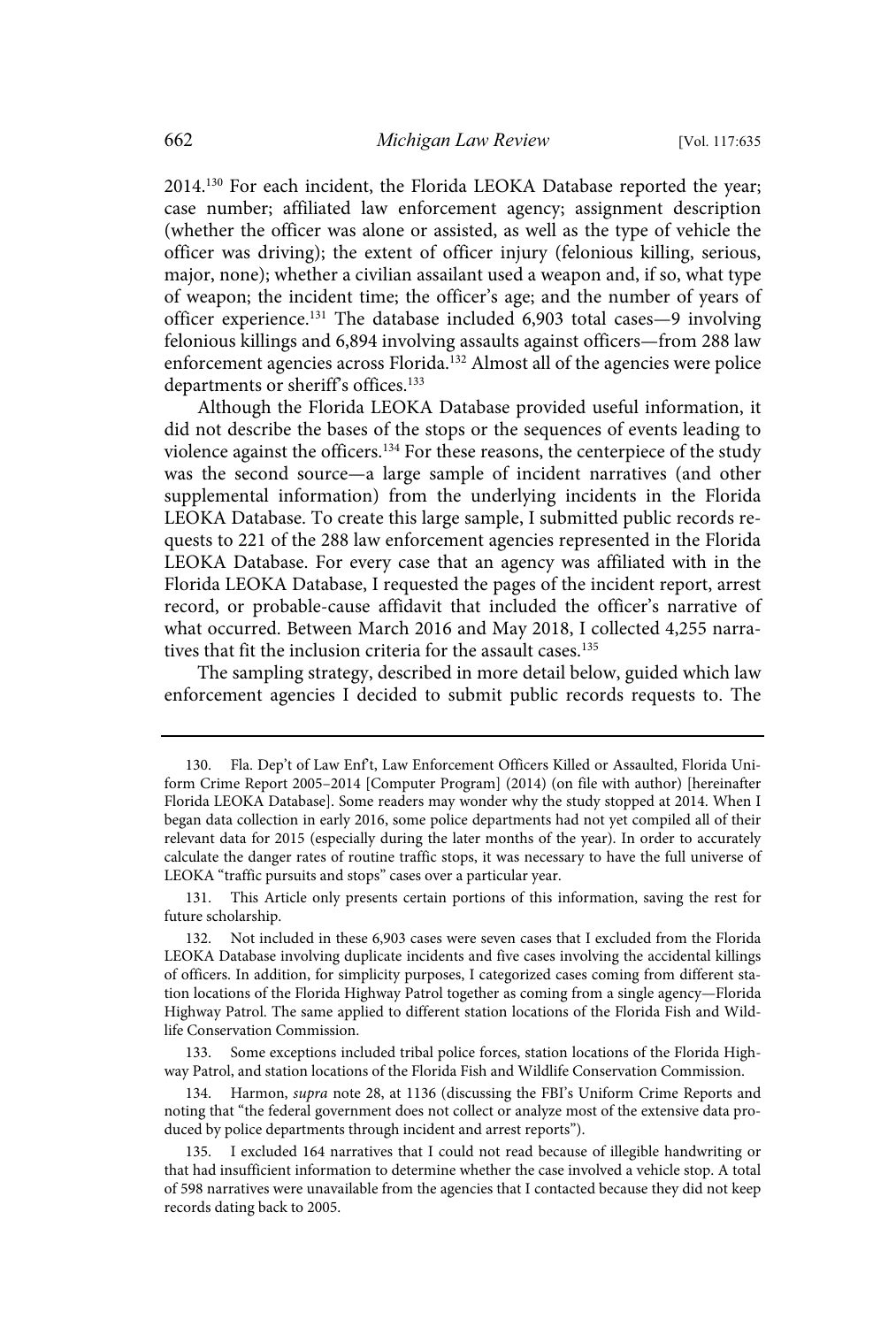2014.[130] For each incident, the Florida LEOKA Database reported the year; case number; affiliated law enforcement agency; assignment description (whether the officer was alone or assisted, as well as the type of vehicle the officer was driving); the extent of officer injury (felonious killing, serious, major, none); whether a civilian assailant used a weapon and, if so, what type of weapon; the incident time; the officer's age; and the number of years of officer experience.[131] The database included 6,903 total cases—9 involving felonious killings and 6,894 involving assaults against officers—from 288 law enforcement agencies across Florida.[132] Almost all of the agencies were police departments or sheriff's offices.[133]

Although the Florida LEOKA Database provided useful information, it did not describe the bases of the stops or the sequences of events leading to violence against the officers.[134] For these reasons, the centerpiece of the study was the second source—a large sample of incident narratives (and other supplemental information) from the underlying incidents in the Florida LEOKA Database. To create this large sample, I submitted public records requests to 221 of the 288 law enforcement agencies represented in the Florida LEOKA Database. For every case that an agency was affiliated with in the Florida LEOKA Database, I requested the pages of the incident report, arrest record, or probable-cause affidavit that included the officer's narrative of what occurred. Between March 2016 and May 2018, I collected 4,255 narratives that fit the inclusion criteria for the assault cases.[135]

The sampling strategy, described in more detail below, guided which law enforcement agencies I decided to submit public records requests to. The

---

130. Fla. Dep't of Law Enf't, Law Enforcement Officers Killed or Assaulted, Florida Uniform Crime Report 2005–2014 [Computer Program] (2014) (on file with author) [hereinafter Florida LEOKA Database]. Some readers may wonder why the study stopped at 2014. When I began data collection in early 2016, some police departments had not yet compiled all of their relevant data for 2015 (especially during the later months of the year). In order to accurately calculate the danger rates of routine traffic stops, it was necessary to have the full universe of LEOKA "traffic pursuits and stops" cases over a particular year.

131. This Article only presents certain portions of this information, saving the rest for future scholarship.

132. Not included in these 6,903 cases were seven cases that I excluded from the Florida LEOKA Database involving duplicate incidents and five cases involving the accidental killings of officers. In addition, for simplicity purposes, I categorized cases coming from different station locations of the Florida Highway Patrol together as coming from a single agency—Florida Highway Patrol. The same applied to different station locations of the Florida Fish and Wildlife Conservation Commission.

133. Some exceptions included tribal police forces, station locations of the Florida Highway Patrol, and station locations of the Florida Fish and Wildlife Conservation Commission.

134. Harmon, *supra* note 28, at 1136 (discussing the FBI's Uniform Crime Reports and noting that "the federal government does not collect or analyze most of the extensive data produced by police departments through incident and arrest reports").

135. I excluded 164 narratives that I could not read because of illegible handwriting or that had insufficient information to determine whether the case involved a vehicle stop. A total of 598 narratives were unavailable from the agencies that I contacted because they did not keep records dating back to 2005.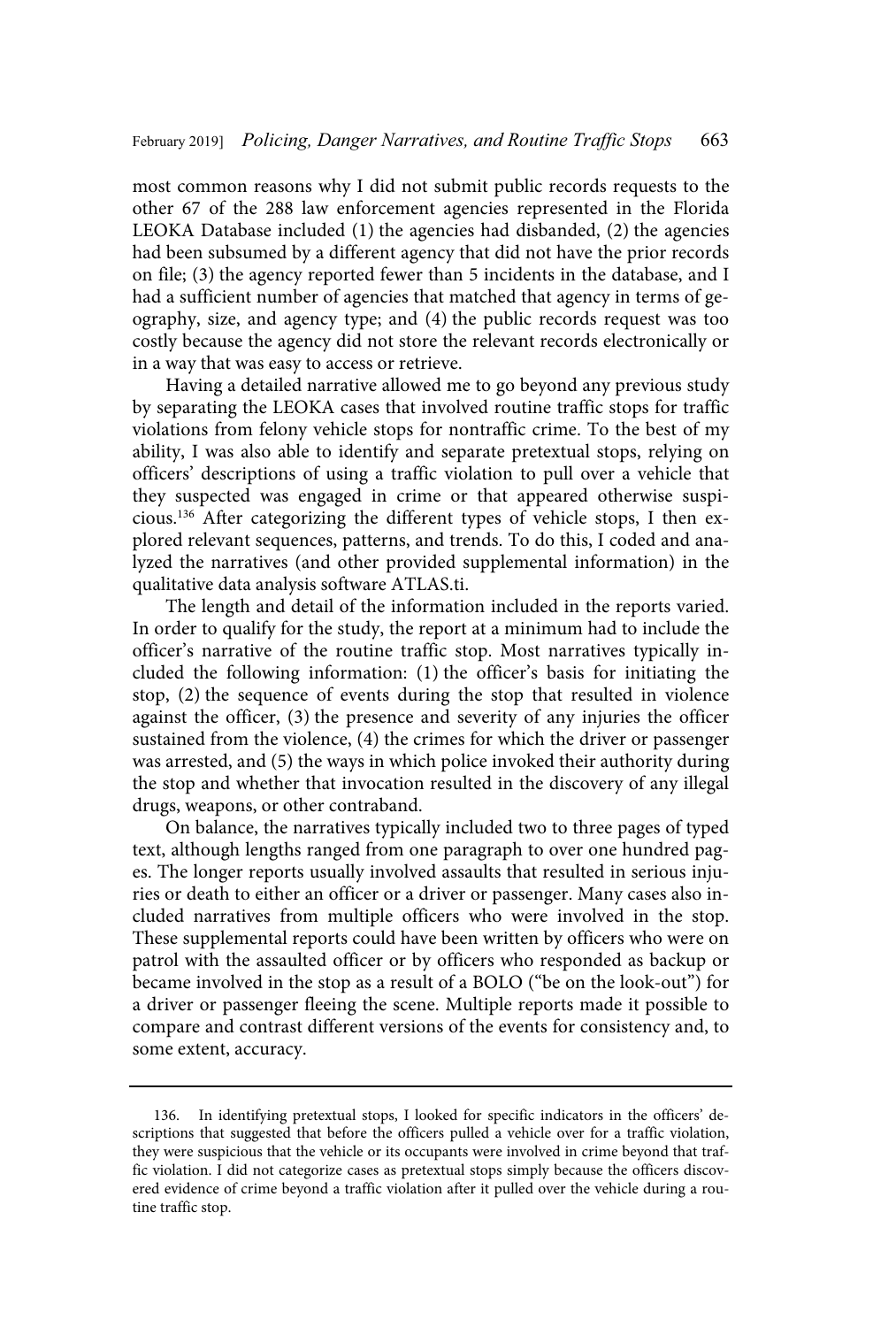most common reasons why I did not submit public records requests to the other 67 of the 288 law enforcement agencies represented in the Florida LEOKA Database included (1) the agencies had disbanded, (2) the agencies had been subsumed by a different agency that did not have the prior records on file; (3) the agency reported fewer than 5 incidents in the database, and I had a sufficient number of agencies that matched that agency in terms of geography, size, and agency type; and (4) the public records request was too costly because the agency did not store the relevant records electronically or in a way that was easy to access or retrieve.

Having a detailed narrative allowed me to go beyond any previous study by separating the LEOKA cases that involved routine traffic stops for traffic violations from felony vehicle stops for nontraffic crime. To the best of my ability, I was also able to identify and separate pretextual stops, relying on officers' descriptions of using a traffic violation to pull over a vehicle that they suspected was engaged in crime or that appeared otherwise suspicious.[136] After categorizing the different types of vehicle stops, I then explored relevant sequences, patterns, and trends. To do this, I coded and analyzed the narratives (and other provided supplemental information) in the qualitative data analysis software ATLAS.ti.

The length and detail of the information included in the reports varied. In order to qualify for the study, the report at a minimum had to include the officer's narrative of the routine traffic stop. Most narratives typically included the following information: (1) the officer's basis for initiating the stop, (2) the sequence of events during the stop that resulted in violence against the officer, (3) the presence and severity of any injuries the officer sustained from the violence, (4) the crimes for which the driver or passenger was arrested, and (5) the ways in which police invoked their authority during the stop and whether that invocation resulted in the discovery of any illegal drugs, weapons, or other contraband.

On balance, the narratives typically included two to three pages of typed text, although lengths ranged from one paragraph to over one hundred pages. The longer reports usually involved assaults that resulted in serious injuries or death to either an officer or a driver or passenger. Many cases also included narratives from multiple officers who were involved in the stop. These supplemental reports could have been written by officers who were on patrol with the assaulted officer or by officers who responded as backup or became involved in the stop as a result of a BOLO ("be on the look-out") for a driver or passenger fleeing the scene. Multiple reports made it possible to compare and contrast different versions of the events for consistency and, to some extent, accuracy.

---

136. In identifying pretextual stops, I looked for specific indicators in the officers' descriptions that suggested that before the officers pulled a vehicle over for a traffic violation, they were suspicious that the vehicle or its occupants were involved in crime beyond that traffic violation. I did not categorize cases as pretextual stops simply because the officers discovered evidence of crime beyond a traffic violation after it pulled over the vehicle during a routine traffic stop.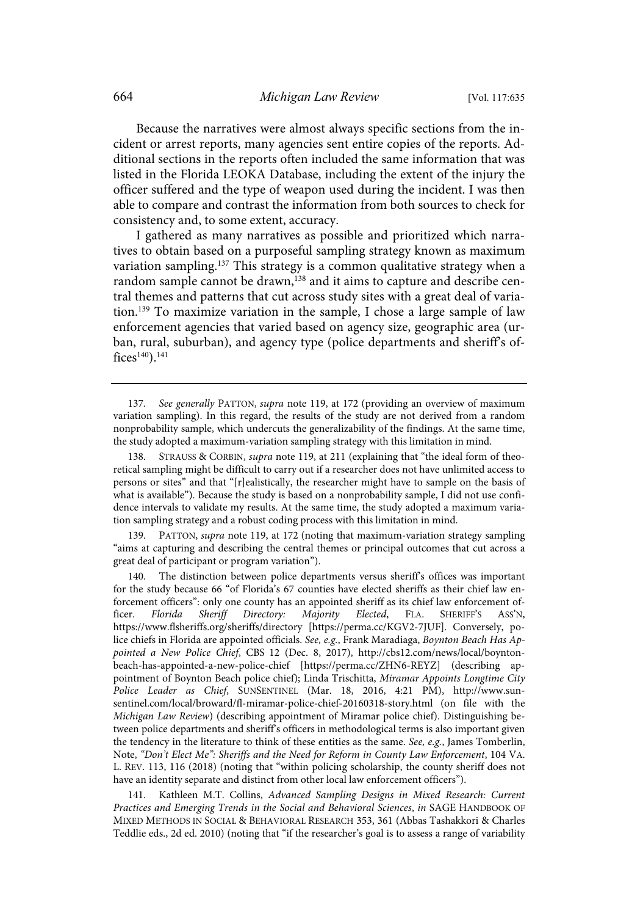Because the narratives were almost always specific sections from the incident or arrest reports, many agencies sent entire copies of the reports. Additional sections in the reports often included the same information that was listed in the Florida LEOKA Database, including the extent of the injury the officer suffered and the type of weapon used during the incident. I was then able to compare and contrast the information from both sources to check for consistency and, to some extent, accuracy.

I gathered as many narratives as possible and prioritized which narratives to obtain based on a purposeful sampling strategy known as maximum variation sampling.[137] This strategy is a common qualitative strategy when a random sample cannot be drawn,[138] and it aims to capture and describe central themes and patterns that cut across study sites with a great deal of variation.[139] To maximize variation in the sample, I chose a large sample of law enforcement agencies that varied based on agency size, geographic area (urban, rural, suburban), and agency type (police departments and sheriff's offices[140]).[141]

---

137. *See generally* PATTON, *supra* note 119, at 172 (providing an overview of maximum variation sampling). In this regard, the results of the study are not derived from a random nonprobability sample, which undercuts the generalizability of the findings. At the same time, the study adopted a maximum-variation sampling strategy with this limitation in mind.

138. STRAUSS & CORBIN, *supra* note 119, at 211 (explaining that "the ideal form of theoretical sampling might be difficult to carry out if a researcher does not have unlimited access to persons or sites" and that "[r]ealistically, the researcher might have to sample on the basis of what is available"). Because the study is based on a nonprobability sample, I did not use confidence intervals to validate my results. At the same time, the study adopted a maximum variation sampling strategy and a robust coding process with this limitation in mind.

139. PATTON, *supra* note 119, at 172 (noting that maximum-variation strategy sampling "aims at capturing and describing the central themes or principal outcomes that cut across a great deal of participant or program variation").

140. The distinction between police departments versus sheriff's offices was important for the study because 66 "of Florida's 67 counties have elected sheriffs as their chief law enforcement officers": only one county has an appointed sheriff as its chief law enforcement officer. *Florida Sheriff Directory: Majority Elected*, FLA. SHERIFF'S ASS'N, https://www.flsheriffs.org/sheriffs/directory [https://perma.cc/KGV2-7JUF]. Conversely, police chiefs in Florida are appointed officials. *See, e.g.*, Frank Maradiaga, *Boynton Beach Has Appointed a New Police Chief*, CBS 12 (Dec. 8, 2017), http://cbs12.com/news/local/boynton-beach-has-appointed-a-new-police-chief [https://perma.cc/ZHN6-REYZ] (describing appointment of Boynton Beach police chief); Linda Trischitta, *Miramar Appoints Longtime City Police Leader as Chief*, SUNSENTINEL (Mar. 18, 2016, 4:21 PM), http://www.sun-sentinel.com/local/broward/fl-miramar-police-chief-20160318-story.html (on file with the *Michigan Law Review*) (describing appointment of Miramar police chief). Distinguishing between police departments and sheriff's officers in methodological terms is also important given the tendency in the literature to think of these entities as the same. *See, e.g.*, James Tomberlin, Note, *"Don't Elect Me": Sheriffs and the Need for Reform in County Law Enforcement*, 104 VA. L. REV. 113, 116 (2018) (noting that "within policing scholarship, the county sheriff does not have an identity separate and distinct from other local law enforcement officers").

141. Kathleen M.T. Collins, *Advanced Sampling Designs in Mixed Research: Current Practices and Emerging Trends in the Social and Behavioral Sciences*, *in* SAGE HANDBOOK OF MIXED METHODS IN SOCIAL & BEHAVIORAL RESEARCH 353, 361 (Abbas Tashakkori & Charles Teddlie eds., 2d ed. 2010) (noting that "if the researcher's goal is to assess a range of variability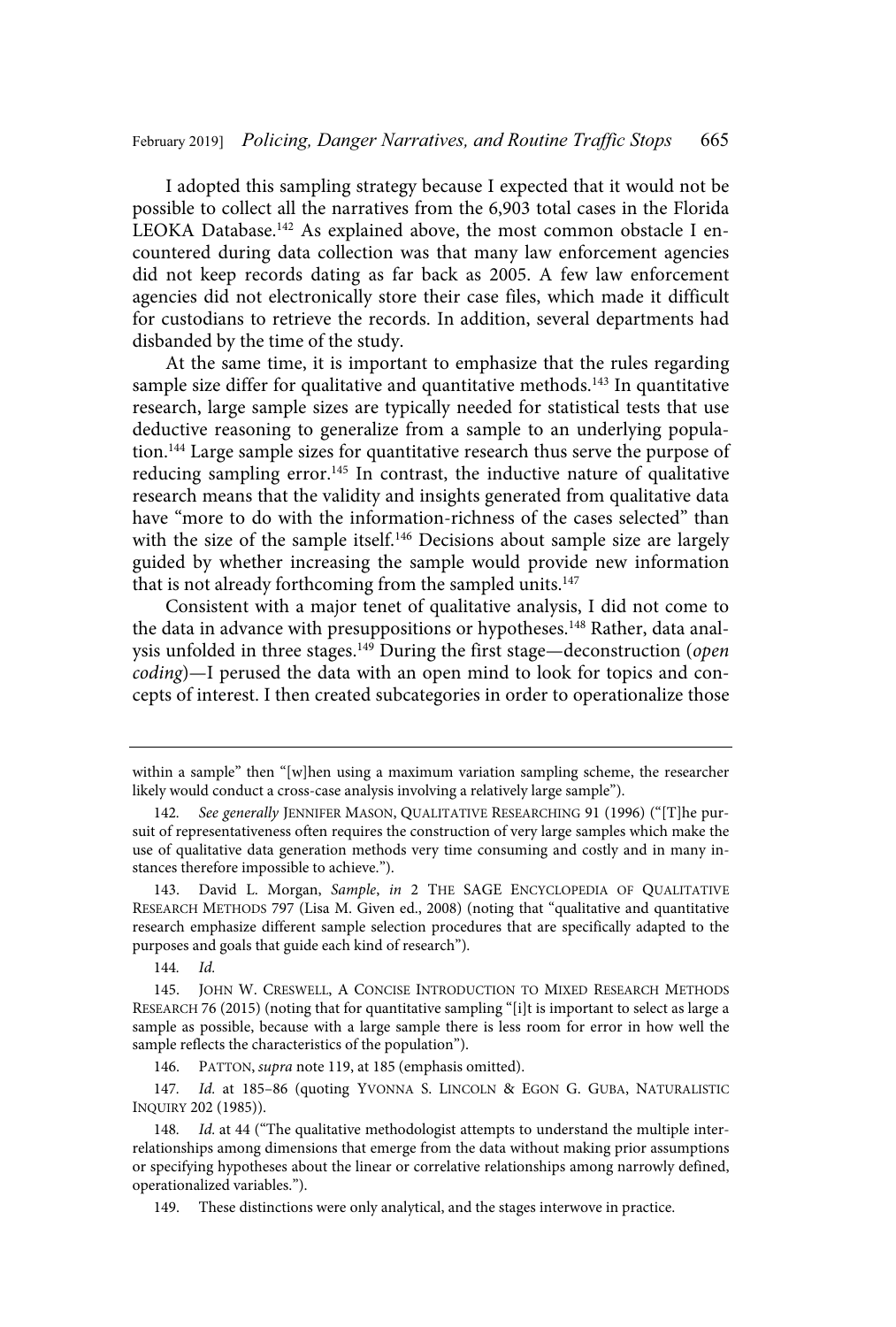I adopted this sampling strategy because I expected that it would not be possible to collect all the narratives from the 6,903 total cases in the Florida LEOKA Database.[142] As explained above, the most common obstacle I encountered during data collection was that many law enforcement agencies did not keep records dating as far back as 2005. A few law enforcement agencies did not electronically store their case files, which made it difficult for custodians to retrieve the records. In addition, several departments had disbanded by the time of the study.

At the same time, it is important to emphasize that the rules regarding sample size differ for qualitative and quantitative methods.[143] In quantitative research, large sample sizes are typically needed for statistical tests that use deductive reasoning to generalize from a sample to an underlying population.[144] Large sample sizes for quantitative research thus serve the purpose of reducing sampling error.[145] In contrast, the inductive nature of qualitative research means that the validity and insights generated from qualitative data have "more to do with the information-richness of the cases selected" than with the size of the sample itself.[146] Decisions about sample size are largely guided by whether increasing the sample would provide new information that is not already forthcoming from the sampled units.[147]

Consistent with a major tenet of qualitative analysis, I did not come to the data in advance with presuppositions or hypotheses.[148] Rather, data analysis unfolded in three stages.[149] During the first stage—deconstruction (*open coding*)—I perused the data with an open mind to look for topics and concepts of interest. I then created subcategories in order to operationalize those

---

within a sample" then "[w]hen using a maximum variation sampling scheme, the researcher likely would conduct a cross-case analysis involving a relatively large sample").

142. *See generally* JENNIFER MASON, QUALITATIVE RESEARCHING 91 (1996) ("[T]he pursuit of representativeness often requires the construction of very large samples which make the use of qualitative data generation methods very time consuming and costly and in many instances therefore impossible to achieve.").

143. David L. Morgan, *Sample*, *in* 2 THE SAGE ENCYCLOPEDIA OF QUALITATIVE RESEARCH METHODS 797 (Lisa M. Given ed., 2008) (noting that "qualitative and quantitative research emphasize different sample selection procedures that are specifically adapted to the purposes and goals that guide each kind of research").

144. *Id.*

145. JOHN W. CRESWELL, A CONCISE INTRODUCTION TO MIXED RESEARCH METHODS RESEARCH 76 (2015) (noting that for quantitative sampling "[i]t is important to select as large a sample as possible, because with a large sample there is less room for error in how well the sample reflects the characteristics of the population").

146. PATTON, *supra* note 119, at 185 (emphasis omitted).

147. *Id.* at 185–86 (quoting YVONNA S. LINCOLN & EGON G. GUBA, NATURALISTIC INQUIRY 202 (1985)).

148. *Id.* at 44 ("The qualitative methodologist attempts to understand the multiple interrelationships among dimensions that emerge from the data without making prior assumptions or specifying hypotheses about the linear or correlative relationships among narrowly defined, operationalized variables.").

149. These distinctions were only analytical, and the stages interwove in practice.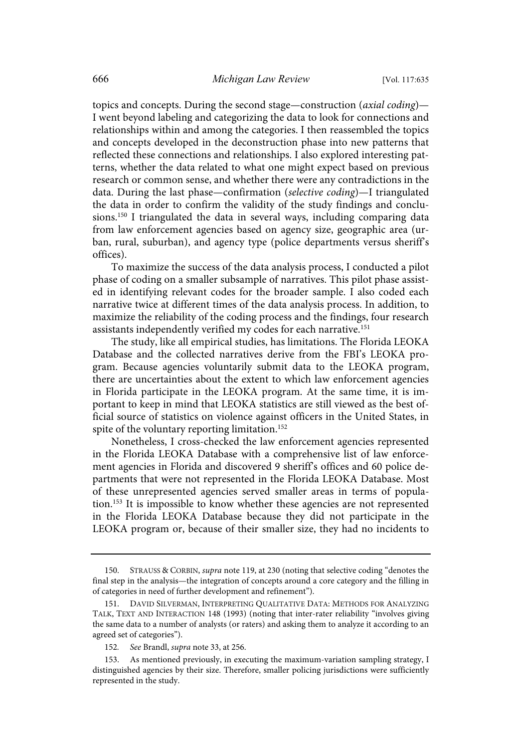topics and concepts. During the second stage—construction (*axial coding*)—I went beyond labeling and categorizing the data to look for connections and relationships within and among the categories. I then reassembled the topics and concepts developed in the deconstruction phase into new patterns that reflected these connections and relationships. I also explored interesting patterns, whether the data related to what one might expect based on previous research or common sense, and whether there were any contradictions in the data. During the last phase—confirmation (*selective coding*)—I triangulated the data in order to confirm the validity of the study findings and conclusions.[150] I triangulated the data in several ways, including comparing data from law enforcement agencies based on agency size, geographic area (urban, rural, suburban), and agency type (police departments versus sheriff's offices).

To maximize the success of the data analysis process, I conducted a pilot phase of coding on a smaller subsample of narratives. This pilot phase assisted in identifying relevant codes for the broader sample. I also coded each narrative twice at different times of the data analysis process. In addition, to maximize the reliability of the coding process and the findings, four research assistants independently verified my codes for each narrative.[151]

The study, like all empirical studies, has limitations. The Florida LEOKA Database and the collected narratives derive from the FBI's LEOKA program. Because agencies voluntarily submit data to the LEOKA program, there are uncertainties about the extent to which law enforcement agencies in Florida participate in the LEOKA program. At the same time, it is important to keep in mind that LEOKA statistics are still viewed as the best official source of statistics on violence against officers in the United States, in spite of the voluntary reporting limitation.[152]

Nonetheless, I cross-checked the law enforcement agencies represented in the Florida LEOKA Database with a comprehensive list of law enforcement agencies in Florida and discovered 9 sheriff's offices and 60 police departments that were not represented in the Florida LEOKA Database. Most of these unrepresented agencies served smaller areas in terms of population.[153] It is impossible to know whether these agencies are not represented in the Florida LEOKA Database because they did not participate in the LEOKA program or, because of their smaller size, they had no incidents to

---

150. STRAUSS & CORBIN, *supra* note 119, at 230 (noting that selective coding "denotes the final step in the analysis—the integration of concepts around a core category and the filling in of categories in need of further development and refinement").

151. DAVID SILVERMAN, INTERPRETING QUALITATIVE DATA: METHODS FOR ANALYZING TALK, TEXT AND INTERACTION 148 (1993) (noting that inter-rater reliability "involves giving the same data to a number of analysts (or raters) and asking them to analyze it according to an agreed set of categories").

152. *See* Brandl, *supra* note 33, at 256.

153. As mentioned previously, in executing the maximum-variation sampling strategy, I distinguished agencies by their size. Therefore, smaller policing jurisdictions were sufficiently represented in the study.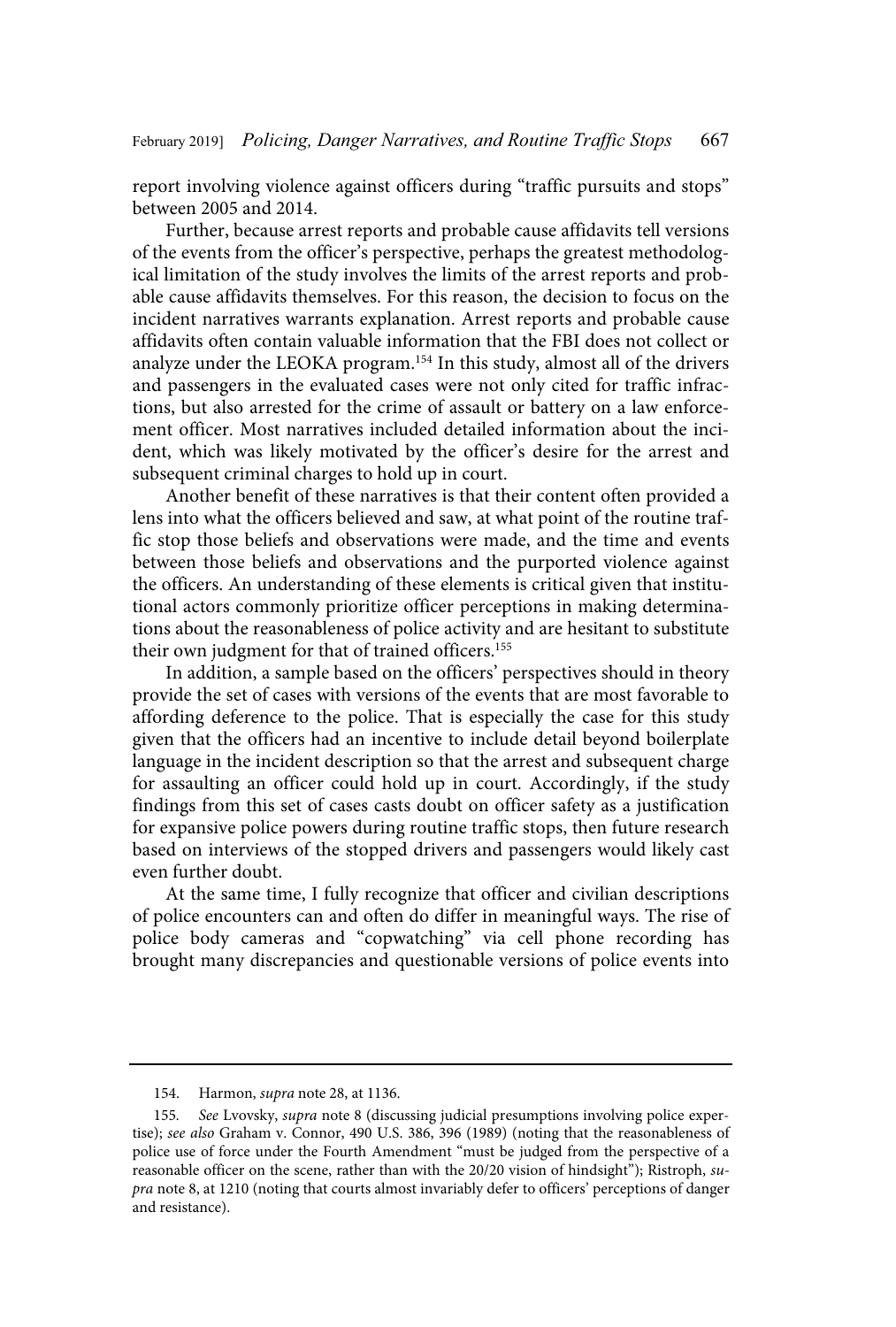report involving violence against officers during "traffic pursuits and stops" between 2005 and 2014.

Further, because arrest reports and probable cause affidavits tell versions of the events from the officer's perspective, perhaps the greatest methodological limitation of the study involves the limits of the arrest reports and probable cause affidavits themselves. For this reason, the decision to focus on the incident narratives warrants explanation. Arrest reports and probable cause affidavits often contain valuable information that the FBI does not collect or analyze under the LEOKA program.[154] In this study, almost all of the drivers and passengers in the evaluated cases were not only cited for traffic infractions, but also arrested for the crime of assault or battery on a law enforcement officer. Most narratives included detailed information about the incident, which was likely motivated by the officer's desire for the arrest and subsequent criminal charges to hold up in court.

Another benefit of these narratives is that their content often provided a lens into what the officers believed and saw, at what point of the routine traffic stop those beliefs and observations were made, and the time and events between those beliefs and observations and the purported violence against the officers. An understanding of these elements is critical given that institutional actors commonly prioritize officer perceptions in making determinations about the reasonableness of police activity and are hesitant to substitute their own judgment for that of trained officers.[155]

In addition, a sample based on the officers' perspectives should in theory provide the set of cases with versions of the events that are most favorable to affording deference to the police. That is especially the case for this study given that the officers had an incentive to include detail beyond boilerplate language in the incident description so that the arrest and subsequent charge for assaulting an officer could hold up in court. Accordingly, if the study findings from this set of cases casts doubt on officer safety as a justification for expansive police powers during routine traffic stops, then future research based on interviews of the stopped drivers and passengers would likely cast even further doubt.

At the same time, I fully recognize that officer and civilian descriptions of police encounters can and often do differ in meaningful ways. The rise of police body cameras and "copwatching" via cell phone recording has brought many discrepancies and questionable versions of police events into

---

154. Harmon, *supra* note 28, at 1136.

155. *See* Lvovsky, *supra* note 8 (discussing judicial presumptions involving police expertise); *see also* Graham v. Connor, 490 U.S. 386, 396 (1989) (noting that the reasonableness of police use of force under the Fourth Amendment "must be judged from the perspective of a reasonable officer on the scene, rather than with the 20/20 vision of hindsight"); Ristroph, *supra* note 8, at 1210 (noting that courts almost invariably defer to officers' perceptions of danger and resistance).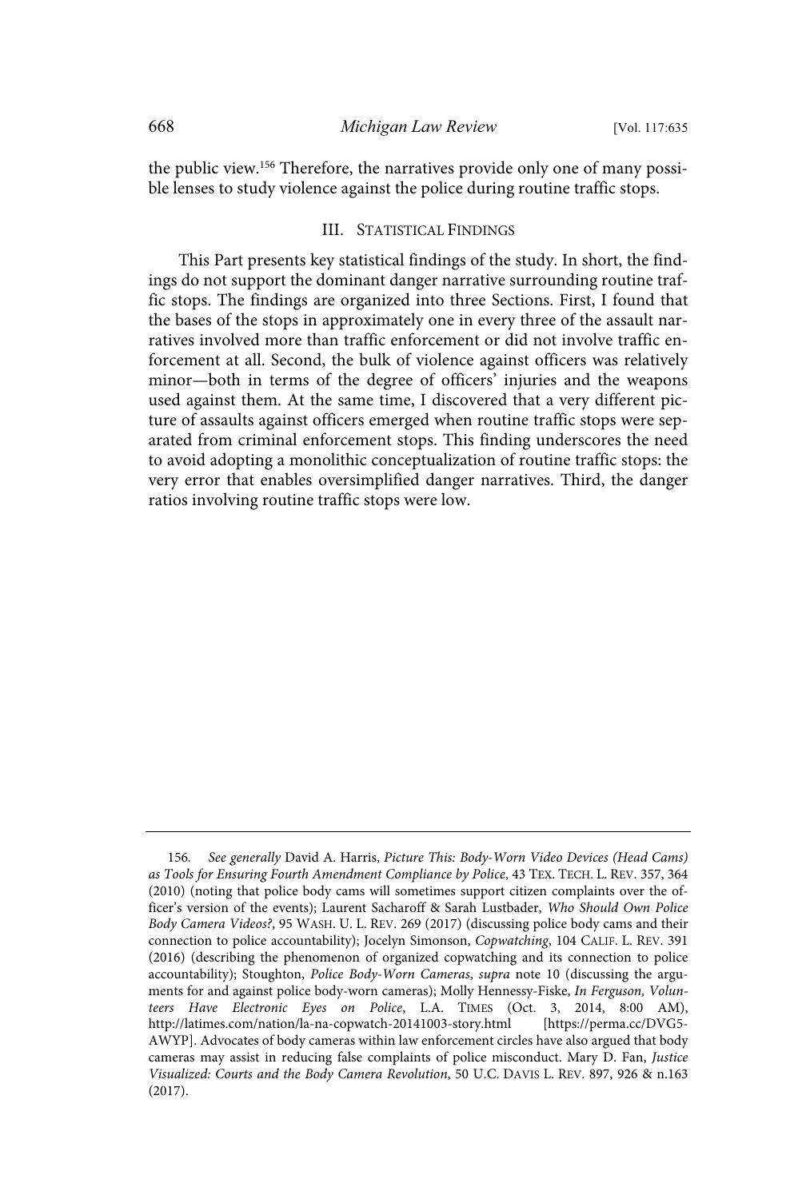the public view.[156] Therefore, the narratives provide only one of many possible lenses to study violence against the police during routine traffic stops.

## III. Statistical Findings

This Part presents key statistical findings of the study. In short, the findings do not support the dominant danger narrative surrounding routine traffic stops. The findings are organized into three Sections. First, I found that the bases of the stops in approximately one in every three of the assault narratives involved more than traffic enforcement or did not involve traffic enforcement at all. Second, the bulk of violence against officers was relatively minor—both in terms of the degree of officers' injuries and the weapons used against them. At the same time, I discovered that a very different picture of assaults against officers emerged when routine traffic stops were separated from criminal enforcement stops. This finding underscores the need to avoid adopting a monolithic conceptualization of routine traffic stops: the very error that enables oversimplified danger narratives. Third, the danger ratios involving routine traffic stops were low.

---

156. *See generally* David A. Harris, *Picture This: Body-Worn Video Devices (Head Cams) as Tools for Ensuring Fourth Amendment Compliance by Police*, 43 Tex. Tech. L. Rev. 357, 364 (2010) (noting that police body cams will sometimes support citizen complaints over the officer's version of the events); Laurent Sacharoff & Sarah Lustbader, *Who Should Own Police Body Camera Videos?*, 95 Wash. U. L. Rev. 269 (2017) (discussing police body cams and their connection to police accountability); Jocelyn Simonson, *Copwatching*, 104 Calif. L. Rev. 391 (2016) (describing the phenomenon of organized copwatching and its connection to police accountability); Stoughton, *Police Body-Worn Cameras*, *supra* note 10 (discussing the arguments for and against police body-worn cameras); Molly Hennessy-Fiske, *In Ferguson, Volunteers Have Electronic Eyes on Police*, L.A. Times (Oct. 3, 2014, 8:00 AM), http://latimes.com/nation/la-na-copwatch-20141003-story.html [https://perma.cc/DVG5-AWYP]. Advocates of body cameras within law enforcement circles have also argued that body cameras may assist in reducing false complaints of police misconduct. Mary D. Fan, *Justice Visualized: Courts and the Body Camera Revolution*, 50 U.C. Davis L. Rev. 897, 926 & n.163 (2017).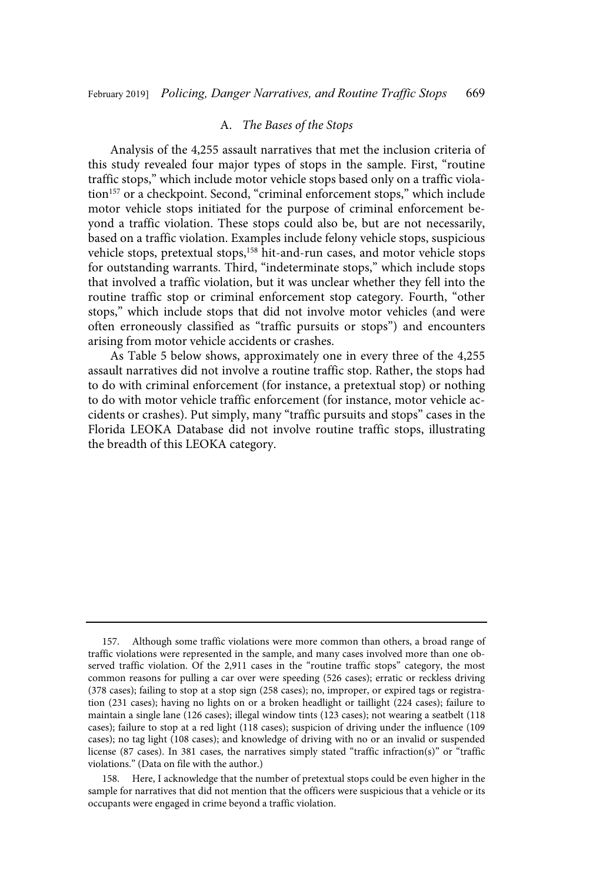### A. *The Bases of the Stops*

Analysis of the 4,255 assault narratives that met the inclusion criteria of this study revealed four major types of stops in the sample. First, "routine traffic stops," which include motor vehicle stops based only on a traffic violation[157] or a checkpoint. Second, "criminal enforcement stops," which include motor vehicle stops initiated for the purpose of criminal enforcement beyond a traffic violation. These stops could also be, but are not necessarily, based on a traffic violation. Examples include felony vehicle stops, suspicious vehicle stops, pretextual stops,[158] hit-and-run cases, and motor vehicle stops for outstanding warrants. Third, "indeterminate stops," which include stops that involved a traffic violation, but it was unclear whether they fell into the routine traffic stop or criminal enforcement stop category. Fourth, "other stops," which include stops that did not involve motor vehicles (and were often erroneously classified as "traffic pursuits or stops") and encounters arising from motor vehicle accidents or crashes.

As Table 5 below shows, approximately one in every three of the 4,255 assault narratives did not involve a routine traffic stop. Rather, the stops had to do with criminal enforcement (for instance, a pretextual stop) or nothing to do with motor vehicle traffic enforcement (for instance, motor vehicle accidents or crashes). Put simply, many "traffic pursuits and stops" cases in the Florida LEOKA Database did not involve routine traffic stops, illustrating the breadth of this LEOKA category.

---

157. Although some traffic violations were more common than others, a broad range of traffic violations were represented in the sample, and many cases involved more than one observed traffic violation. Of the 2,911 cases in the "routine traffic stops" category, the most common reasons for pulling a car over were speeding (526 cases); erratic or reckless driving (378 cases); failing to stop at a stop sign (258 cases); no, improper, or expired tags or registration (231 cases); having no lights on or a broken headlight or taillight (224 cases); failure to maintain a single lane (126 cases); illegal window tints (123 cases); not wearing a seatbelt (118 cases); failure to stop at a red light (118 cases); suspicion of driving under the influence (109 cases); no tag light (108 cases); and knowledge of driving with no or an invalid or suspended license (87 cases). In 381 cases, the narratives simply stated "traffic infraction(s)" or "traffic violations." (Data on file with the author.)

158. Here, I acknowledge that the number of pretextual stops could be even higher in the sample for narratives that did not mention that the officers were suspicious that a vehicle or its occupants were engaged in crime beyond a traffic violation.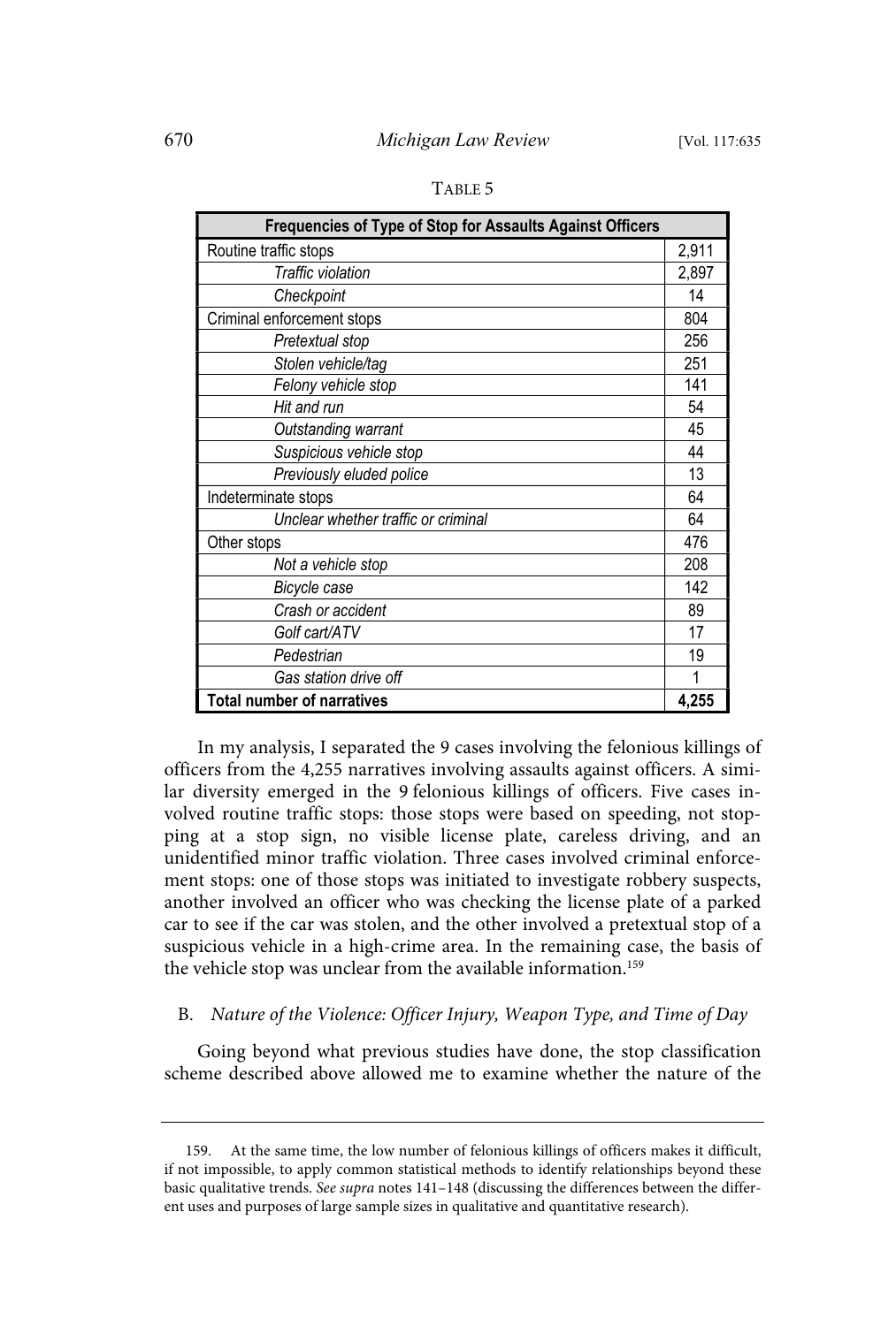TABLE 5

| Frequencies of Type of Stop for Assaults Against Officers | |
|---|---|
| Routine traffic stops | 2,911 |
| *Traffic violation* | 2,897 |
| *Checkpoint* | 14 |
| Criminal enforcement stops | 804 |
| *Pretextual stop* | 256 |
| *Stolen vehicle/tag* | 251 |
| *Felony vehicle stop* | 141 |
| *Hit and run* | 54 |
| *Outstanding warrant* | 45 |
| *Suspicious vehicle stop* | 44 |
| *Previously eluded police* | 13 |
| Indeterminate stops | 64 |
| *Unclear whether traffic or criminal* | 64 |
| Other stops | 476 |
| *Not a vehicle stop* | 208 |
| *Bicycle case* | 142 |
| *Crash or accident* | 89 |
| *Golf cart/ATV* | 17 |
| *Pedestrian* | 19 |
| *Gas station drive off* | 1 |
| **Total number of narratives** | **4,255** |

In my analysis, I separated the 9 cases involving the felonious killings of officers from the 4,255 narratives involving assaults against officers. A similar diversity emerged in the 9 felonious killings of officers. Five cases involved routine traffic stops: those stops were based on speeding, not stopping at a stop sign, no visible license plate, careless driving, and an unidentified minor traffic violation. Three cases involved criminal enforcement stops: one of those stops was initiated to investigate robbery suspects, another involved an officer who was checking the license plate of a parked car to see if the car was stolen, and the other involved a pretextual stop of a suspicious vehicle in a high-crime area. In the remaining case, the basis of the vehicle stop was unclear from the available information.[159]

## B. *Nature of the Violence: Officer Injury, Weapon Type, and Time of Day*

Going beyond what previous studies have done, the stop classification scheme described above allowed me to examine whether the nature of the

---

159. At the same time, the low number of felonious killings of officers makes it difficult, if not impossible, to apply common statistical methods to identify relationships beyond these basic qualitative trends. *See supra* notes 141–148 (discussing the differences between the different uses and purposes of large sample sizes in qualitative and quantitative research).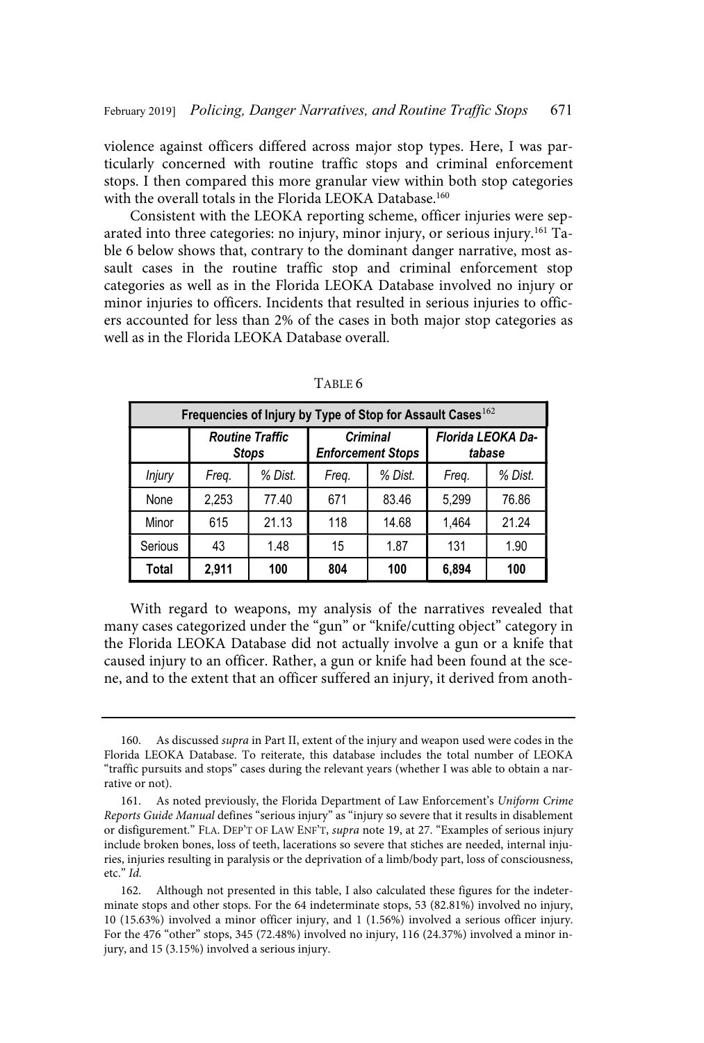violence against officers differed across major stop types. Here, I was particularly concerned with routine traffic stops and criminal enforcement stops. I then compared this more granular view within both stop categories with the overall totals in the Florida LEOKA Database.[160]

Consistent with the LEOKA reporting scheme, officer injuries were separated into three categories: no injury, minor injury, or serious injury.[161] Table 6 below shows that, contrary to the dominant danger narrative, most assault cases in the routine traffic stop and criminal enforcement stop categories as well as in the Florida LEOKA Database involved no injury or minor injuries to officers. Incidents that resulted in serious injuries to officers accounted for less than 2% of the cases in both major stop categories as well as in the Florida LEOKA Database overall.

TABLE 6

**Frequencies of Injury by Type of Stop for Assault Cases**[162]

| | *Routine Traffic Stops* | | *Criminal Enforcement Stops* | | *Florida LEOKA Database* | |
|---|---|---|---|---|---|---|
| *Injury* | *Freq.* | *% Dist.* | *Freq.* | *% Dist.* | *Freq.* | *% Dist.* |
| None | 2,253 | 77.40 | 671 | 83.46 | 5,299 | 76.86 |
| Minor | 615 | 21.13 | 118 | 14.68 | 1,464 | 21.24 |
| Serious | 43 | 1.48 | 15 | 1.87 | 131 | 1.90 |
| **Total** | **2,911** | **100** | **804** | **100** | **6,894** | **100** |

With regard to weapons, my analysis of the narratives revealed that many cases categorized under the "gun" or "knife/cutting object" category in the Florida LEOKA Database did not actually involve a gun or a knife that caused injury to an officer. Rather, a gun or knife had been found at the scene, and to the extent that an officer suffered an injury, it derived from anoth-

---

160. As discussed *supra* in Part II, extent of the injury and weapon used were codes in the Florida LEOKA Database. To reiterate, this database includes the total number of LEOKA "traffic pursuits and stops" cases during the relevant years (whether I was able to obtain a narrative or not).

161. As noted previously, the Florida Department of Law Enforcement's *Uniform Crime Reports Guide Manual* defines "serious injury" as "injury so severe that it results in disablement or disfigurement." FLA. DEP'T OF LAW ENF'T, *supra* note 19, at 27. "Examples of serious injury include broken bones, loss of teeth, lacerations so severe that stiches are needed, internal injuries, injuries resulting in paralysis or the deprivation of a limb/body part, loss of consciousness, etc." *Id.*

162. Although not presented in this table, I also calculated these figures for the indeterminate stops and other stops. For the 64 indeterminate stops, 53 (82.81%) involved no injury, 10 (15.63%) involved a minor officer injury, and 1 (1.56%) involved a serious officer injury. For the 476 "other" stops, 345 (72.48%) involved no injury, 116 (24.37%) involved a minor injury, and 15 (3.15%) involved a serious injury.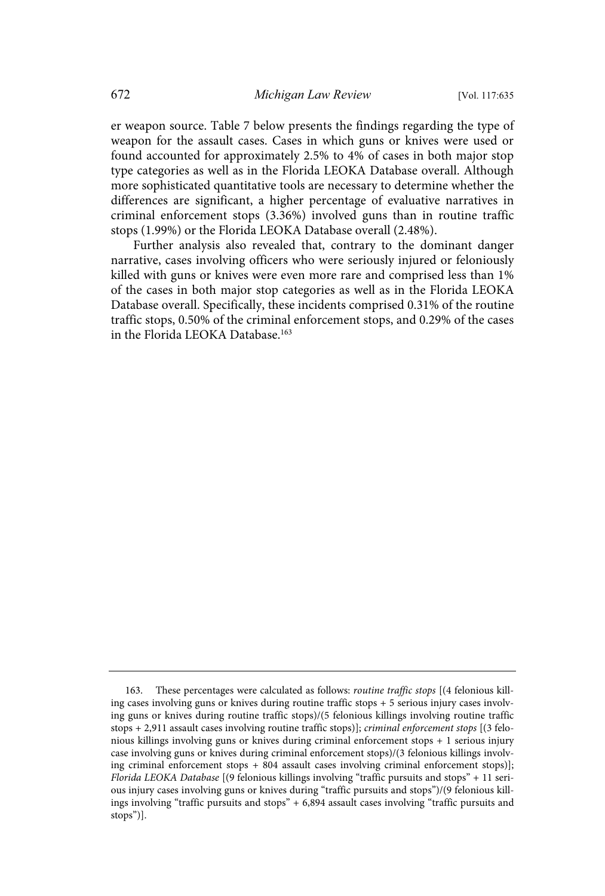er weapon source. Table 7 below presents the findings regarding the type of weapon for the assault cases. Cases in which guns or knives were used or found accounted for approximately 2.5% to 4% of cases in both major stop type categories as well as in the Florida LEOKA Database overall. Although more sophisticated quantitative tools are necessary to determine whether the differences are significant, a higher percentage of evaluative narratives in criminal enforcement stops (3.36%) involved guns than in routine traffic stops (1.99%) or the Florida LEOKA Database overall (2.48%).

Further analysis also revealed that, contrary to the dominant danger narrative, cases involving officers who were seriously injured or feloniously killed with guns or knives were even more rare and comprised less than 1% of the cases in both major stop categories as well as in the Florida LEOKA Database overall. Specifically, these incidents comprised 0.31% of the routine traffic stops, 0.50% of the criminal enforcement stops, and 0.29% of the cases in the Florida LEOKA Database.[163]

---

163. These percentages were calculated as follows: *routine traffic stops* [(4 felonious killing cases involving guns or knives during routine traffic stops + 5 serious injury cases involving guns or knives during routine traffic stops)/(5 felonious killings involving routine traffic stops + 2,911 assault cases involving routine traffic stops)]; *criminal enforcement stops* [(3 felonious killings involving guns or knives during criminal enforcement stops + 1 serious injury case involving guns or knives during criminal enforcement stops)/(3 felonious killings involving criminal enforcement stops + 804 assault cases involving criminal enforcement stops)]; *Florida LEOKA Database* [(9 felonious killings involving "traffic pursuits and stops" + 11 serious injury cases involving guns or knives during "traffic pursuits and stops")/(9 felonious killings involving "traffic pursuits and stops" + 6,894 assault cases involving "traffic pursuits and stops")].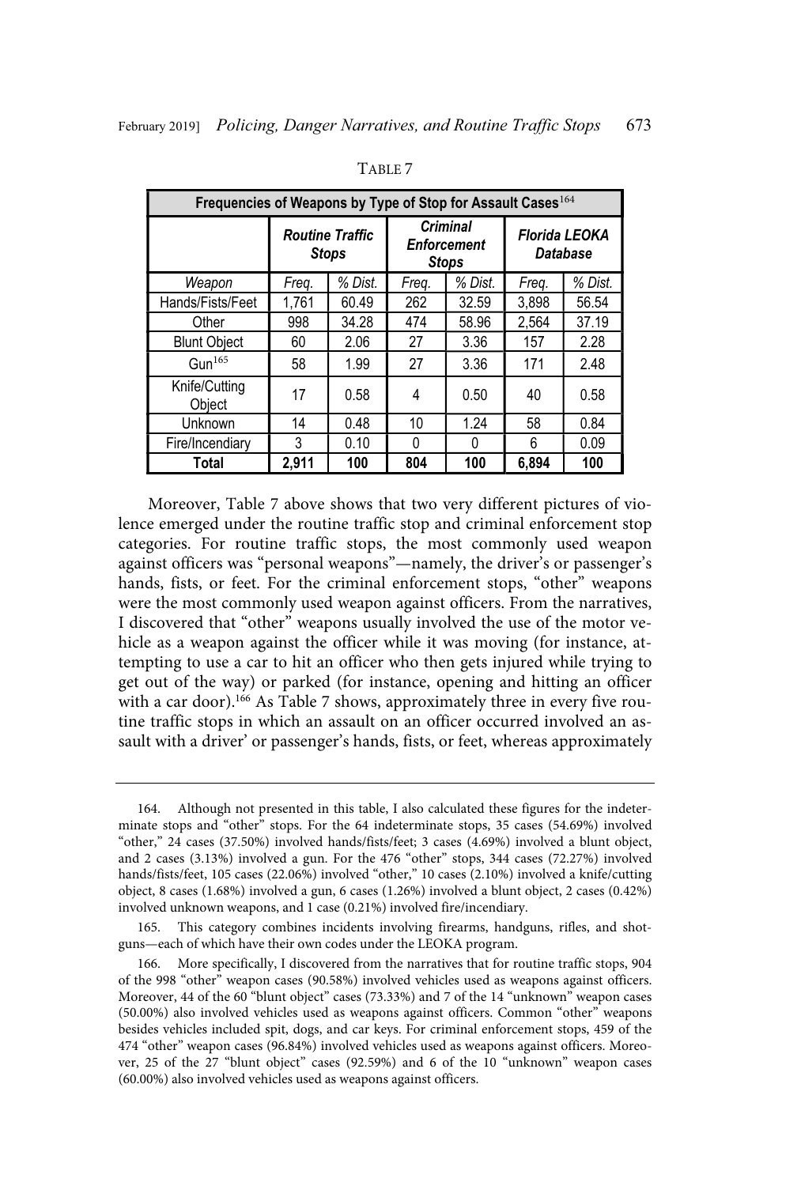TABLE 7

| Frequencies of Weapons by Type of Stop for Assault Cases[164] | | | | | | |
|---|---|---|---|---|---|---|
| | *Routine Traffic Stops* | | *Criminal Enforcement Stops* | | *Florida LEOKA Database* | |
| *Weapon* | *Freq.* | *% Dist.* | *Freq.* | *% Dist.* | *Freq.* | *% Dist.* |
| Hands/Fists/Feet | 1,761 | 60.49 | 262 | 32.59 | 3,898 | 56.54 |
| Other | 998 | 34.28 | 474 | 58.96 | 2,564 | 37.19 |
| Blunt Object | 60 | 2.06 | 27 | 3.36 | 157 | 2.28 |
| Gun[165] | 58 | 1.99 | 27 | 3.36 | 171 | 2.48 |
| Knife/Cutting Object | 17 | 0.58 | 4 | 0.50 | 40 | 0.58 |
| Unknown | 14 | 0.48 | 10 | 1.24 | 58 | 0.84 |
| Fire/Incendiary | 3 | 0.10 | 0 | 0 | 6 | 0.09 |
| **Total** | **2,911** | **100** | **804** | **100** | **6,894** | **100** |

Moreover, Table 7 above shows that two very different pictures of violence emerged under the routine traffic stop and criminal enforcement stop categories. For routine traffic stops, the most commonly used weapon against officers was "personal weapons"—namely, the driver's or passenger's hands, fists, or feet. For the criminal enforcement stops, "other" weapons were the most commonly used weapon against officers. From the narratives, I discovered that "other" weapons usually involved the use of the motor vehicle as a weapon against the officer while it was moving (for instance, attempting to use a car to hit an officer who then gets injured while trying to get out of the way) or parked (for instance, opening and hitting an officer with a car door).[166] As Table 7 shows, approximately three in every five routine traffic stops in which an assault on an officer occurred involved an assault with a driver' or passenger's hands, fists, or feet, whereas approximately

---

164. Although not presented in this table, I also calculated these figures for the indeterminate stops and "other" stops. For the 64 indeterminate stops, 35 cases (54.69%) involved "other," 24 cases (37.50%) involved hands/fists/feet; 3 cases (4.69%) involved a blunt object, and 2 cases (3.13%) involved a gun. For the 476 "other" stops, 344 cases (72.27%) involved hands/fists/feet, 105 cases (22.06%) involved "other," 10 cases (2.10%) involved a knife/cutting object, 8 cases (1.68%) involved a gun, 6 cases (1.26%) involved a blunt object, 2 cases (0.42%) involved unknown weapons, and 1 case (0.21%) involved fire/incendiary.

165. This category combines incidents involving firearms, handguns, rifles, and shotguns—each of which have their own codes under the LEOKA program.

166. More specifically, I discovered from the narratives that for routine traffic stops, 904 of the 998 "other" weapon cases (90.58%) involved vehicles used as weapons against officers. Moreover, 44 of the 60 "blunt object" cases (73.33%) and 7 of the 14 "unknown" weapon cases (50.00%) also involved vehicles used as weapons against officers. Common "other" weapons besides vehicles included spit, dogs, and car keys. For criminal enforcement stops, 459 of the 474 "other" weapon cases (96.84%) involved vehicles used as weapons against officers. Moreover, 25 of the 27 "blunt object" cases (92.59%) and 6 of the 10 "unknown" weapon cases (60.00%) also involved vehicles used as weapons against officers.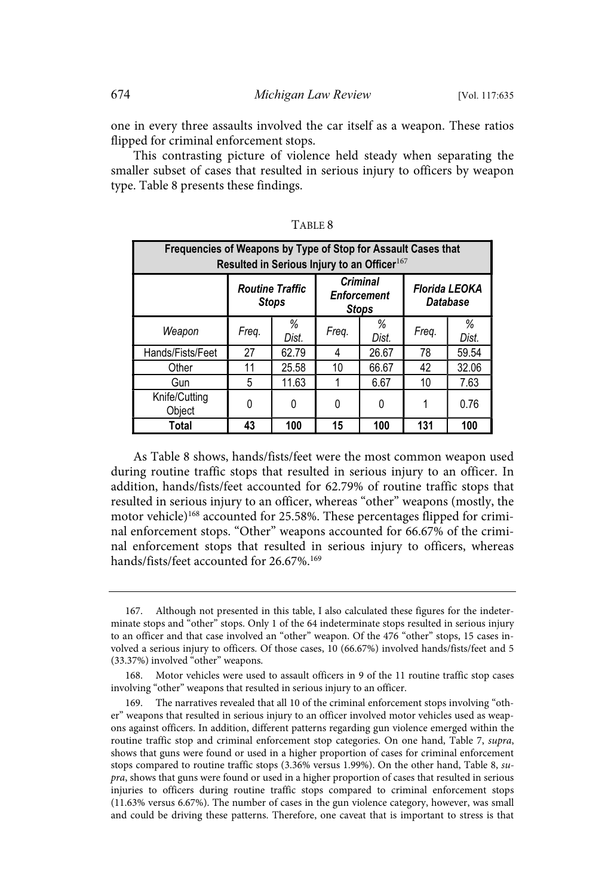one in every three assaults involved the car itself as a weapon. These ratios flipped for criminal enforcement stops.

This contrasting picture of violence held steady when separating the smaller subset of cases that resulted in serious injury to officers by weapon type. Table 8 presents these findings.

TABLE 8

| Frequencies of Weapons by Type of Stop for Assault Cases that Resulted in Serious Injury to an Officer[167] | | | | | | |
|---|---|---|---|---|---|---|
| | *Routine Traffic Stops* | | *Criminal Enforcement Stops* | | *Florida LEOKA Database* | |
| *Weapon* | *Freq.* | *% Dist.* | *Freq.* | *% Dist.* | *Freq.* | *% Dist.* |
| Hands/Fists/Feet | 27 | 62.79 | 4 | 26.67 | 78 | 59.54 |
| Other | 11 | 25.58 | 10 | 66.67 | 42 | 32.06 |
| Gun | 5 | 11.63 | 1 | 6.67 | 10 | 7.63 |
| Knife/Cutting Object | 0 | 0 | 0 | 0 | 1 | 0.76 |
| **Total** | **43** | **100** | **15** | **100** | **131** | **100** |

As Table 8 shows, hands/fists/feet were the most common weapon used during routine traffic stops that resulted in serious injury to an officer. In addition, hands/fists/feet accounted for 62.79% of routine traffic stops that resulted in serious injury to an officer, whereas "other" weapons (mostly, the motor vehicle)[168] accounted for 25.58%. These percentages flipped for criminal enforcement stops. "Other" weapons accounted for 66.67% of the criminal enforcement stops that resulted in serious injury to officers, whereas hands/fists/feet accounted for 26.67%.[169]

---

167. Although not presented in this table, I also calculated these figures for the indeterminate stops and "other" stops. Only 1 of the 64 indeterminate stops resulted in serious injury to an officer and that case involved an "other" weapon. Of the 476 "other" stops, 15 cases involved a serious injury to officers. Of those cases, 10 (66.67%) involved hands/fists/feet and 5 (33.37%) involved "other" weapons.

168. Motor vehicles were used to assault officers in 9 of the 11 routine traffic stop cases involving "other" weapons that resulted in serious injury to an officer.

169. The narratives revealed that all 10 of the criminal enforcement stops involving "other" weapons that resulted in serious injury to an officer involved motor vehicles used as weapons against officers. In addition, different patterns regarding gun violence emerged within the routine traffic stop and criminal enforcement stop categories. On one hand, Table 7, *supra*, shows that guns were found or used in a higher proportion of cases for criminal enforcement stops compared to routine traffic stops (3.36% versus 1.99%). On the other hand, Table 8, *supra*, shows that guns were found or used in a higher proportion of cases that resulted in serious injuries to officers during routine traffic stops compared to criminal enforcement stops (11.63% versus 6.67%). The number of cases in the gun violence category, however, was small and could be driving these patterns. Therefore, one caveat that is important to stress is that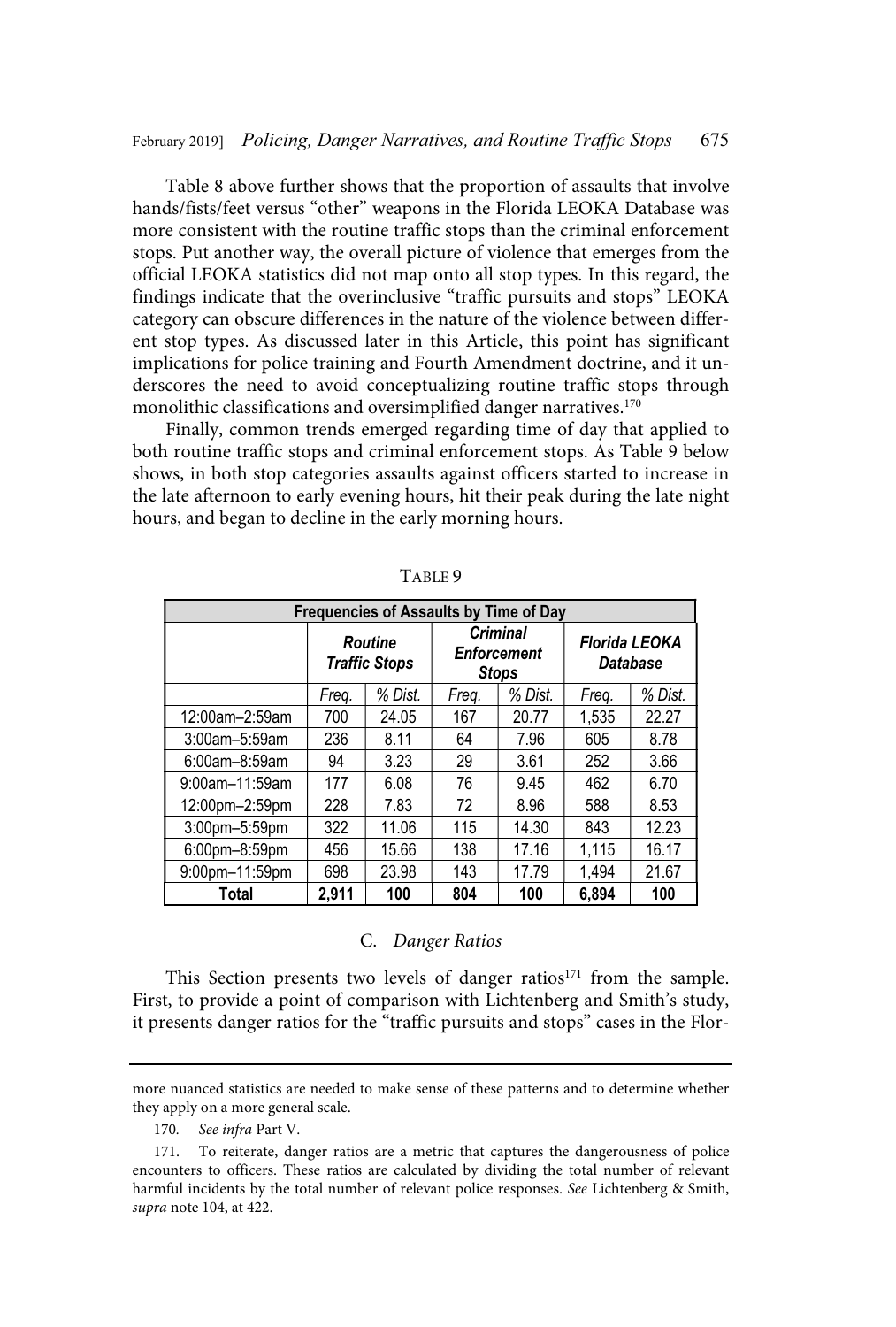Table 8 above further shows that the proportion of assaults that involve hands/fists/feet versus "other" weapons in the Florida LEOKA Database was more consistent with the routine traffic stops than the criminal enforcement stops. Put another way, the overall picture of violence that emerges from the official LEOKA statistics did not map onto all stop types. In this regard, the findings indicate that the overinclusive "traffic pursuits and stops" LEOKA category can obscure differences in the nature of the violence between different stop types. As discussed later in this Article, this point has significant implications for police training and Fourth Amendment doctrine, and it underscores the need to avoid conceptualizing routine traffic stops through monolithic classifications and oversimplified danger narratives.[170]

Finally, common trends emerged regarding time of day that applied to both routine traffic stops and criminal enforcement stops. As Table 9 below shows, in both stop categories assaults against officers started to increase in the late afternoon to early evening hours, hit their peak during the late night hours, and began to decline in the early morning hours.

TABLE 9

| Frequencies of Assaults by Time of Day | | | | | | |
|---|---|---|---|---|---|---|
| | ***Routine Traffic Stops*** | | ***Criminal Enforcement Stops*** | | ***Florida LEOKA Database*** | |
| | *Freq.* | *% Dist.* | *Freq.* | *% Dist.* | *Freq.* | *% Dist.* |
| 12:00am–2:59am | 700 | 24.05 | 167 | 20.77 | 1,535 | 22.27 |
| 3:00am–5:59am | 236 | 8.11 | 64 | 7.96 | 605 | 8.78 |
| 6:00am–8:59am | 94 | 3.23 | 29 | 3.61 | 252 | 3.66 |
| 9:00am–11:59am | 177 | 6.08 | 76 | 9.45 | 462 | 6.70 |
| 12:00pm–2:59pm | 228 | 7.83 | 72 | 8.96 | 588 | 8.53 |
| 3:00pm–5:59pm | 322 | 11.06 | 115 | 14.30 | 843 | 12.23 |
| 6:00pm–8:59pm | 456 | 15.66 | 138 | 17.16 | 1,115 | 16.17 |
| 9:00pm–11:59pm | 698 | 23.98 | 143 | 17.79 | 1,494 | 21.67 |
| **Total** | **2,911** | **100** | **804** | **100** | **6,894** | **100** |

### C. *Danger Ratios*

This Section presents two levels of danger ratios[171] from the sample. First, to provide a point of comparison with Lichtenberg and Smith's study, it presents danger ratios for the "traffic pursuits and stops" cases in the Flor-

---

more nuanced statistics are needed to make sense of these patterns and to determine whether they apply on a more general scale.

170. *See infra* Part V.

171. To reiterate, danger ratios are a metric that captures the dangerousness of police encounters to officers. These ratios are calculated by dividing the total number of relevant harmful incidents by the total number of relevant police responses. *See* Lichtenberg & Smith, *supra* note 104, at 422.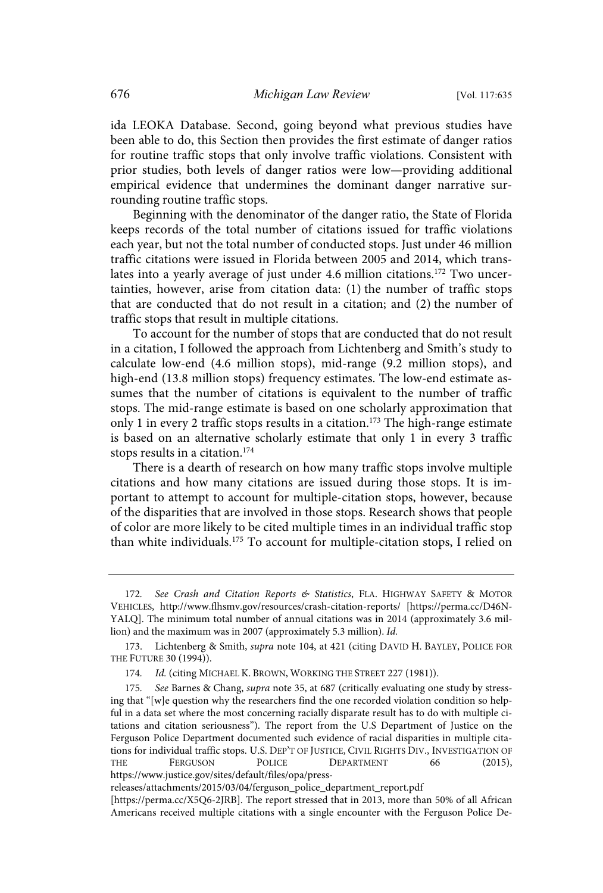ida LEOKA Database. Second, going beyond what previous studies have been able to do, this Section then provides the first estimate of danger ratios for routine traffic stops that only involve traffic violations. Consistent with prior studies, both levels of danger ratios were low—providing additional empirical evidence that undermines the dominant danger narrative surrounding routine traffic stops.

Beginning with the denominator of the danger ratio, the State of Florida keeps records of the total number of citations issued for traffic violations each year, but not the total number of conducted stops. Just under 46 million traffic citations were issued in Florida between 2005 and 2014, which translates into a yearly average of just under 4.6 million citations.[172] Two uncertainties, however, arise from citation data: (1) the number of traffic stops that are conducted that do not result in a citation; and (2) the number of traffic stops that result in multiple citations.

To account for the number of stops that are conducted that do not result in a citation, I followed the approach from Lichtenberg and Smith's study to calculate low-end (4.6 million stops), mid-range (9.2 million stops), and high-end (13.8 million stops) frequency estimates. The low-end estimate assumes that the number of citations is equivalent to the number of traffic stops. The mid-range estimate is based on one scholarly approximation that only 1 in every 2 traffic stops results in a citation.[173] The high-range estimate is based on an alternative scholarly estimate that only 1 in every 3 traffic stops results in a citation.[174]

There is a dearth of research on how many traffic stops involve multiple citations and how many citations are issued during those stops. It is important to attempt to account for multiple-citation stops, however, because of the disparities that are involved in those stops. Research shows that people of color are more likely to be cited multiple times in an individual traffic stop than white individuals.[175] To account for multiple-citation stops, I relied on

---

172. *See Crash and Citation Reports & Statistics*, FLA. HIGHWAY SAFETY & MOTOR VEHICLES, http://www.flhsmv.gov/resources/crash-citation-reports/ [https://perma.cc/D46N-YALQ]. The minimum total number of annual citations was in 2014 (approximately 3.6 million) and the maximum was in 2007 (approximately 5.3 million). *Id.*

173. Lichtenberg & Smith, *supra* note 104, at 421 (citing DAVID H. BAYLEY, POLICE FOR THE FUTURE 30 (1994)).

174. *Id.* (citing MICHAEL K. BROWN, WORKING THE STREET 227 (1981)).

175. *See* Barnes & Chang, *supra* note 35, at 687 (critically evaluating one study by stressing that "[w]e question why the researchers find the one recorded violation condition so helpful in a data set where the most concerning racially disparate result has to do with multiple citations and citation seriousness"). The report from the U.S Department of Justice on the Ferguson Police Department documented such evidence of racial disparities in multiple citations for individual traffic stops. U.S. DEP'T OF JUSTICE, CIVIL RIGHTS DIV., INVESTIGATION OF THE FERGUSON POLICE DEPARTMENT 66 (2015), https://www.justice.gov/sites/default/files/opa/press-releases/attachments/2015/03/04/ferguson_police_department_report.pdf [https://perma.cc/X5Q6-2JRB]. The report stressed that in 2013, more than 50% of all African Americans received multiple citations with a single encounter with the Ferguson Police De-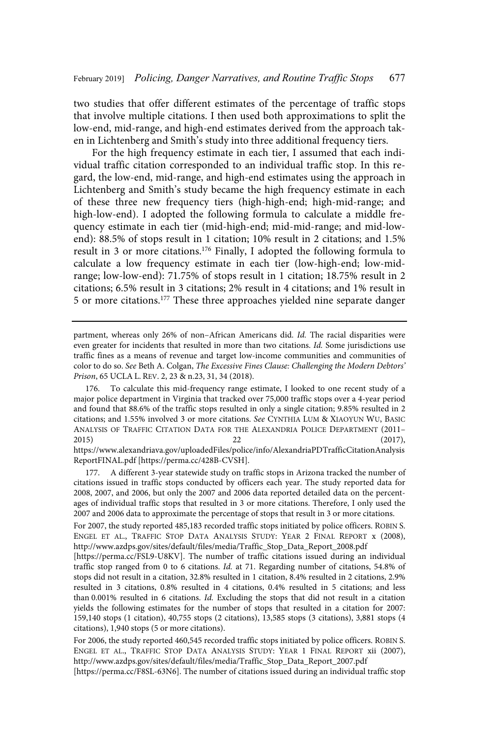two studies that offer different estimates of the percentage of traffic stops that involve multiple citations. I then used both approximations to split the low-end, mid-range, and high-end estimates derived from the approach taken in Lichtenberg and Smith's study into three additional frequency tiers.

For the high frequency estimate in each tier, I assumed that each individual traffic citation corresponded to an individual traffic stop. In this regard, the low-end, mid-range, and high-end estimates using the approach in Lichtenberg and Smith's study became the high frequency estimate in each of these three new frequency tiers (high-high-end; high-mid-range; and high-low-end). I adopted the following formula to calculate a middle frequency estimate in each tier (mid-high-end; mid-mid-range; and mid-low-end): 88.5% of stops result in 1 citation; 10% result in 2 citations; and 1.5% result in 3 or more citations.[176] Finally, I adopted the following formula to calculate a low frequency estimate in each tier (low-high-end; low-mid-range; low-low-end): 71.75% of stops result in 1 citation; 18.75% result in 2 citations; 6.5% result in 3 citations; 2% result in 4 citations; and 1% result in 5 or more citations.[177] These three approaches yielded nine separate danger

---

partment, whereas only 26% of non–African Americans did. *Id.* The racial disparities were even greater for incidents that resulted in more than two citations. *Id.* Some jurisdictions use traffic fines as a means of revenue and target low-income communities and communities of color to do so. *See* Beth A. Colgan, *The Excessive Fines Clause: Challenging the Modern Debtors' Prison*, 65 UCLA L. REV. 2, 23 & n.23, 31, 34 (2018).

176. To calculate this mid-frequency range estimate, I looked to one recent study of a major police department in Virginia that tracked over 75,000 traffic stops over a 4-year period and found that 88.6% of the traffic stops resulted in only a single citation; 9.85% resulted in 2 citations; and 1.55% involved 3 or more citations. *See* CYNTHIA LUM & XIAOYUN WU, BASIC ANALYSIS OF TRAFFIC CITATION DATA FOR THE ALEXANDRIA POLICE DEPARTMENT (2011–2015) 22 (2017), https://www.alexandriava.gov/uploadedFiles/police/info/AlexandriaPDTrafficCitationAnalysisReportFINAL.pdf [https://perma.cc/428B-CVSH].

177. A different 3-year statewide study on traffic stops in Arizona tracked the number of citations issued in traffic stops conducted by officers each year. The study reported data for 2008, 2007, and 2006, but only the 2007 and 2006 data reported detailed data on the percentages of individual traffic stops that resulted in 3 or more citations. Therefore, I only used the 2007 and 2006 data to approximate the percentage of stops that result in 3 or more citations.

For 2007, the study reported 485,183 recorded traffic stops initiated by police officers. ROBIN S. ENGEL ET AL., TRAFFIC STOP DATA ANALYSIS STUDY: YEAR 2 FINAL REPORT x (2008), http://www.azdps.gov/sites/default/files/media/Traffic_Stop_Data_Report_2008.pdf [https://perma.cc/FSL9-U8KV]. The number of traffic citations issued during an individual traffic stop ranged from 0 to 6 citations. *Id.* at 71. Regarding number of citations, 54.8% of stops did not result in a citation, 32.8% resulted in 1 citation, 8.4% resulted in 2 citations, 2.9% resulted in 3 citations, 0.8% resulted in 4 citations, 0.4% resulted in 5 citations; and less than 0.001% resulted in 6 citations. *Id.* Excluding the stops that did not result in a citation yields the following estimates for the number of stops that resulted in a citation for 2007: 159,140 stops (1 citation), 40,755 stops (2 citations), 13,585 stops (3 citations), 3,881 stops (4 citations), 1,940 stops (5 or more citations).

For 2006, the study reported 460,545 recorded traffic stops initiated by police officers. ROBIN S. ENGEL ET AL., TRAFFIC STOP DATA ANALYSIS STUDY: YEAR 1 FINAL REPORT xii (2007), http://www.azdps.gov/sites/default/files/media/Traffic_Stop_Data_Report_2007.pdf [https://perma.cc/F8SL-63N6]. The number of citations issued during an individual traffic stop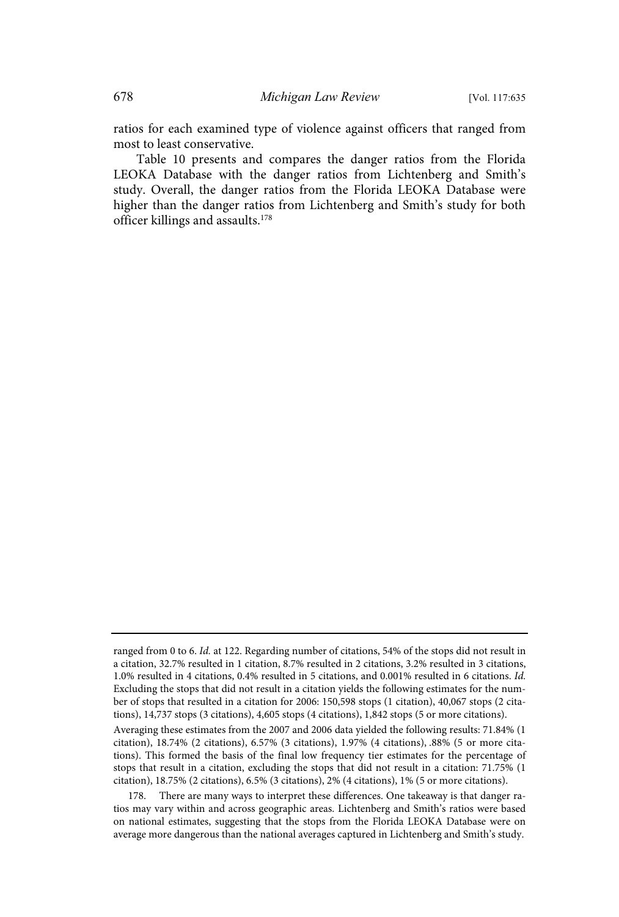ratios for each examined type of violence against officers that ranged from most to least conservative.

Table 10 presents and compares the danger ratios from the Florida LEOKA Database with the danger ratios from Lichtenberg and Smith's study. Overall, the danger ratios from the Florida LEOKA Database were higher than the danger ratios from Lichtenberg and Smith's study for both officer killings and assaults.[178]

---

ranged from 0 to 6. *Id.* at 122. Regarding number of citations, 54% of the stops did not result in a citation, 32.7% resulted in 1 citation, 8.7% resulted in 2 citations, 3.2% resulted in 3 citations, 1.0% resulted in 4 citations, 0.4% resulted in 5 citations, and 0.001% resulted in 6 citations. *Id.* Excluding the stops that did not result in a citation yields the following estimates for the number of stops that resulted in a citation for 2006: 150,598 stops (1 citation), 40,067 stops (2 citations), 14,737 stops (3 citations), 4,605 stops (4 citations), 1,842 stops (5 or more citations).

Averaging these estimates from the 2007 and 2006 data yielded the following results: 71.84% (1 citation), 18.74% (2 citations), 6.57% (3 citations), 1.97% (4 citations), .88% (5 or more citations). This formed the basis of the final low frequency tier estimates for the percentage of stops that result in a citation, excluding the stops that did not result in a citation: 71.75% (1 citation), 18.75% (2 citations), 6.5% (3 citations), 2% (4 citations), 1% (5 or more citations).

178. There are many ways to interpret these differences. One takeaway is that danger ratios may vary within and across geographic areas. Lichtenberg and Smith's ratios were based on national estimates, suggesting that the stops from the Florida LEOKA Database were on average more dangerous than the national averages captured in Lichtenberg and Smith's study.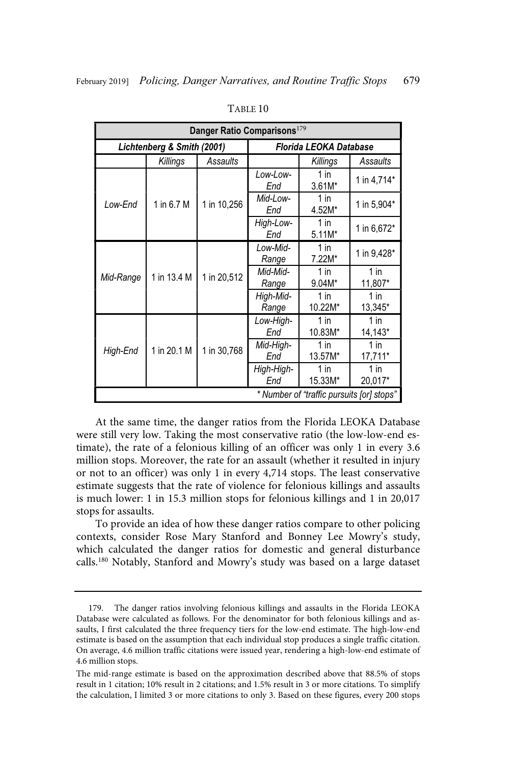TABLE 10

| Danger Ratio Comparisons[179] | | | | | |
|---|---|---|---|---|---|
| ***Lichtenberg & Smith (2001)*** | | | ***Florida LEOKA Database*** | | |
| | *Killings* | *Assaults* | | *Killings* | *Assaults* |
| *Low-End* | 1 in 6.7 M | 1 in 10,256 | *Low-Low-End* | 1 in 3.61M* | 1 in 4,714* |
| | | | *Mid-Low-End* | 1 in 4.52M* | 1 in 5,904* |
| | | | *High-Low-End* | 1 in 5.11M* | 1 in 6,672* |
| *Mid-Range* | 1 in 13.4 M | 1 in 20,512 | *Low-Mid-Range* | 1 in 7.22M* | 1 in 9,428* |
| | | | *Mid-Mid-Range* | 1 in 9.04M* | 1 in 11,807* |
| | | | *High-Mid-Range* | 1 in 10.22M* | 1 in 13,345* |
| *High-End* | 1 in 20.1 M | 1 in 30,768 | *Low-High-End* | 1 in 10.83M* | 1 in 14,143* |
| | | | *Mid-High-End* | 1 in 13.57M* | 1 in 17,711* |
| | | | *High-High-End* | 1 in 15.33M* | 1 in 20,017* |
| *\* Number of "traffic pursuits [or] stops"* | | | | | |

At the same time, the danger ratios from the Florida LEOKA Database were still very low. Taking the most conservative ratio (the low-low-end estimate), the rate of a felonious killing of an officer was only 1 in every 3.6 million stops. Moreover, the rate for an assault (whether it resulted in injury or not to an officer) was only 1 in every 4,714 stops. The least conservative estimate suggests that the rate of violence for felonious killings and assaults is much lower: 1 in 15.3 million stops for felonious killings and 1 in 20,017 stops for assaults.

To provide an idea of how these danger ratios compare to other policing contexts, consider Rose Mary Stanford and Bonney Lee Mowry's study, which calculated the danger ratios for domestic and general disturbance calls.[180] Notably, Stanford and Mowry's study was based on a large dataset

---

179. The danger ratios involving felonious killings and assaults in the Florida LEOKA Database were calculated as follows. For the denominator for both felonious killings and assaults, I first calculated the three frequency tiers for the low-end estimate. The high-low-end estimate is based on the assumption that each individual stop produces a single traffic citation. On average, 4.6 million traffic citations were issued year, rendering a high-low-end estimate of 4.6 million stops.

The mid-range estimate is based on the approximation described above that 88.5% of stops result in 1 citation; 10% result in 2 citations; and 1.5% result in 3 or more citations. To simplify the calculation, I limited 3 or more citations to only 3. Based on these figures, every 200 stops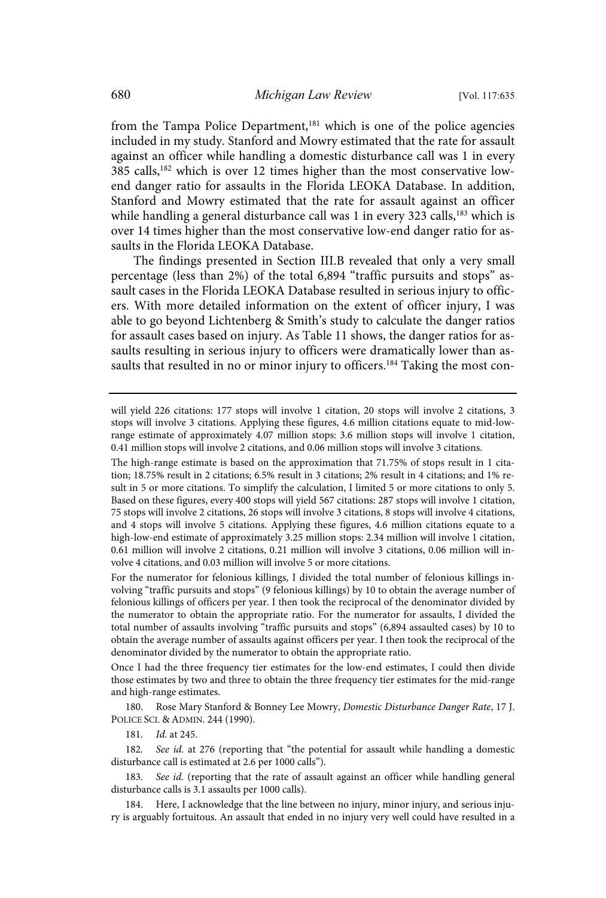from the Tampa Police Department,[181] which is one of the police agencies included in my study. Stanford and Mowry estimated that the rate for assault against an officer while handling a domestic disturbance call was 1 in every 385 calls,[182] which is over 12 times higher than the most conservative low-end danger ratio for assaults in the Florida LEOKA Database. In addition, Stanford and Mowry estimated that the rate for assault against an officer while handling a general disturbance call was 1 in every 323 calls,[183] which is over 14 times higher than the most conservative low-end danger ratio for assaults in the Florida LEOKA Database.

The findings presented in Section III.B revealed that only a very small percentage (less than 2%) of the total 6,894 "traffic pursuits and stops" assault cases in the Florida LEOKA Database resulted in serious injury to officers. With more detailed information on the extent of officer injury, I was able to go beyond Lichtenberg & Smith's study to calculate the danger ratios for assault cases based on injury. As Table 11 shows, the danger ratios for assaults resulting in serious injury to officers were dramatically lower than assaults that resulted in no or minor injury to officers.[184] Taking the most con-

---

will yield 226 citations: 177 stops will involve 1 citation, 20 stops will involve 2 citations, 3 stops will involve 3 citations. Applying these figures, 4.6 million citations equate to mid-low-range estimate of approximately 4.07 million stops: 3.6 million stops will involve 1 citation, 0.41 million stops will involve 2 citations, and 0.06 million stops will involve 3 citations.

The high-range estimate is based on the approximation that 71.75% of stops result in 1 citation; 18.75% result in 2 citations; 6.5% result in 3 citations; 2% result in 4 citations; and 1% result in 5 or more citations. To simplify the calculation, I limited 5 or more citations to only 5. Based on these figures, every 400 stops will yield 567 citations: 287 stops will involve 1 citation, 75 stops will involve 2 citations, 26 stops will involve 3 citations, 8 stops will involve 4 citations, and 4 stops will involve 5 citations. Applying these figures, 4.6 million citations equate to a high-low-end estimate of approximately 3.25 million stops: 2.34 million will involve 1 citation, 0.61 million will involve 2 citations, 0.21 million will involve 3 citations, 0.06 million will involve 4 citations, and 0.03 million will involve 5 or more citations.

For the numerator for felonious killings, I divided the total number of felonious killings involving "traffic pursuits and stops" (9 felonious killings) by 10 to obtain the average number of felonious killings of officers per year. I then took the reciprocal of the denominator divided by the numerator to obtain the appropriate ratio. For the numerator for assaults, I divided the total number of assaults involving "traffic pursuits and stops" (6,894 assaulted cases) by 10 to obtain the average number of assaults against officers per year. I then took the reciprocal of the denominator divided by the numerator to obtain the appropriate ratio.

Once I had the three frequency tier estimates for the low-end estimates, I could then divide those estimates by two and three to obtain the three frequency tier estimates for the mid-range and high-range estimates.

180. Rose Mary Stanford & Bonney Lee Mowry, *Domestic Disturbance Danger Rate*, 17 J. POLICE SCI. & ADMIN. 244 (1990).

181. *Id.* at 245.

182. *See id.* at 276 (reporting that "the potential for assault while handling a domestic disturbance call is estimated at 2.6 per 1000 calls").

183. *See id.* (reporting that the rate of assault against an officer while handling general disturbance calls is 3.1 assaults per 1000 calls).

184. Here, I acknowledge that the line between no injury, minor injury, and serious injury is arguably fortuitous. An assault that ended in no injury very well could have resulted in a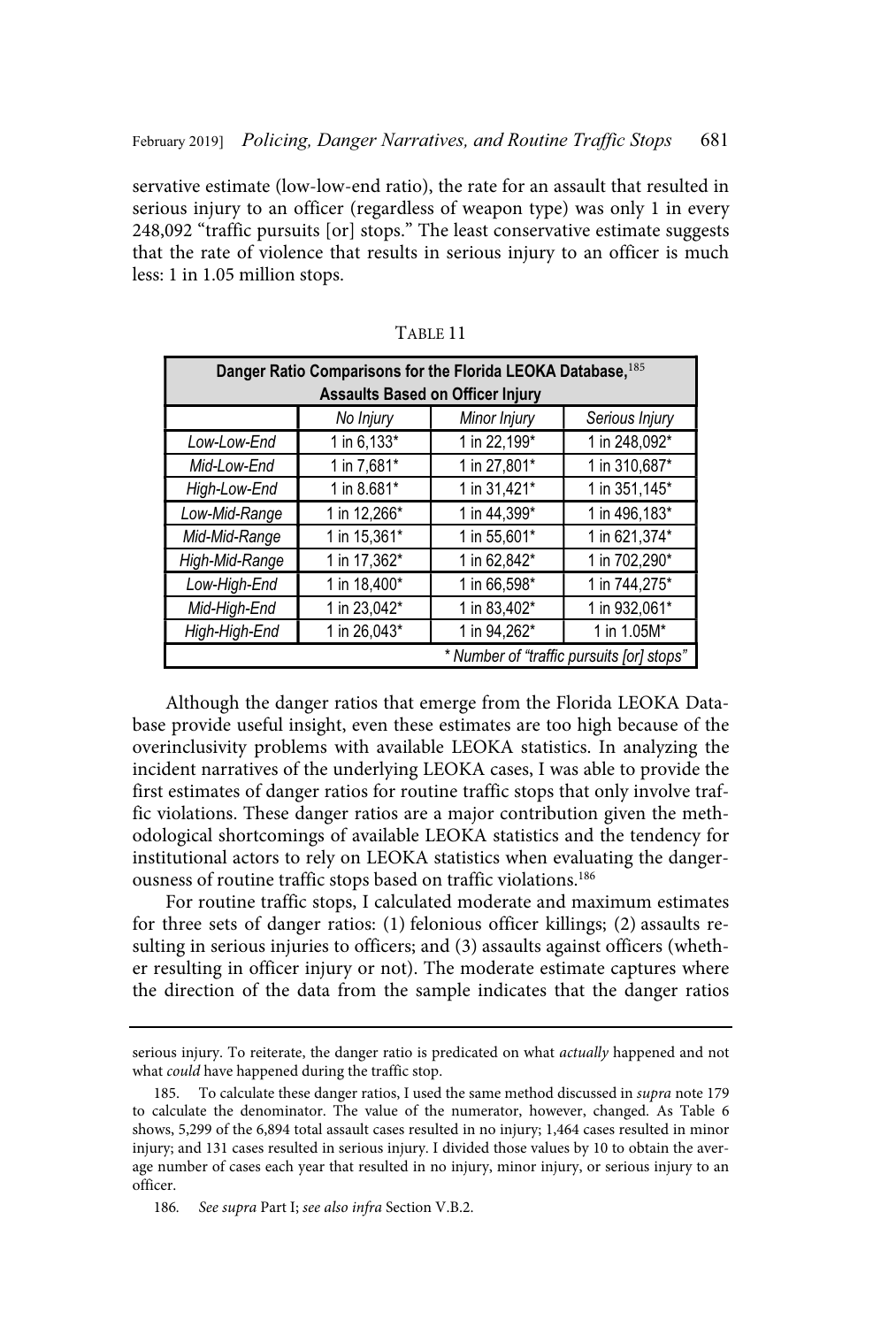servative estimate (low-low-end ratio), the rate for an assault that resulted in serious injury to an officer (regardless of weapon type) was only 1 in every 248,092 "traffic pursuits [or] stops." The least conservative estimate suggests that the rate of violence that results in serious injury to an officer is much less: 1 in 1.05 million stops.

TABLE 11

| Danger Ratio Comparisons for the Florida LEOKA Database,[185] Assaults Based on Officer Injury | | | |
|---|---|---|---|
| | *No Injury* | *Minor Injury* | *Serious Injury* |
| *Low-Low-End* | 1 in 6,133* | 1 in 22,199* | 1 in 248,092* |
| *Mid-Low-End* | 1 in 7,681* | 1 in 27,801* | 1 in 310,687* |
| *High-Low-End* | 1 in 8.681* | 1 in 31,421* | 1 in 351,145* |
| *Low-Mid-Range* | 1 in 12,266* | 1 in 44,399* | 1 in 496,183* |
| *Mid-Mid-Range* | 1 in 15,361* | 1 in 55,601* | 1 in 621,374* |
| *High-Mid-Range* | 1 in 17,362* | 1 in 62,842* | 1 in 702,290* |
| *Low-High-End* | 1 in 18,400* | 1 in 66,598* | 1 in 744,275* |
| *Mid-High-End* | 1 in 23,042* | 1 in 83,402* | 1 in 932,061* |
| *High-High-End* | 1 in 26,043* | 1 in 94,262* | 1 in 1.05M* |
| *\* Number of "traffic pursuits [or] stops"* | | | |

Although the danger ratios that emerge from the Florida LEOKA Database provide useful insight, even these estimates are too high because of the overinclusivity problems with available LEOKA statistics. In analyzing the incident narratives of the underlying LEOKA cases, I was able to provide the first estimates of danger ratios for routine traffic stops that only involve traffic violations. These danger ratios are a major contribution given the methodological shortcomings of available LEOKA statistics and the tendency for institutional actors to rely on LEOKA statistics when evaluating the dangerousness of routine traffic stops based on traffic violations.[186]

For routine traffic stops, I calculated moderate and maximum estimates for three sets of danger ratios: (1) felonious officer killings; (2) assaults resulting in serious injuries to officers; and (3) assaults against officers (whether resulting in officer injury or not). The moderate estimate captures where the direction of the data from the sample indicates that the danger ratios

---

serious injury. To reiterate, the danger ratio is predicated on what *actually* happened and not what *could* have happened during the traffic stop.

185. To calculate these danger ratios, I used the same method discussed in *supra* note 179 to calculate the denominator. The value of the numerator, however, changed. As Table 6 shows, 5,299 of the 6,894 total assault cases resulted in no injury; 1,464 cases resulted in minor injury; and 131 cases resulted in serious injury. I divided those values by 10 to obtain the average number of cases each year that resulted in no injury, minor injury, or serious injury to an officer.

186. *See supra* Part I; *see also infra* Section V.B.2.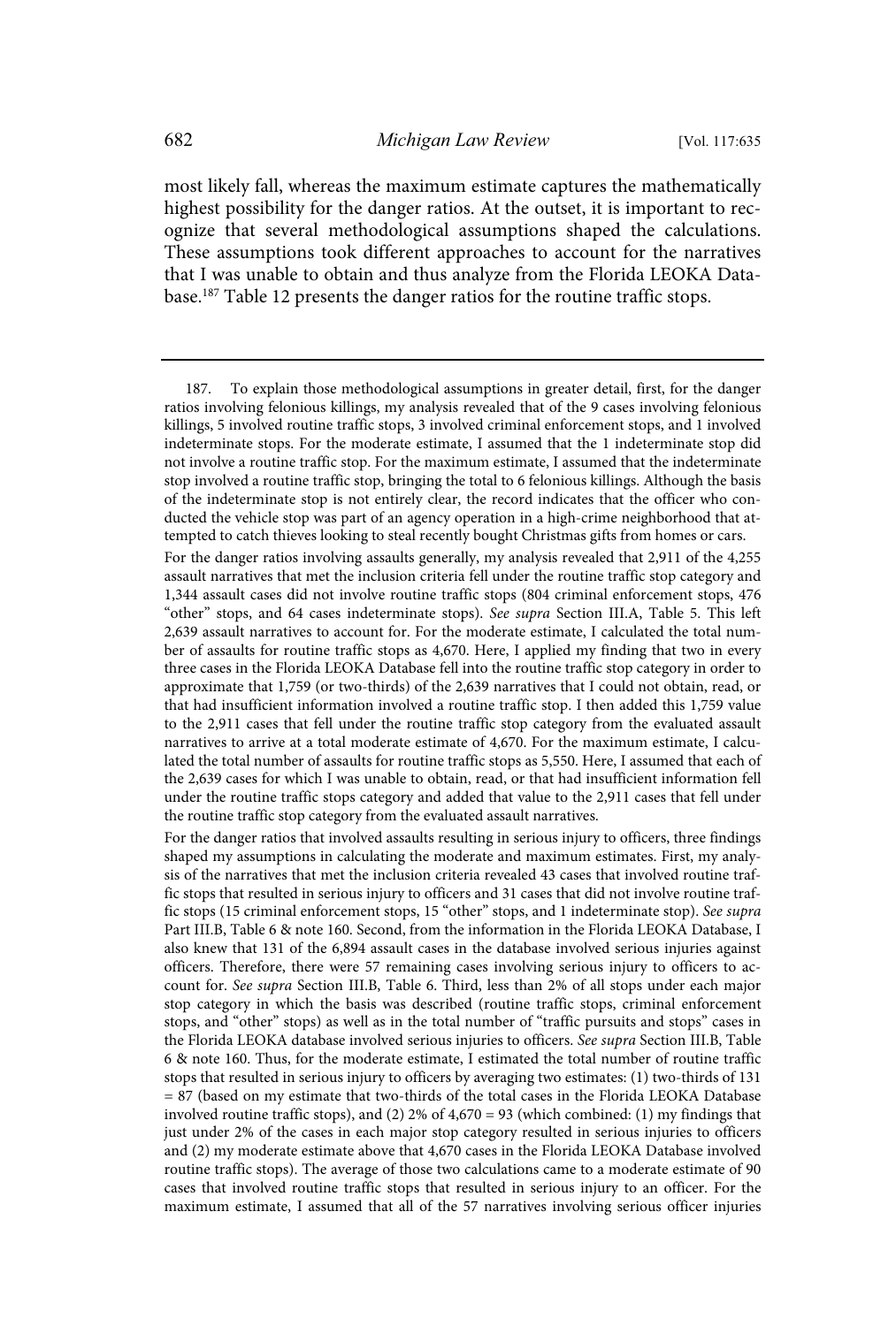most likely fall, whereas the maximum estimate captures the mathematically highest possibility for the danger ratios. At the outset, it is important to recognize that several methodological assumptions shaped the calculations. These assumptions took different approaches to account for the narratives that I was unable to obtain and thus analyze from the Florida LEOKA Database.[187] Table 12 presents the danger ratios for the routine traffic stops.

---

187. To explain those methodological assumptions in greater detail, first, for the danger ratios involving felonious killings, my analysis revealed that of the 9 cases involving felonious killings, 5 involved routine traffic stops, 3 involved criminal enforcement stops, and 1 involved indeterminate stops. For the moderate estimate, I assumed that the 1 indeterminate stop did not involve a routine traffic stop. For the maximum estimate, I assumed that the indeterminate stop involved a routine traffic stop, bringing the total to 6 felonious killings. Although the basis of the indeterminate stop is not entirely clear, the record indicates that the officer who conducted the vehicle stop was part of an agency operation in a high-crime neighborhood that attempted to catch thieves looking to steal recently bought Christmas gifts from homes or cars.

For the danger ratios involving assaults generally, my analysis revealed that 2,911 of the 4,255 assault narratives that met the inclusion criteria fell under the routine traffic stop category and 1,344 assault cases did not involve routine traffic stops (804 criminal enforcement stops, 476 "other" stops, and 64 cases indeterminate stops). *See supra* Section III.A, Table 5. This left 2,639 assault narratives to account for. For the moderate estimate, I calculated the total number of assaults for routine traffic stops as 4,670. Here, I applied my finding that two in every three cases in the Florida LEOKA Database fell into the routine traffic stop category in order to approximate that 1,759 (or two-thirds) of the 2,639 narratives that I could not obtain, read, or that had insufficient information involved a routine traffic stop. I then added this 1,759 value to the 2,911 cases that fell under the routine traffic stop category from the evaluated assault narratives to arrive at a total moderate estimate of 4,670. For the maximum estimate, I calculated the total number of assaults for routine traffic stops as 5,550. Here, I assumed that each of the 2,639 cases for which I was unable to obtain, read, or that had insufficient information fell under the routine traffic stops category and added that value to the 2,911 cases that fell under the routine traffic stop category from the evaluated assault narratives.

For the danger ratios that involved assaults resulting in serious injury to officers, three findings shaped my assumptions in calculating the moderate and maximum estimates. First, my analysis of the narratives that met the inclusion criteria revealed 43 cases that involved routine traffic stops that resulted in serious injury to officers and 31 cases that did not involve routine traffic stops (15 criminal enforcement stops, 15 "other" stops, and 1 indeterminate stop). *See supra* Part III.B, Table 6 & note 160. Second, from the information in the Florida LEOKA Database, I also knew that 131 of the 6,894 assault cases in the database involved serious injuries against officers. Therefore, there were 57 remaining cases involving serious injury to officers to account for. *See supra* Section III.B, Table 6. Third, less than 2% of all stops under each major stop category in which the basis was described (routine traffic stops, criminal enforcement stops, and "other" stops) as well as in the total number of "traffic pursuits and stops" cases in the Florida LEOKA database involved serious injuries to officers. *See supra* Section III.B, Table 6 & note 160. Thus, for the moderate estimate, I estimated the total number of routine traffic stops that resulted in serious injury to officers by averaging two estimates: (1) two-thirds of 131 = 87 (based on my estimate that two-thirds of the total cases in the Florida LEOKA Database involved routine traffic stops), and (2) 2% of 4,670 = 93 (which combined: (1) my findings that just under 2% of the cases in each major stop category resulted in serious injuries to officers and (2) my moderate estimate above that 4,670 cases in the Florida LEOKA Database involved routine traffic stops). The average of those two calculations came to a moderate estimate of 90 cases that involved routine traffic stops that resulted in serious injury to an officer. For the maximum estimate, I assumed that all of the 57 narratives involving serious officer injuries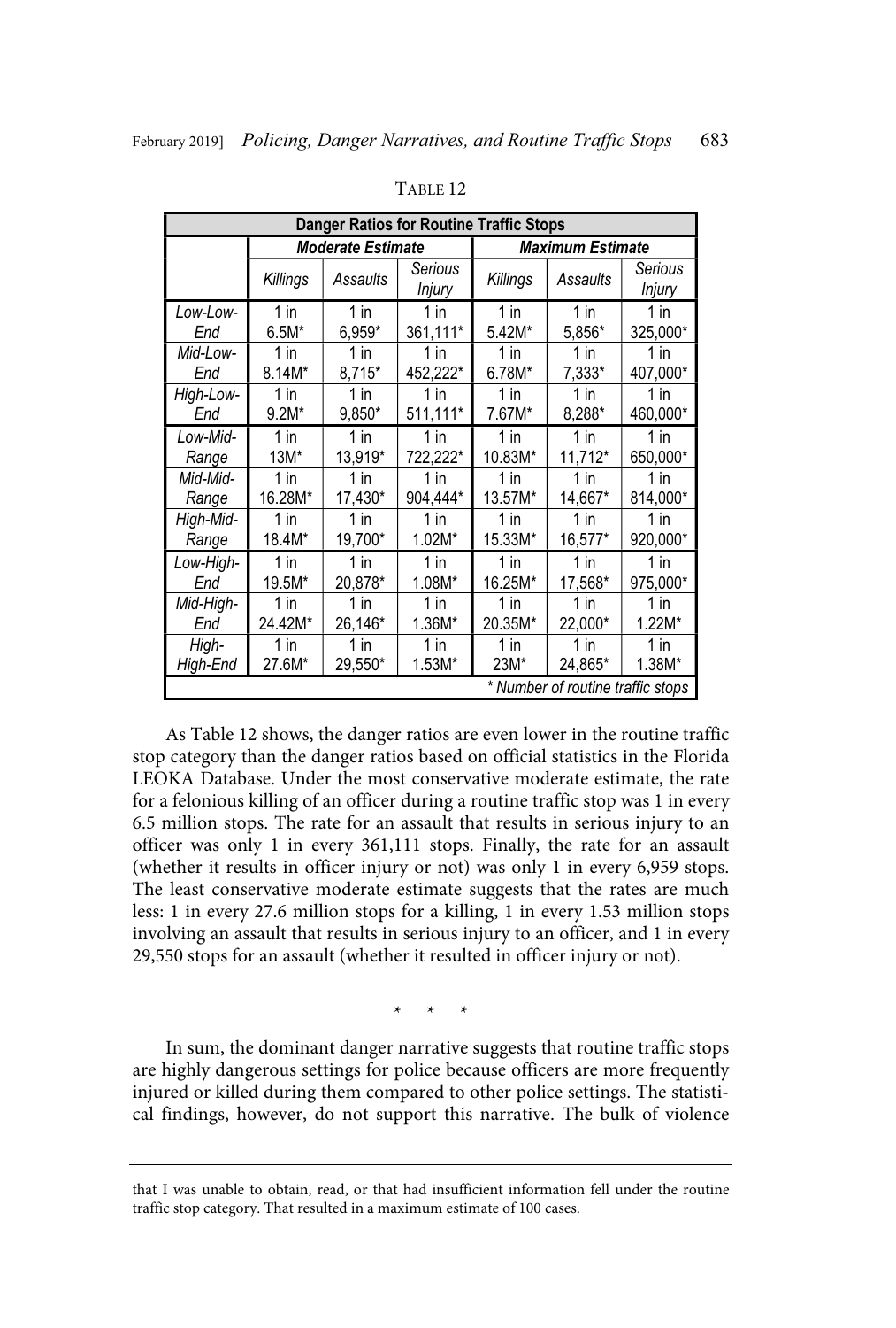TABLE 12

| Danger Ratios for Routine Traffic Stops | | | | | | |
|---|---|---|---|---|---|---|
| | *Moderate Estimate* | | | *Maximum Estimate* | | |
| | *Killings* | *Assaults* | *Serious Injury* | *Killings* | *Assaults* | *Serious Injury* |
| *Low-Low-End* | 1 in 6.5M* | 1 in 6,959* | 1 in 361,111* | 1 in 5.42M* | 1 in 5,856* | 1 in 325,000* |
| *Mid-Low-End* | 1 in 8.14M* | 1 in 8,715* | 1 in 452,222* | 1 in 6.78M* | 1 in 7,333* | 1 in 407,000* |
| *High-Low-End* | 1 in 9.2M* | 1 in 9,850* | 1 in 511,111* | 1 in 7.67M* | 1 in 8,288* | 1 in 460,000* |
| *Low-Mid-Range* | 1 in 13M* | 1 in 13,919* | 1 in 722,222* | 1 in 10.83M* | 1 in 11,712* | 1 in 650,000* |
| *Mid-Mid-Range* | 1 in 16.28M* | 1 in 17,430* | 1 in 904,444* | 1 in 13.57M* | 1 in 14,667* | 1 in 814,000* |
| *High-Mid-Range* | 1 in 18.4M* | 1 in 19,700* | 1 in 1.02M* | 1 in 15.33M* | 1 in 16,577* | 1 in 920,000* |
| *Low-High-End* | 1 in 19.5M* | 1 in 20,878* | 1 in 1.08M* | 1 in 16.25M* | 1 in 17,568* | 1 in 975,000* |
| *Mid-High-End* | 1 in 24.42M* | 1 in 26,146* | 1 in 1.36M* | 1 in 20.35M* | 1 in 22,000* | 1 in 1.22M* |
| *High-High-End* | 1 in 27.6M* | 1 in 29,550* | 1 in 1.53M* | 1 in 23M* | 1 in 24,865* | 1 in 1.38M* |
| *\* Number of routine traffic stops* | | | | | | |

As Table 12 shows, the danger ratios are even lower in the routine traffic stop category than the danger ratios based on official statistics in the Florida LEOKA Database. Under the most conservative moderate estimate, the rate for a felonious killing of an officer during a routine traffic stop was 1 in every 6.5 million stops. The rate for an assault that results in serious injury to an officer was only 1 in every 361,111 stops. Finally, the rate for an assault (whether it results in officer injury or not) was only 1 in every 6,959 stops. The least conservative moderate estimate suggests that the rates are much less: 1 in every 27.6 million stops for a killing, 1 in every 1.53 million stops involving an assault that results in serious injury to an officer, and 1 in every 29,550 stops for an assault (whether it resulted in officer injury or not).

\* \* \*

In sum, the dominant danger narrative suggests that routine traffic stops are highly dangerous settings for police because officers are more frequently injured or killed during them compared to other police settings. The statistical findings, however, do not support this narrative. The bulk of violence

---

that I was unable to obtain, read, or that had insufficient information fell under the routine traffic stop category. That resulted in a maximum estimate of 100 cases.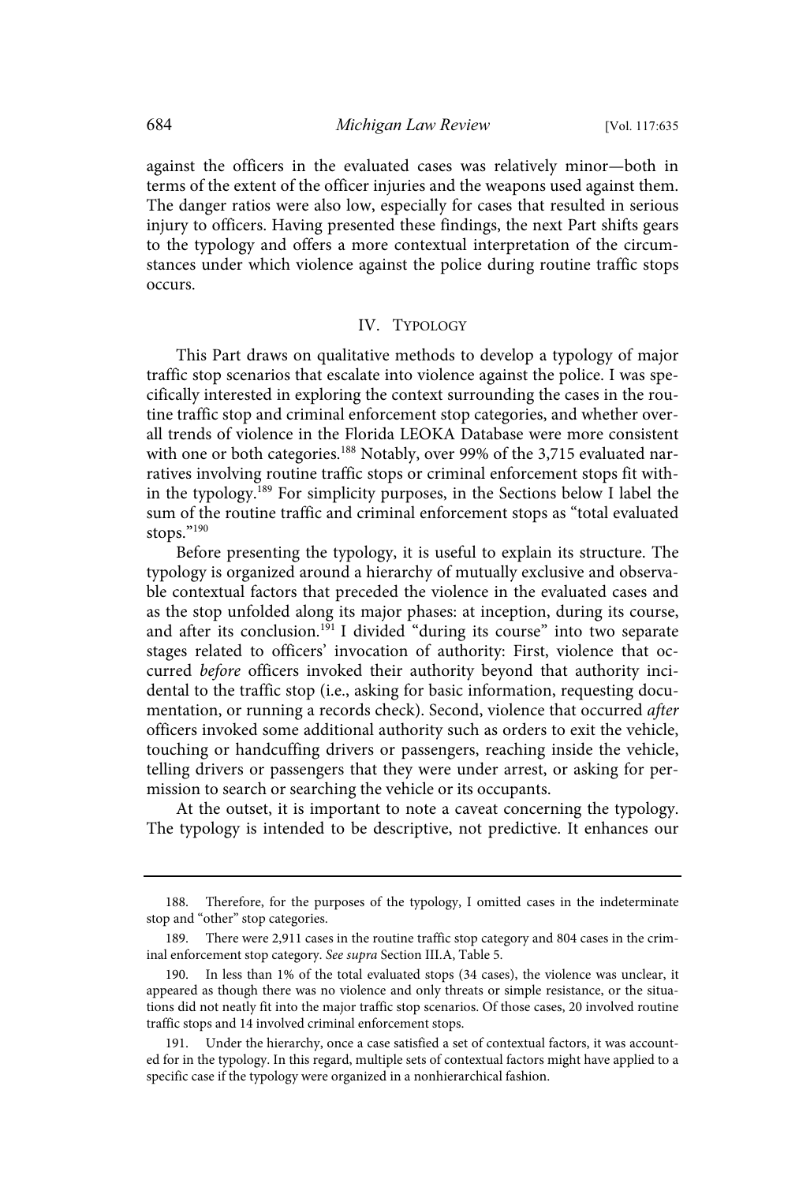against the officers in the evaluated cases was relatively minor—both in terms of the extent of the officer injuries and the weapons used against them. The danger ratios were also low, especially for cases that resulted in serious injury to officers. Having presented these findings, the next Part shifts gears to the typology and offers a more contextual interpretation of the circumstances under which violence against the police during routine traffic stops occurs.

## IV. Typology

This Part draws on qualitative methods to develop a typology of major traffic stop scenarios that escalate into violence against the police. I was specifically interested in exploring the context surrounding the cases in the routine traffic stop and criminal enforcement stop categories, and whether overall trends of violence in the Florida LEOKA Database were more consistent with one or both categories.[188] Notably, over 99% of the 3,715 evaluated narratives involving routine traffic stops or criminal enforcement stops fit within the typology.[189] For simplicity purposes, in the Sections below I label the sum of the routine traffic and criminal enforcement stops as "total evaluated stops."[190]

Before presenting the typology, it is useful to explain its structure. The typology is organized around a hierarchy of mutually exclusive and observable contextual factors that preceded the violence in the evaluated cases and as the stop unfolded along its major phases: at inception, during its course, and after its conclusion.[191] I divided "during its course" into two separate stages related to officers' invocation of authority: First, violence that occurred *before* officers invoked their authority beyond that authority incidental to the traffic stop (i.e., asking for basic information, requesting documentation, or running a records check). Second, violence that occurred *after* officers invoked some additional authority such as orders to exit the vehicle, touching or handcuffing drivers or passengers, reaching inside the vehicle, telling drivers or passengers that they were under arrest, or asking for permission to search or searching the vehicle or its occupants.

At the outset, it is important to note a caveat concerning the typology. The typology is intended to be descriptive, not predictive. It enhances our

---

188. Therefore, for the purposes of the typology, I omitted cases in the indeterminate stop and "other" stop categories.

189. There were 2,911 cases in the routine traffic stop category and 804 cases in the criminal enforcement stop category. *See supra* Section III.A, Table 5.

190. In less than 1% of the total evaluated stops (34 cases), the violence was unclear, it appeared as though there was no violence and only threats or simple resistance, or the situations did not neatly fit into the major traffic stop scenarios. Of those cases, 20 involved routine traffic stops and 14 involved criminal enforcement stops.

191. Under the hierarchy, once a case satisfied a set of contextual factors, it was accounted for in the typology. In this regard, multiple sets of contextual factors might have applied to a specific case if the typology were organized in a nonhierarchical fashion.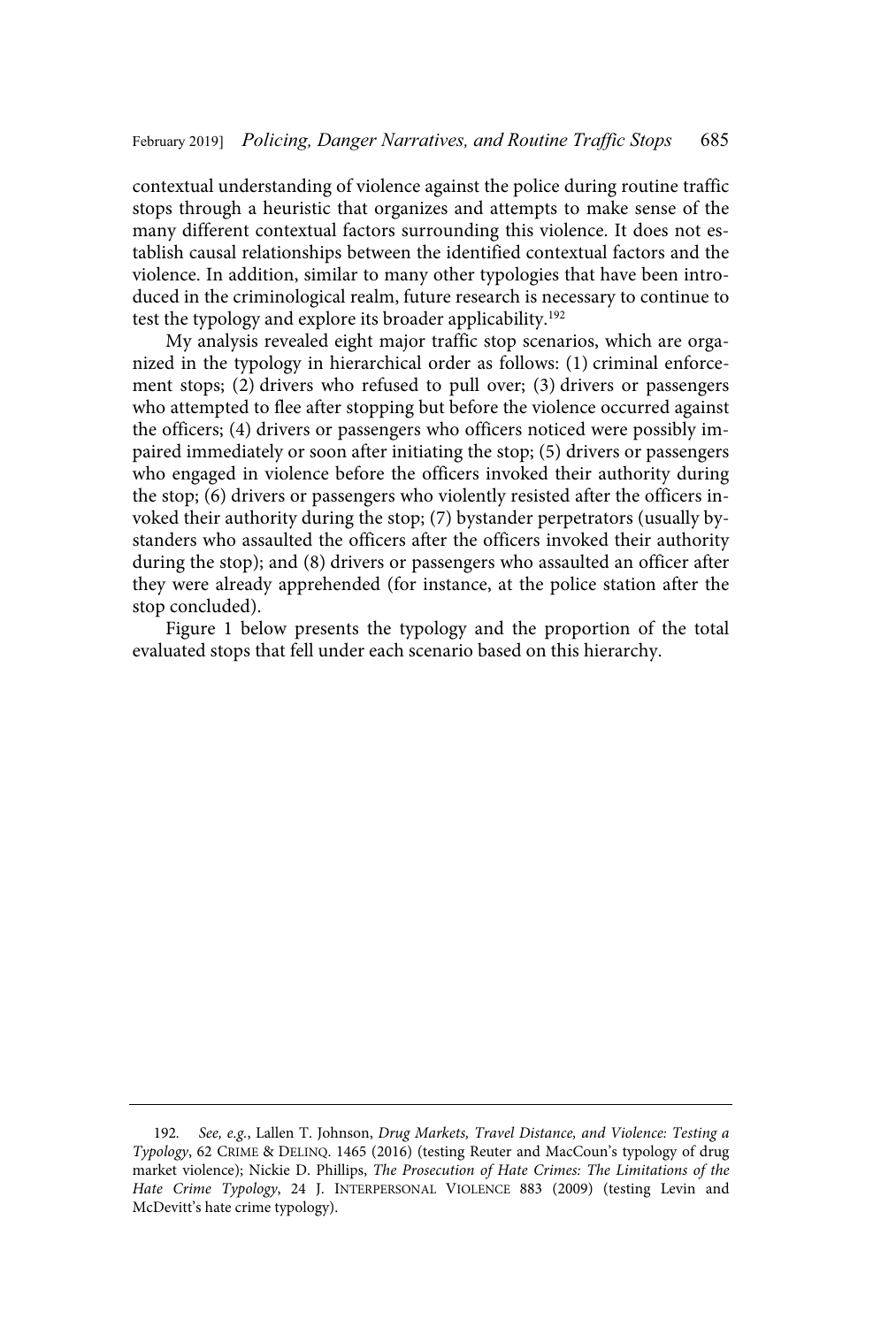contextual understanding of violence against the police during routine traffic stops through a heuristic that organizes and attempts to make sense of the many different contextual factors surrounding this violence. It does not establish causal relationships between the identified contextual factors and the violence. In addition, similar to many other typologies that have been introduced in the criminological realm, future research is necessary to continue to test the typology and explore its broader applicability.[192]

My analysis revealed eight major traffic stop scenarios, which are organized in the typology in hierarchical order as follows: (1) criminal enforcement stops; (2) drivers who refused to pull over; (3) drivers or passengers who attempted to flee after stopping but before the violence occurred against the officers; (4) drivers or passengers who officers noticed were possibly impaired immediately or soon after initiating the stop; (5) drivers or passengers who engaged in violence before the officers invoked their authority during the stop; (6) drivers or passengers who violently resisted after the officers invoked their authority during the stop; (7) bystander perpetrators (usually bystanders who assaulted the officers after the officers invoked their authority during the stop); and (8) drivers or passengers who assaulted an officer after they were already apprehended (for instance, at the police station after the stop concluded).

Figure 1 below presents the typology and the proportion of the total evaluated stops that fell under each scenario based on this hierarchy.

---

192. *See, e.g.*, Lallen T. Johnson, *Drug Markets, Travel Distance, and Violence: Testing a Typology*, 62 CRIME & DELINQ. 1465 (2016) (testing Reuter and MacCoun's typology of drug market violence); Nickie D. Phillips, *The Prosecution of Hate Crimes: The Limitations of the Hate Crime Typology*, 24 J. INTERPERSONAL VIOLENCE 883 (2009) (testing Levin and McDevitt's hate crime typology).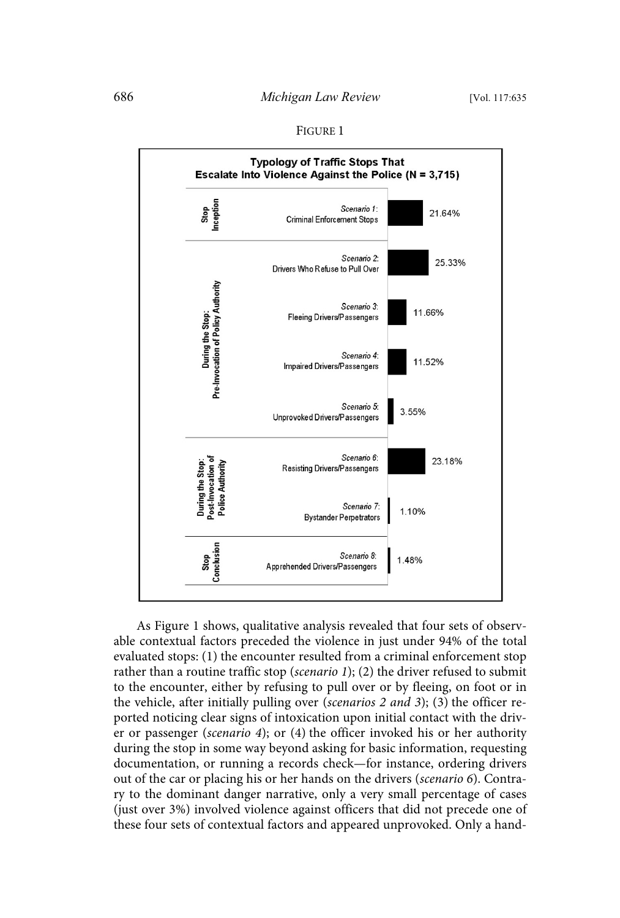FIGURE 1

**Typology of Traffic Stops That Escalate Into Violence Against the Police (N = 3,715)**

| Stage | Scenario | Percentage |
| --- | --- | --- |
| Stop Inception | *Scenario 1*: Criminal Enforcement Stops | 21.64% |
| During the Stop: Pre-Invocation of Policy Authority | *Scenario 2*: Drivers Who Refuse to Pull Over | 25.33% |
| | *Scenario 3*: Fleeing Drivers/Passengers | 11.66% |
| | *Scenario 4*: Impaired Drivers/Passengers | 11.52% |
| | *Scenario 5*: Unprovoked Drivers/Passengers | 3.55% |
| During the Stop: Post-Invocation of Police Authority | *Scenario 6*: Resisting Drivers/Passengers | 23.18% |
| | *Scenario 7*: Bystander Perpetrators | 1.10% |
| Stop Conclusion | *Scenario 8*: Apprehended Drivers/Passengers | 1.48% |

As Figure 1 shows, qualitative analysis revealed that four sets of observable contextual factors preceded the violence in just under 94% of the total evaluated stops: (1) the encounter resulted from a criminal enforcement stop rather than a routine traffic stop (*scenario 1*); (2) the driver refused to submit to the encounter, either by refusing to pull over or by fleeing, on foot or in the vehicle, after initially pulling over (*scenarios 2 and 3*); (3) the officer reported noticing clear signs of intoxication upon initial contact with the driver or passenger (*scenario 4*); or (4) the officer invoked his or her authority during the stop in some way beyond asking for basic information, requesting documentation, or running a records check—for instance, ordering drivers out of the car or placing his or her hands on the drivers (*scenario 6*). Contrary to the dominant danger narrative, only a very small percentage of cases (just over 3%) involved violence against officers that did not precede one of these four sets of contextual factors and appeared unprovoked. Only a hand-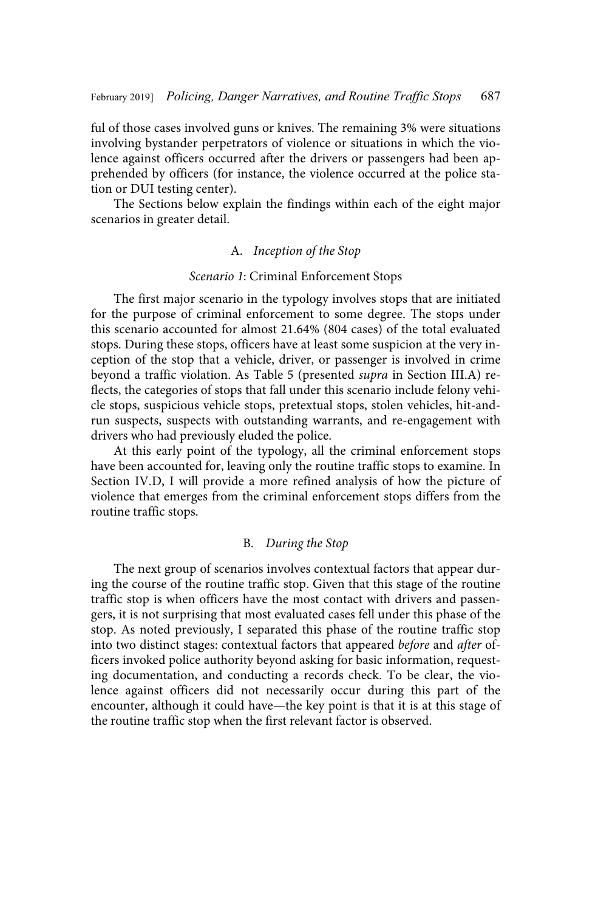ful of those cases involved guns or knives. The remaining 3% were situations involving bystander perpetrators of violence or situations in which the violence against officers occurred after the drivers or passengers had been apprehended by officers (for instance, the violence occurred at the police station or DUI testing center).

The Sections below explain the findings within each of the eight major scenarios in greater detail.

### A. *Inception of the Stop*

#### *Scenario 1*: Criminal Enforcement Stops

The first major scenario in the typology involves stops that are initiated for the purpose of criminal enforcement to some degree. The stops under this scenario accounted for almost 21.64% (804 cases) of the total evaluated stops. During these stops, officers have at least some suspicion at the very inception of the stop that a vehicle, driver, or passenger is involved in crime beyond a traffic violation. As Table 5 (presented *supra* in Section III.A) reflects, the categories of stops that fall under this scenario include felony vehicle stops, suspicious vehicle stops, pretextual stops, stolen vehicles, hit-and-run suspects, suspects with outstanding warrants, and re-engagement with drivers who had previously eluded the police.

At this early point of the typology, all the criminal enforcement stops have been accounted for, leaving only the routine traffic stops to examine. In Section IV.D, I will provide a more refined analysis of how the picture of violence that emerges from the criminal enforcement stops differs from the routine traffic stops.

### B. *During the Stop*

The next group of scenarios involves contextual factors that appear during the course of the routine traffic stop. Given that this stage of the routine traffic stop is when officers have the most contact with drivers and passengers, it is not surprising that most evaluated cases fell under this phase of the stop. As noted previously, I separated this phase of the routine traffic stop into two distinct stages: contextual factors that appeared *before* and *after* officers invoked police authority beyond asking for basic information, requesting documentation, and conducting a records check. To be clear, the violence against officers did not necessarily occur during this part of the encounter, although it could have—the key point is that it is at this stage of the routine traffic stop when the first relevant factor is observed.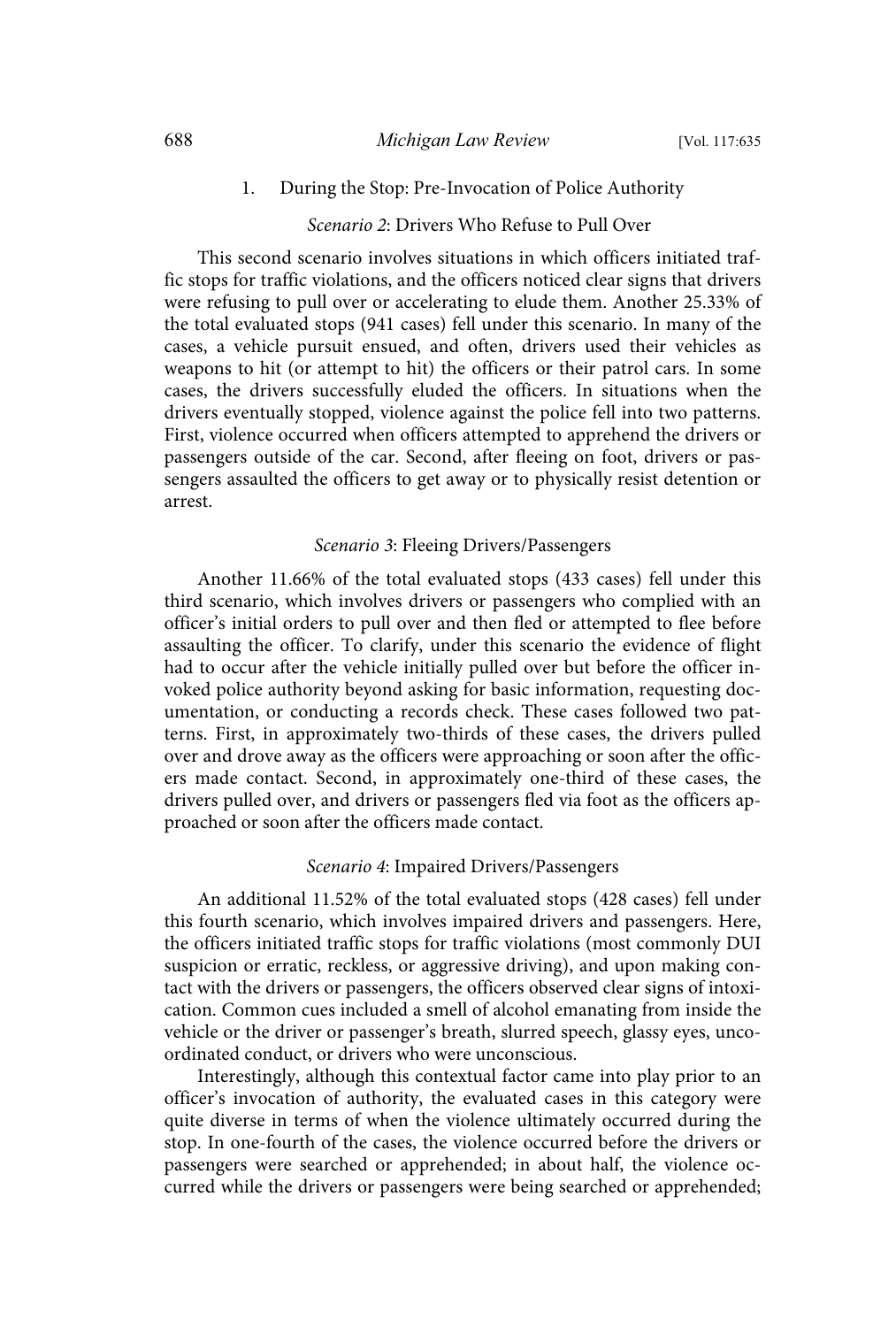### 1. During the Stop: Pre-Invocation of Police Authority

*Scenario 2*: Drivers Who Refuse to Pull Over

This second scenario involves situations in which officers initiated traffic stops for traffic violations, and the officers noticed clear signs that drivers were refusing to pull over or accelerating to elude them. Another 25.33% of the total evaluated stops (941 cases) fell under this scenario. In many of the cases, a vehicle pursuit ensued, and often, drivers used their vehicles as weapons to hit (or attempt to hit) the officers or their patrol cars. In some cases, the drivers successfully eluded the officers. In situations when the drivers eventually stopped, violence against the police fell into two patterns. First, violence occurred when officers attempted to apprehend the drivers or passengers outside of the car. Second, after fleeing on foot, drivers or passengers assaulted the officers to get away or to physically resist detention or arrest.

*Scenario 3*: Fleeing Drivers/Passengers

Another 11.66% of the total evaluated stops (433 cases) fell under this third scenario, which involves drivers or passengers who complied with an officer's initial orders to pull over and then fled or attempted to flee before assaulting the officer. To clarify, under this scenario the evidence of flight had to occur after the vehicle initially pulled over but before the officer invoked police authority beyond asking for basic information, requesting documentation, or conducting a records check. These cases followed two patterns. First, in approximately two-thirds of these cases, the drivers pulled over and drove away as the officers were approaching or soon after the officers made contact. Second, in approximately one-third of these cases, the drivers pulled over, and drivers or passengers fled via foot as the officers approached or soon after the officers made contact.

*Scenario 4*: Impaired Drivers/Passengers

An additional 11.52% of the total evaluated stops (428 cases) fell under this fourth scenario, which involves impaired drivers and passengers. Here, the officers initiated traffic stops for traffic violations (most commonly DUI suspicion or erratic, reckless, or aggressive driving), and upon making contact with the drivers or passengers, the officers observed clear signs of intoxication. Common cues included a smell of alcohol emanating from inside the vehicle or the driver or passenger's breath, slurred speech, glassy eyes, uncoordinated conduct, or drivers who were unconscious.

Interestingly, although this contextual factor came into play prior to an officer's invocation of authority, the evaluated cases in this category were quite diverse in terms of when the violence ultimately occurred during the stop. In one-fourth of the cases, the violence occurred before the drivers or passengers were searched or apprehended; in about half, the violence occurred while the drivers or passengers were being searched or apprehended;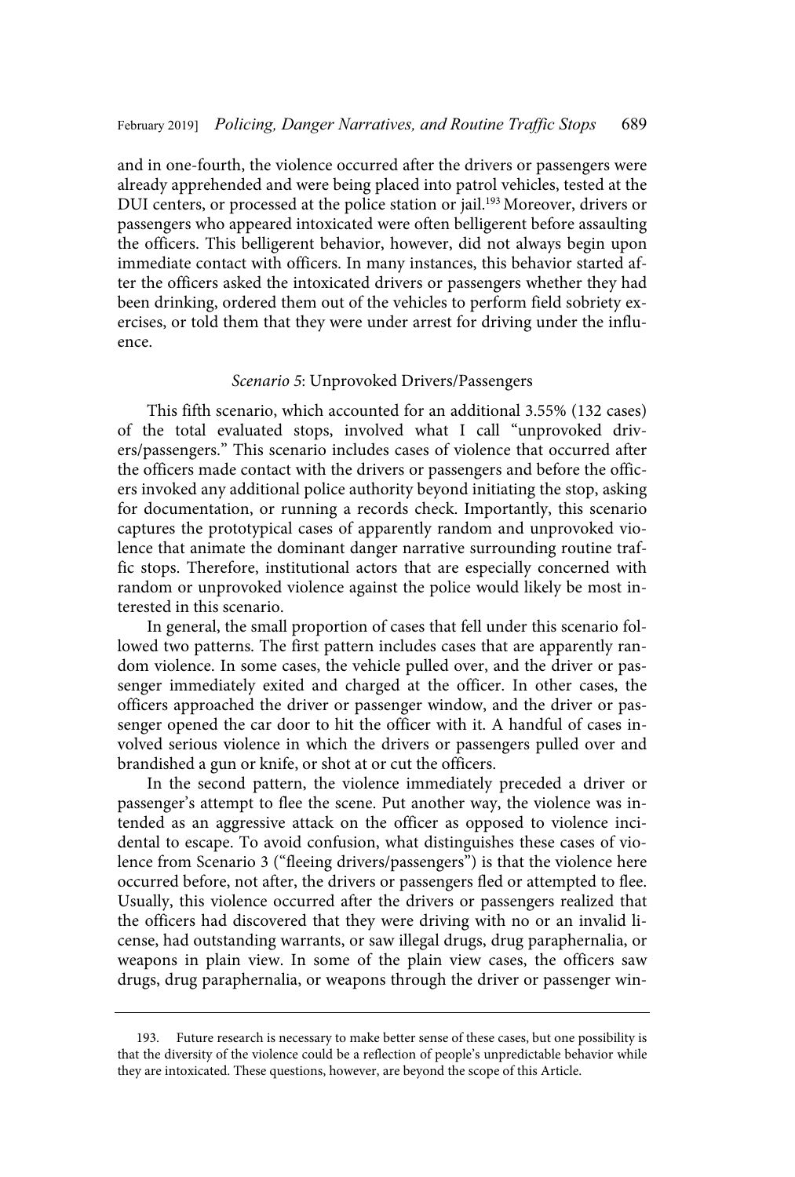and in one-fourth, the violence occurred after the drivers or passengers were already apprehended and were being placed into patrol vehicles, tested at the DUI centers, or processed at the police station or jail.[193] Moreover, drivers or passengers who appeared intoxicated were often belligerent before assaulting the officers. This belligerent behavior, however, did not always begin upon immediate contact with officers. In many instances, this behavior started after the officers asked the intoxicated drivers or passengers whether they had been drinking, ordered them out of the vehicles to perform field sobriety exercises, or told them that they were under arrest for driving under the influence.

*Scenario 5*: Unprovoked Drivers/Passengers

This fifth scenario, which accounted for an additional 3.55% (132 cases) of the total evaluated stops, involved what I call "unprovoked drivers/passengers." This scenario includes cases of violence that occurred after the officers made contact with the drivers or passengers and before the officers invoked any additional police authority beyond initiating the stop, asking for documentation, or running a records check. Importantly, this scenario captures the prototypical cases of apparently random and unprovoked violence that animate the dominant danger narrative surrounding routine traffic stops. Therefore, institutional actors that are especially concerned with random or unprovoked violence against the police would likely be most interested in this scenario.

In general, the small proportion of cases that fell under this scenario followed two patterns. The first pattern includes cases that are apparently random violence. In some cases, the vehicle pulled over, and the driver or passenger immediately exited and charged at the officer. In other cases, the officers approached the driver or passenger window, and the driver or passenger opened the car door to hit the officer with it. A handful of cases involved serious violence in which the drivers or passengers pulled over and brandished a gun or knife, or shot at or cut the officers.

In the second pattern, the violence immediately preceded a driver or passenger's attempt to flee the scene. Put another way, the violence was intended as an aggressive attack on the officer as opposed to violence incidental to escape. To avoid confusion, what distinguishes these cases of violence from Scenario 3 ("fleeing drivers/passengers") is that the violence here occurred before, not after, the drivers or passengers fled or attempted to flee. Usually, this violence occurred after the drivers or passengers realized that the officers had discovered that they were driving with no or an invalid license, had outstanding warrants, or saw illegal drugs, drug paraphernalia, or weapons in plain view. In some of the plain view cases, the officers saw drugs, drug paraphernalia, or weapons through the driver or passenger win-

193. Future research is necessary to make better sense of these cases, but one possibility is that the diversity of the violence could be a reflection of people's unpredictable behavior while they are intoxicated. These questions, however, are beyond the scope of this Article.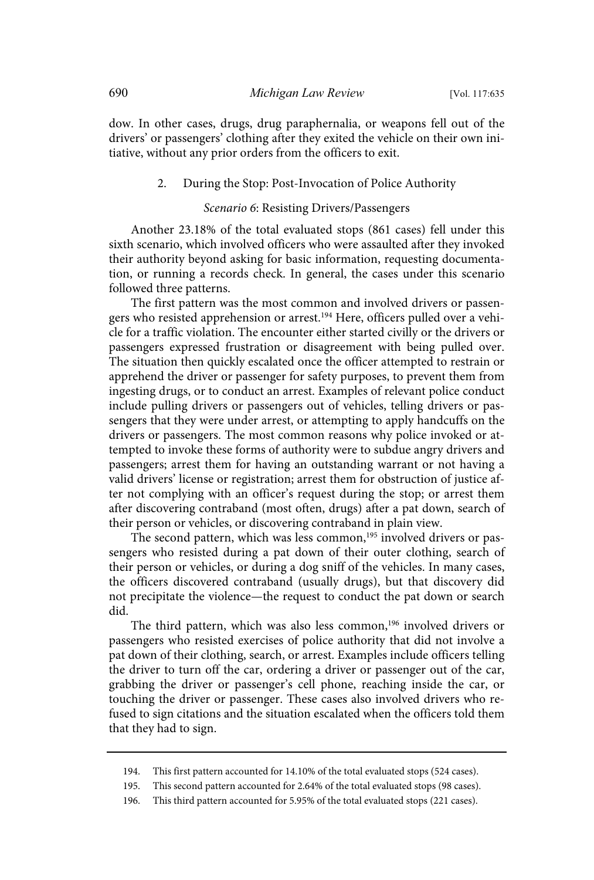dow. In other cases, drugs, drug paraphernalia, or weapons fell out of the drivers' or passengers' clothing after they exited the vehicle on their own initiative, without any prior orders from the officers to exit.

### 2. During the Stop: Post-Invocation of Police Authority

#### *Scenario 6*: Resisting Drivers/Passengers

Another 23.18% of the total evaluated stops (861 cases) fell under this sixth scenario, which involved officers who were assaulted after they invoked their authority beyond asking for basic information, requesting documentation, or running a records check. In general, the cases under this scenario followed three patterns.

The first pattern was the most common and involved drivers or passengers who resisted apprehension or arrest.[194] Here, officers pulled over a vehicle for a traffic violation. The encounter either started civilly or the drivers or passengers expressed frustration or disagreement with being pulled over. The situation then quickly escalated once the officer attempted to restrain or apprehend the driver or passenger for safety purposes, to prevent them from ingesting drugs, or to conduct an arrest. Examples of relevant police conduct include pulling drivers or passengers out of vehicles, telling drivers or passengers that they were under arrest, or attempting to apply handcuffs on the drivers or passengers. The most common reasons why police invoked or attempted to invoke these forms of authority were to subdue angry drivers and passengers; arrest them for having an outstanding warrant or not having a valid drivers' license or registration; arrest them for obstruction of justice after not complying with an officer's request during the stop; or arrest them after discovering contraband (most often, drugs) after a pat down, search of their person or vehicles, or discovering contraband in plain view.

The second pattern, which was less common,[195] involved drivers or passengers who resisted during a pat down of their outer clothing, search of their person or vehicles, or during a dog sniff of the vehicles. In many cases, the officers discovered contraband (usually drugs), but that discovery did not precipitate the violence—the request to conduct the pat down or search did.

The third pattern, which was also less common,[196] involved drivers or passengers who resisted exercises of police authority that did not involve a pat down of their clothing, search, or arrest. Examples include officers telling the driver to turn off the car, ordering a driver or passenger out of the car, grabbing the driver or passenger's cell phone, reaching inside the car, or touching the driver or passenger. These cases also involved drivers who refused to sign citations and the situation escalated when the officers told them that they had to sign.

---

194. This first pattern accounted for 14.10% of the total evaluated stops (524 cases).

195. This second pattern accounted for 2.64% of the total evaluated stops (98 cases).

196. This third pattern accounted for 5.95% of the total evaluated stops (221 cases).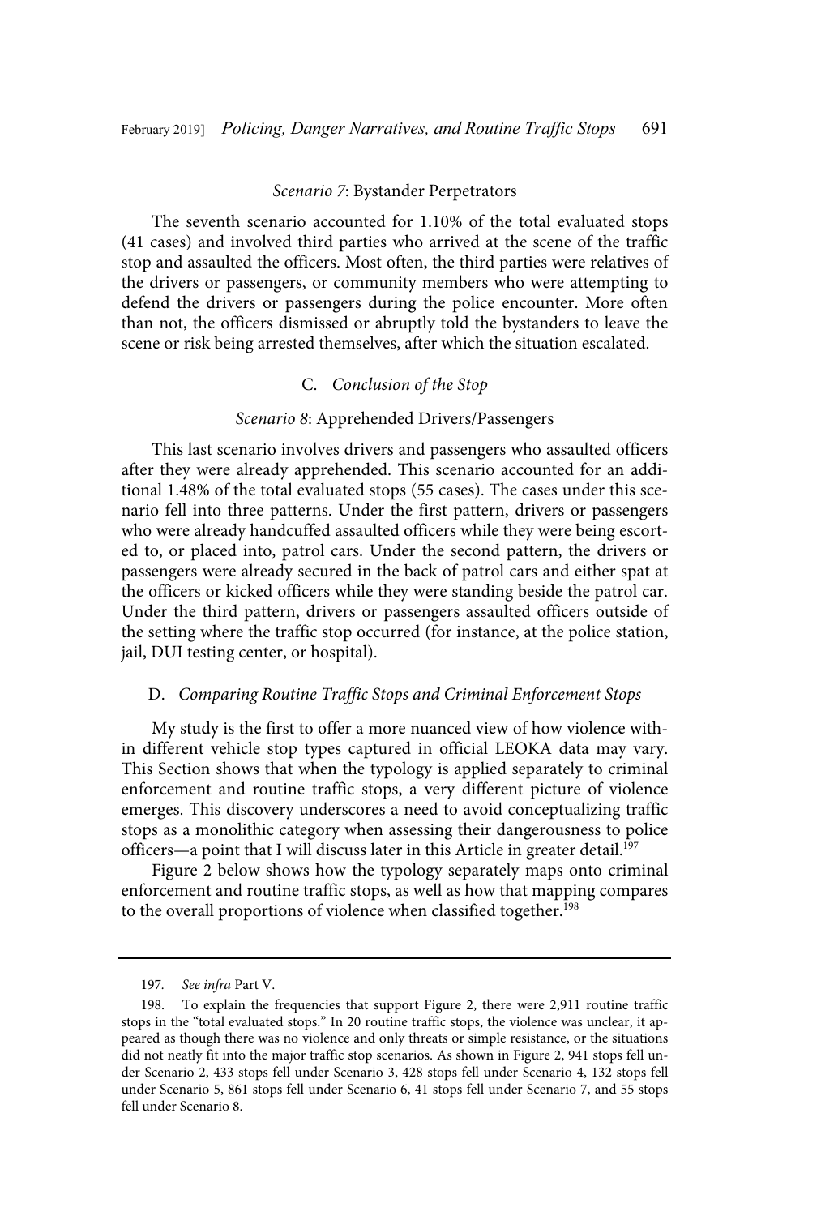*Scenario 7*: Bystander Perpetrators

The seventh scenario accounted for 1.10% of the total evaluated stops (41 cases) and involved third parties who arrived at the scene of the traffic stop and assaulted the officers. Most often, the third parties were relatives of the drivers or passengers, or community members who were attempting to defend the drivers or passengers during the police encounter. More often than not, the officers dismissed or abruptly told the bystanders to leave the scene or risk being arrested themselves, after which the situation escalated.

### C. *Conclusion of the Stop*

*Scenario 8*: Apprehended Drivers/Passengers

This last scenario involves drivers and passengers who assaulted officers after they were already apprehended. This scenario accounted for an additional 1.48% of the total evaluated stops (55 cases). The cases under this scenario fell into three patterns. Under the first pattern, drivers or passengers who were already handcuffed assaulted officers while they were being escorted to, or placed into, patrol cars. Under the second pattern, the drivers or passengers were already secured in the back of patrol cars and either spat at the officers or kicked officers while they were standing beside the patrol car. Under the third pattern, drivers or passengers assaulted officers outside of the setting where the traffic stop occurred (for instance, at the police station, jail, DUI testing center, or hospital).

### D. *Comparing Routine Traffic Stops and Criminal Enforcement Stops*

My study is the first to offer a more nuanced view of how violence within different vehicle stop types captured in official LEOKA data may vary. This Section shows that when the typology is applied separately to criminal enforcement and routine traffic stops, a very different picture of violence emerges. This discovery underscores a need to avoid conceptualizing traffic stops as a monolithic category when assessing their dangerousness to police officers—a point that I will discuss later in this Article in greater detail.[197]

Figure 2 below shows how the typology separately maps onto criminal enforcement and routine traffic stops, as well as how that mapping compares to the overall proportions of violence when classified together.[198]

---

197. *See infra* Part V.

198. To explain the frequencies that support Figure 2, there were 2,911 routine traffic stops in the "total evaluated stops." In 20 routine traffic stops, the violence was unclear, it appeared as though there was no violence and only threats or simple resistance, or the situations did not neatly fit into the major traffic stop scenarios. As shown in Figure 2, 941 stops fell under Scenario 2, 433 stops fell under Scenario 3, 428 stops fell under Scenario 4, 132 stops fell under Scenario 5, 861 stops fell under Scenario 6, 41 stops fell under Scenario 7, and 55 stops fell under Scenario 8.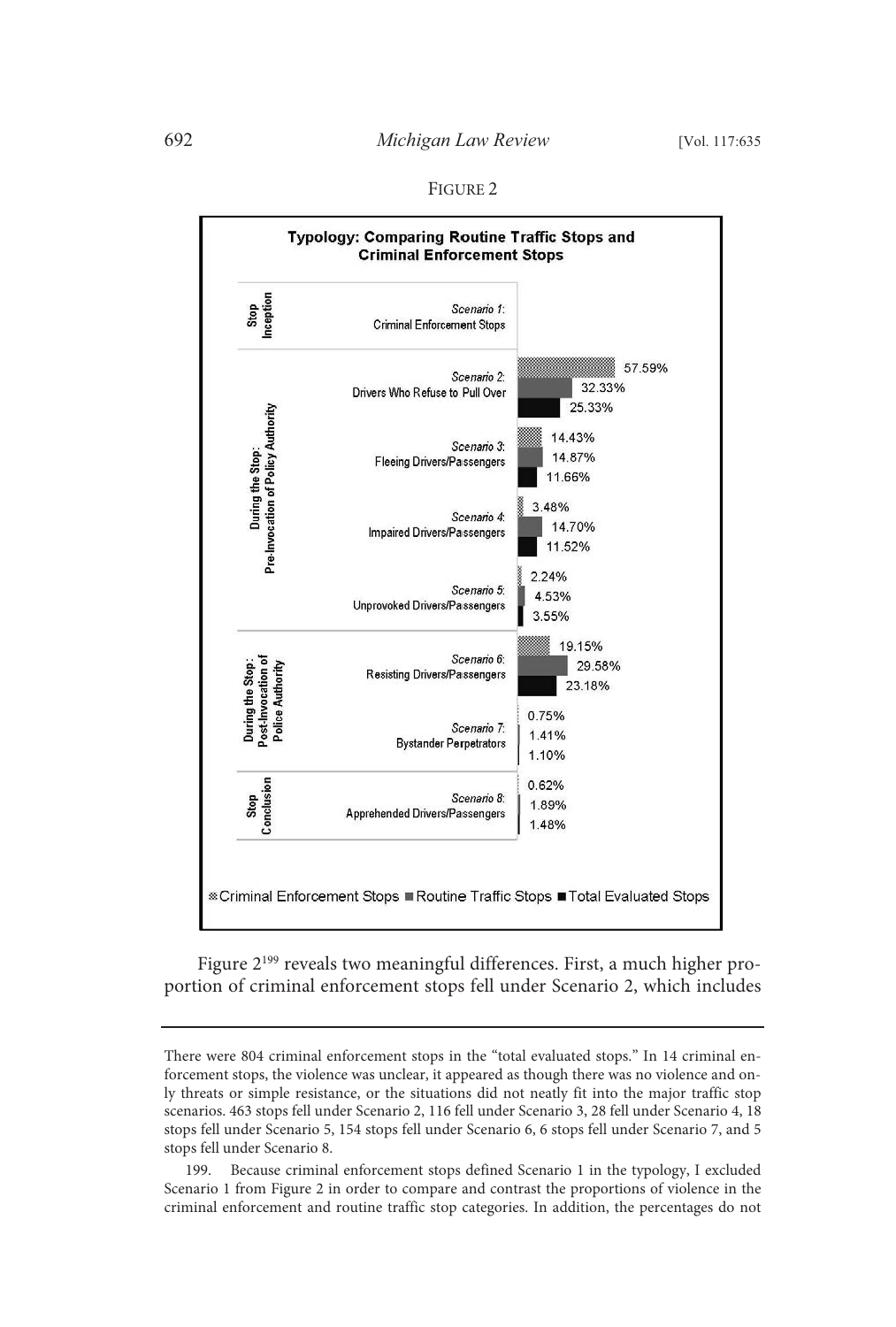FIGURE 2

**Typology: Comparing Routine Traffic Stops and Criminal Enforcement Stops**

| Stage | Scenario | Criminal Enforcement Stops | Routine Traffic Stops | Total Evaluated Stops |
|---|---|---|---|---|
| Stop Inception | *Scenario 1:* Criminal Enforcement Stops | | | |
| During the Stop: Pre-Invocation of Policy Authority | *Scenario 2:* Drivers Who Refuse to Pull Over | 57.59% | 32.33% | 25.33% |
| | *Scenario 3:* Fleeing Drivers/Passengers | 14.43% | 14.87% | 11.66% |
| | *Scenario 4:* Impaired Drivers/Passengers | 3.48% | 14.70% | 11.52% |
| | *Scenario 5:* Unprovoked Drivers/Passengers | 2.24% | 4.53% | 3.55% |
| During the Stop: Post-Invocation of Police Authority | *Scenario 6:* Resisting Drivers/Passengers | 19.15% | 29.58% | 23.18% |
| | *Scenario 7:* Bystander Perpetrators | 0.75% | 1.41% | 1.10% |
| Stop Conclusion | *Scenario 8:* Apprehended Drivers/Passengers | 0.62% | 1.89% | 1.48% |

Figure 2[199] reveals two meaningful differences. First, a much higher proportion of criminal enforcement stops fell under Scenario 2, which includes

---

There were 804 criminal enforcement stops in the "total evaluated stops." In 14 criminal enforcement stops, the violence was unclear, it appeared as though there was no violence and only threats or simple resistance, or the situations did not neatly fit into the major traffic stop scenarios. 463 stops fell under Scenario 2, 116 fell under Scenario 3, 28 fell under Scenario 4, 18 stops fell under Scenario 5, 154 stops fell under Scenario 6, 6 stops fell under Scenario 7, and 5 stops fell under Scenario 8.

199. Because criminal enforcement stops defined Scenario 1 in the typology, I excluded Scenario 1 from Figure 2 in order to compare and contrast the proportions of violence in the criminal enforcement and routine traffic stop categories. In addition, the percentages do not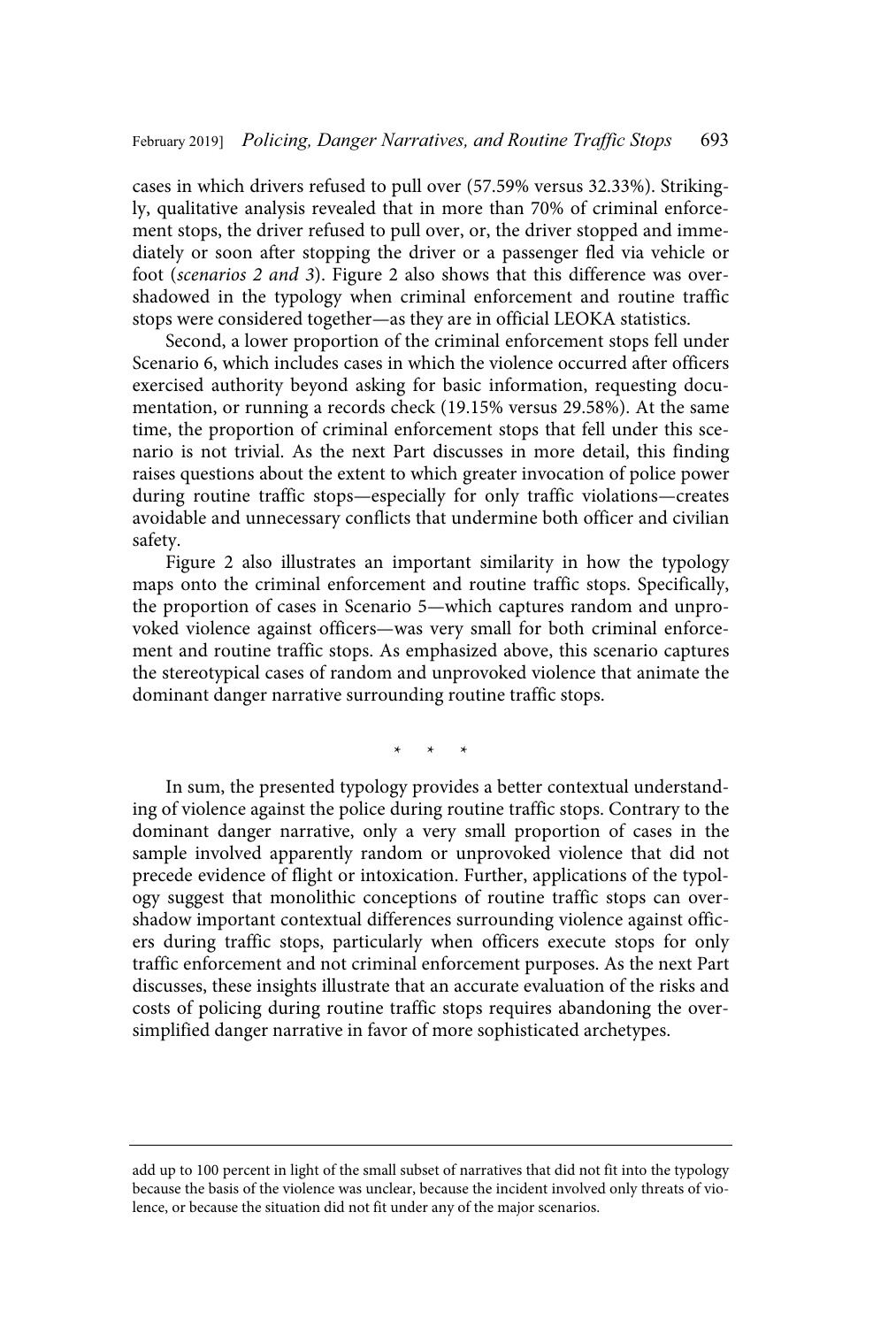cases in which drivers refused to pull over (57.59% versus 32.33%). Strikingly, qualitative analysis revealed that in more than 70% of criminal enforcement stops, the driver refused to pull over, or, the driver stopped and immediately or soon after stopping the driver or a passenger fled via vehicle or foot (*scenarios 2 and 3*). Figure 2 also shows that this difference was overshadowed in the typology when criminal enforcement and routine traffic stops were considered together—as they are in official LEOKA statistics.

Second, a lower proportion of the criminal enforcement stops fell under Scenario 6, which includes cases in which the violence occurred after officers exercised authority beyond asking for basic information, requesting documentation, or running a records check (19.15% versus 29.58%). At the same time, the proportion of criminal enforcement stops that fell under this scenario is not trivial. As the next Part discusses in more detail, this finding raises questions about the extent to which greater invocation of police power during routine traffic stops—especially for only traffic violations—creates avoidable and unnecessary conflicts that undermine both officer and civilian safety.

Figure 2 also illustrates an important similarity in how the typology maps onto the criminal enforcement and routine traffic stops. Specifically, the proportion of cases in Scenario 5—which captures random and unprovoked violence against officers—was very small for both criminal enforcement and routine traffic stops. As emphasized above, this scenario captures the stereotypical cases of random and unprovoked violence that animate the dominant danger narrative surrounding routine traffic stops.

\* \* \*

In sum, the presented typology provides a better contextual understanding of violence against the police during routine traffic stops. Contrary to the dominant danger narrative, only a very small proportion of cases in the sample involved apparently random or unprovoked violence that did not precede evidence of flight or intoxication. Further, applications of the typology suggest that monolithic conceptions of routine traffic stops can overshadow important contextual differences surrounding violence against officers during traffic stops, particularly when officers execute stops for only traffic enforcement and not criminal enforcement purposes. As the next Part discusses, these insights illustrate that an accurate evaluation of the risks and costs of policing during routine traffic stops requires abandoning the oversimplified danger narrative in favor of more sophisticated archetypes.

---

add up to 100 percent in light of the small subset of narratives that did not fit into the typology because the basis of the violence was unclear, because the incident involved only threats of violence, or because the situation did not fit under any of the major scenarios.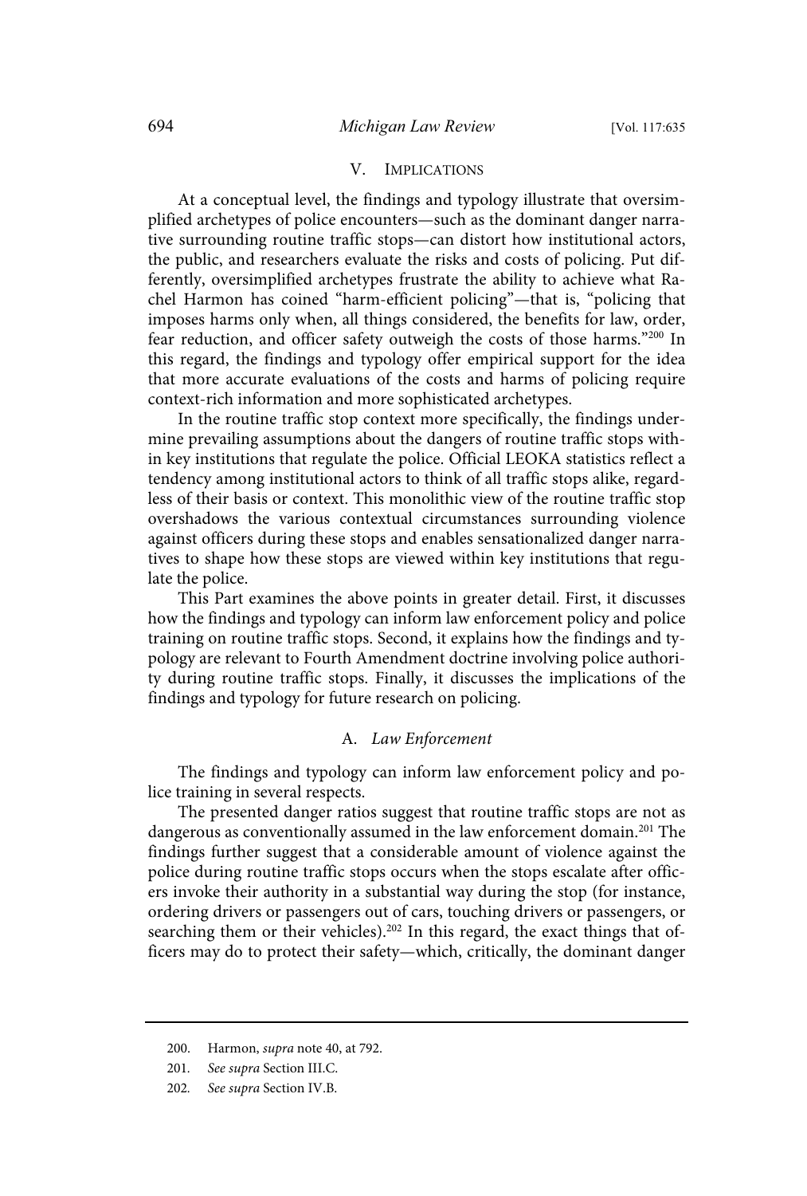## V. Implications

At a conceptual level, the findings and typology illustrate that oversimplified archetypes of police encounters—such as the dominant danger narrative surrounding routine traffic stops—can distort how institutional actors, the public, and researchers evaluate the risks and costs of policing. Put differently, oversimplified archetypes frustrate the ability to achieve what Rachel Harmon has coined "harm-efficient policing"—that is, "policing that imposes harms only when, all things considered, the benefits for law, order, fear reduction, and officer safety outweigh the costs of those harms."[200] In this regard, the findings and typology offer empirical support for the idea that more accurate evaluations of the costs and harms of policing require context-rich information and more sophisticated archetypes.

In the routine traffic stop context more specifically, the findings undermine prevailing assumptions about the dangers of routine traffic stops within key institutions that regulate the police. Official LEOKA statistics reflect a tendency among institutional actors to think of all traffic stops alike, regardless of their basis or context. This monolithic view of the routine traffic stop overshadows the various contextual circumstances surrounding violence against officers during these stops and enables sensationalized danger narratives to shape how these stops are viewed within key institutions that regulate the police.

This Part examines the above points in greater detail. First, it discusses how the findings and typology can inform law enforcement policy and police training on routine traffic stops. Second, it explains how the findings and typology are relevant to Fourth Amendment doctrine involving police authority during routine traffic stops. Finally, it discusses the implications of the findings and typology for future research on policing.

### A. *Law Enforcement*

The findings and typology can inform law enforcement policy and police training in several respects.

The presented danger ratios suggest that routine traffic stops are not as dangerous as conventionally assumed in the law enforcement domain.[201] The findings further suggest that a considerable amount of violence against the police during routine traffic stops occurs when the stops escalate after officers invoke their authority in a substantial way during the stop (for instance, ordering drivers or passengers out of cars, touching drivers or passengers, or searching them or their vehicles).[202] In this regard, the exact things that officers may do to protect their safety—which, critically, the dominant danger

---

200. Harmon, *supra* note 40, at 792.

201. *See supra* Section III.C.

202. *See supra* Section IV.B.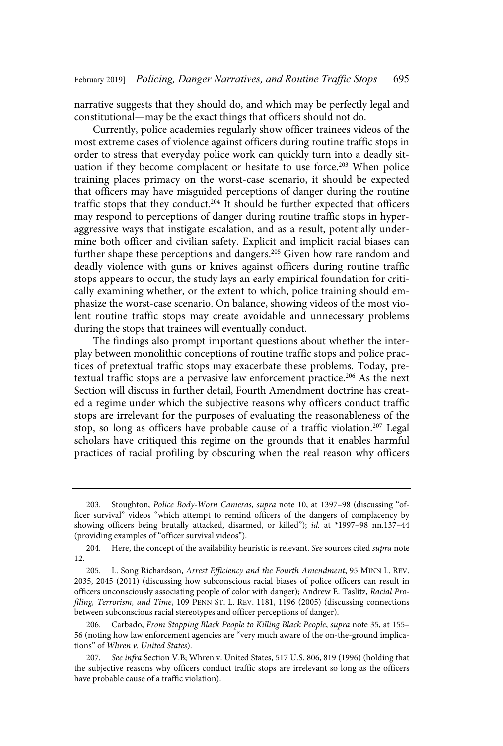narrative suggests that they should do, and which may be perfectly legal and constitutional—may be the exact things that officers should not do.

Currently, police academies regularly show officer trainees videos of the most extreme cases of violence against officers during routine traffic stops in order to stress that everyday police work can quickly turn into a deadly situation if they become complacent or hesitate to use force.[203] When police training places primacy on the worst-case scenario, it should be expected that officers may have misguided perceptions of danger during the routine traffic stops that they conduct.[204] It should be further expected that officers may respond to perceptions of danger during routine traffic stops in hyper-aggressive ways that instigate escalation, and as a result, potentially undermine both officer and civilian safety. Explicit and implicit racial biases can further shape these perceptions and dangers.[205] Given how rare random and deadly violence with guns or knives against officers during routine traffic stops appears to occur, the study lays an early empirical foundation for critically examining whether, or the extent to which, police training should emphasize the worst-case scenario. On balance, showing videos of the most violent routine traffic stops may create avoidable and unnecessary problems during the stops that trainees will eventually conduct.

The findings also prompt important questions about whether the interplay between monolithic conceptions of routine traffic stops and police practices of pretextual traffic stops may exacerbate these problems. Today, pretextual traffic stops are a pervasive law enforcement practice.[206] As the next Section will discuss in further detail, Fourth Amendment doctrine has created a regime under which the subjective reasons why officers conduct traffic stops are irrelevant for the purposes of evaluating the reasonableness of the stop, so long as officers have probable cause of a traffic violation.[207] Legal scholars have critiqued this regime on the grounds that it enables harmful practices of racial profiling by obscuring when the real reason why officers

---

203. Stoughton, *Police Body-Worn Cameras*, *supra* note 10, at 1397–98 (discussing "officer survival" videos "which attempt to remind officers of the dangers of complacency by showing officers being brutally attacked, disarmed, or killed"); *id.* at *1997–98 nn.137–44 (providing examples of "officer survival videos").

204. Here, the concept of the availability heuristic is relevant. *See* sources cited *supra* note 12.

205. L. Song Richardson, *Arrest Efficiency and the Fourth Amendment*, 95 MINN L. REV. 2035, 2045 (2011) (discussing how subconscious racial biases of police officers can result in officers unconsciously associating people of color with danger); Andrew E. Taslitz, *Racial Profiling, Terrorism, and Time*, 109 PENN ST. L. REV. 1181, 1196 (2005) (discussing connections between subconscious racial stereotypes and officer perceptions of danger).

206. Carbado, *From Stopping Black People to Killing Black People*, *supra* note 35, at 155–56 (noting how law enforcement agencies are "very much aware of the on-the-ground implications" of *Whren v. United States*).

207. *See infra* Section V.B; Whren v. United States, 517 U.S. 806, 819 (1996) (holding that the subjective reasons why officers conduct traffic stops are irrelevant so long as the officers have probable cause of a traffic violation).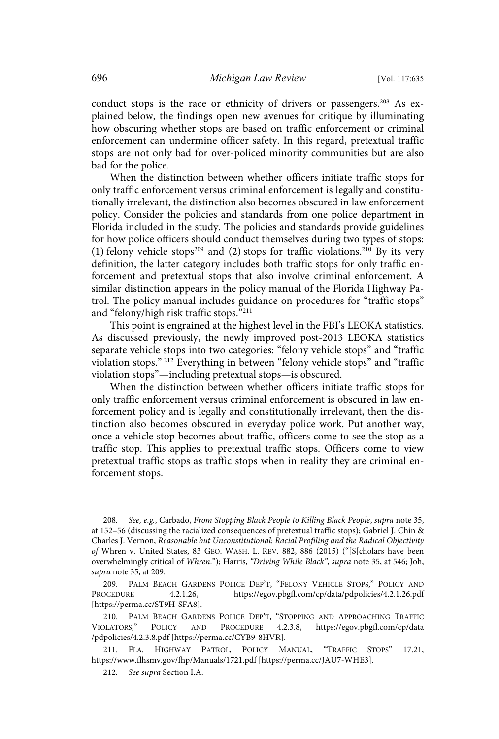conduct stops is the race or ethnicity of drivers or passengers.[208] As explained below, the findings open new avenues for critique by illuminating how obscuring whether stops are based on traffic enforcement or criminal enforcement can undermine officer safety. In this regard, pretextual traffic stops are not only bad for over-policed minority communities but are also bad for the police.

When the distinction between whether officers initiate traffic stops for only traffic enforcement versus criminal enforcement is legally and constitutionally irrelevant, the distinction also becomes obscured in law enforcement policy. Consider the policies and standards from one police department in Florida included in the study. The policies and standards provide guidelines for how police officers should conduct themselves during two types of stops: (1) felony vehicle stops[209] and (2) stops for traffic violations.[210] By its very definition, the latter category includes both traffic stops for only traffic enforcement and pretextual stops that also involve criminal enforcement. A similar distinction appears in the policy manual of the Florida Highway Patrol. The policy manual includes guidance on procedures for "traffic stops" and "felony/high risk traffic stops."[211]

This point is engrained at the highest level in the FBI's LEOKA statistics. As discussed previously, the newly improved post-2013 LEOKA statistics separate vehicle stops into two categories: "felony vehicle stops" and "traffic violation stops." [212] Everything in between "felony vehicle stops" and "traffic violation stops"—including pretextual stops—is obscured.

When the distinction between whether officers initiate traffic stops for only traffic enforcement versus criminal enforcement is obscured in law enforcement policy and is legally and constitutionally irrelevant, then the distinction also becomes obscured in everyday police work. Put another way, once a vehicle stop becomes about traffic, officers come to see the stop as a traffic stop. This applies to pretextual traffic stops. Officers come to view pretextual traffic stops as traffic stops when in reality they are criminal enforcement stops.

---

208. *See, e.g.*, Carbado, *From Stopping Black People to Killing Black People*, *supra* note 35, at 152–56 (discussing the racialized consequences of pretextual traffic stops); Gabriel J. Chin & Charles J. Vernon, *Reasonable but Unconstitutional: Racial Profiling and the Radical Objectivity of* Whren v. United States, 83 GEO. WASH. L. REV. 882, 886 (2015) ("[S[cholars have been overwhelmingly critical of *Whren*."); Harris, *"Driving While Black"*, *supra* note 35, at 546; Joh, *supra* note 35, at 209.

209. PALM BEACH GARDENS POLICE DEP'T, "FELONY VEHICLE STOPS," POLICY AND PROCEDURE 4.2.1.26, https://egov.pbgfl.com/cp/data/pdpolicies/4.2.1.26.pdf [https://perma.cc/ST9H-SFA8].

210. PALM BEACH GARDENS POLICE DEP'T, "STOPPING AND APPROACHING TRAFFIC VIOLATORS," POLICY AND PROCEDURE 4.2.3.8, https://egov.pbgfl.com/cp/data/pdpolicies/4.2.3.8.pdf [https://perma.cc/CYB9-8HVR].

211. FLA. HIGHWAY PATROL, POLICY MANUAL, "TRAFFIC STOPS" 17.21, https://www.flhsmv.gov/fhp/Manuals/1721.pdf [https://perma.cc/JAU7-WHE3].

212. *See supra* Section I.A.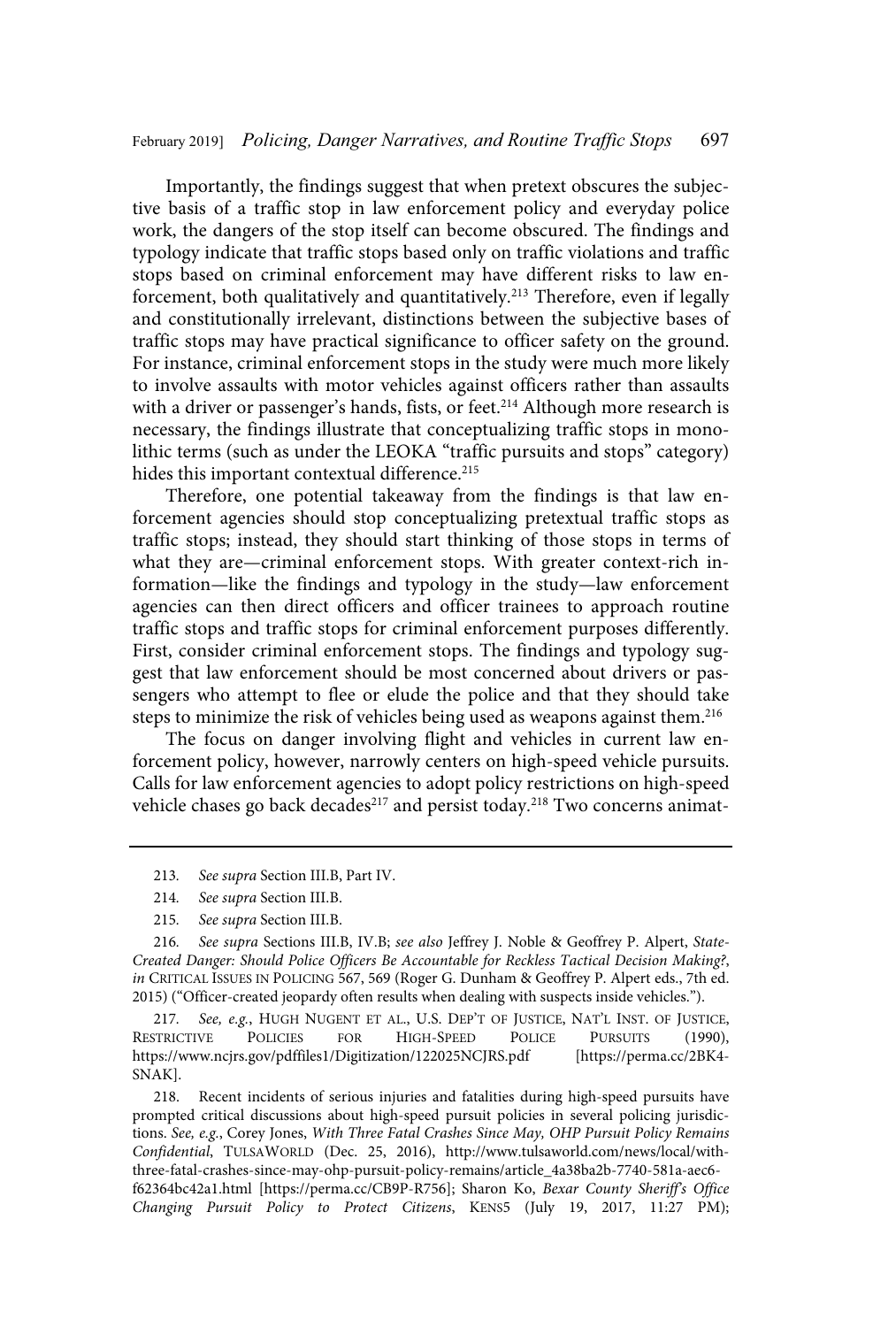Importantly, the findings suggest that when pretext obscures the subjective basis of a traffic stop in law enforcement policy and everyday police work, the dangers of the stop itself can become obscured. The findings and typology indicate that traffic stops based only on traffic violations and traffic stops based on criminal enforcement may have different risks to law enforcement, both qualitatively and quantitatively.[213] Therefore, even if legally and constitutionally irrelevant, distinctions between the subjective bases of traffic stops may have practical significance to officer safety on the ground. For instance, criminal enforcement stops in the study were much more likely to involve assaults with motor vehicles against officers rather than assaults with a driver or passenger's hands, fists, or feet.[214] Although more research is necessary, the findings illustrate that conceptualizing traffic stops in monolithic terms (such as under the LEOKA "traffic pursuits and stops" category) hides this important contextual difference.[215]

Therefore, one potential takeaway from the findings is that law enforcement agencies should stop conceptualizing pretextual traffic stops as traffic stops; instead, they should start thinking of those stops in terms of what they are—criminal enforcement stops. With greater context-rich information—like the findings and typology in the study—law enforcement agencies can then direct officers and officer trainees to approach routine traffic stops and traffic stops for criminal enforcement purposes differently. First, consider criminal enforcement stops. The findings and typology suggest that law enforcement should be most concerned about drivers or passengers who attempt to flee or elude the police and that they should take steps to minimize the risk of vehicles being used as weapons against them.[216]

The focus on danger involving flight and vehicles in current law enforcement policy, however, narrowly centers on high-speed vehicle pursuits. Calls for law enforcement agencies to adopt policy restrictions on high-speed vehicle chases go back decades[217] and persist today.[218] Two concerns animat-

---

213. *See supra* Section III.B, Part IV.

214. *See supra* Section III.B.

215. *See supra* Section III.B.

216. *See supra* Sections III.B, IV.B; *see also* Jeffrey J. Noble & Geoffrey P. Alpert, *State-Created Danger: Should Police Officers Be Accountable for Reckless Tactical Decision Making?*, *in* CRITICAL ISSUES IN POLICING 567, 569 (Roger G. Dunham & Geoffrey P. Alpert eds., 7th ed. 2015) ("Officer-created jeopardy often results when dealing with suspects inside vehicles.").

217. *See, e.g.*, HUGH NUGENT ET AL., U.S. DEP'T OF JUSTICE, NAT'L INST. OF JUSTICE, RESTRICTIVE POLICIES FOR HIGH-SPEED POLICE PURSUITS (1990), https://www.ncjrs.gov/pdffiles1/Digitization/122025NCJRS.pdf [https://perma.cc/2BK4-SNAK].

218. Recent incidents of serious injuries and fatalities during high-speed pursuits have prompted critical discussions about high-speed pursuit policies in several policing jurisdictions. *See, e.g.*, Corey Jones, *With Three Fatal Crashes Since May, OHP Pursuit Policy Remains Confidential*, TULSAWORLD (Dec. 25, 2016), http://www.tulsaworld.com/news/local/with-three-fatal-crashes-since-may-ohp-pursuit-policy-remains/article_4a38ba2b-7740-581a-aec6-f62364bc42a1.html [https://perma.cc/CB9P-R756]; Sharon Ko, *Bexar County Sheriff's Office Changing Pursuit Policy to Protect Citizens*, KENS5 (July 19, 2017, 11:27 PM);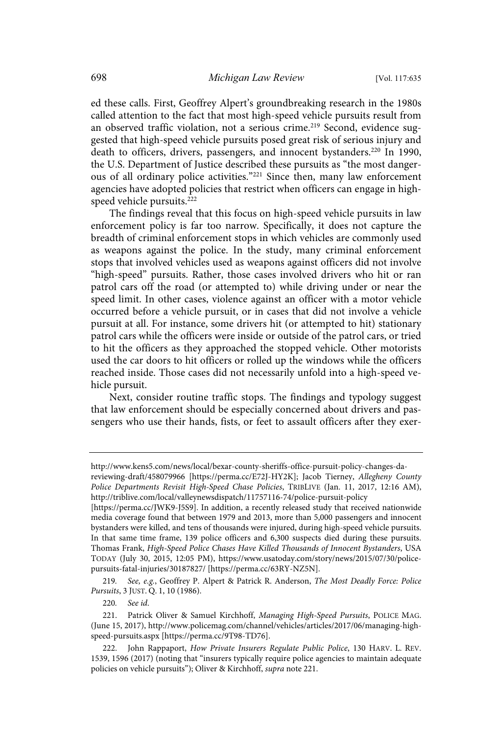ed these calls. First, Geoffrey Alpert's groundbreaking research in the 1980s called attention to the fact that most high-speed vehicle pursuits result from an observed traffic violation, not a serious crime.[219] Second, evidence suggested that high-speed vehicle pursuits posed great risk of serious injury and death to officers, drivers, passengers, and innocent bystanders.[220] In 1990, the U.S. Department of Justice described these pursuits as "the most dangerous of all ordinary police activities."[221] Since then, many law enforcement agencies have adopted policies that restrict when officers can engage in high-speed vehicle pursuits.[222]

The findings reveal that this focus on high-speed vehicle pursuits in law enforcement policy is far too narrow. Specifically, it does not capture the breadth of criminal enforcement stops in which vehicles are commonly used as weapons against the police. In the study, many criminal enforcement stops that involved vehicles used as weapons against officers did not involve "high-speed" pursuits. Rather, those cases involved drivers who hit or ran patrol cars off the road (or attempted to) while driving under or near the speed limit. In other cases, violence against an officer with a motor vehicle occurred before a vehicle pursuit, or in cases that did not involve a vehicle pursuit at all. For instance, some drivers hit (or attempted to hit) stationary patrol cars while the officers were inside or outside of the patrol cars, or tried to hit the officers as they approached the stopped vehicle. Other motorists used the car doors to hit officers or rolled up the windows while the officers reached inside. Those cases did not necessarily unfold into a high-speed vehicle pursuit.

Next, consider routine traffic stops. The findings and typology suggest that law enforcement should be especially concerned about drivers and passengers who use their hands, fists, or feet to assault officers after they exer-

---

http://www.kens5.com/news/local/bexar-county-sheriffs-office-pursuit-policy-changes-da-reviewing-draft/458079966 [https://perma.cc/E72J-HY2K]; Jacob Tierney, *Allegheny County Police Departments Revisit High-Speed Chase Policies*, TRIBLIVE (Jan. 11, 2017, 12:16 AM), http://triblive.com/local/valleynewsdispatch/11757116-74/police-pursuit-policy [https://perma.cc/JWK9-J5S9]. In addition, a recently released study that received nationwide media coverage found that between 1979 and 2013, more than 5,000 passengers and innocent bystanders were killed, and tens of thousands were injured, during high-speed vehicle pursuits. In that same time frame, 139 police officers and 6,300 suspects died during these pursuits. Thomas Frank, *High-Speed Police Chases Have Killed Thousands of Innocent Bystanders*, USA TODAY (July 30, 2015, 12:05 PM), https://www.usatoday.com/story/news/2015/07/30/police-pursuits-fatal-injuries/30187827/ [https://perma.cc/63RY-NZ5N].

219. *See, e.g.*, Geoffrey P. Alpert & Patrick R. Anderson, *The Most Deadly Force: Police Pursuits*, 3 JUST. Q. 1, 10 (1986).

220. *See id.*

221. Patrick Oliver & Samuel Kirchhoff, *Managing High-Speed Pursuits*, POLICE MAG. (June 15, 2017), http://www.policemag.com/channel/vehicles/articles/2017/06/managing-high-speed-pursuits.aspx [https://perma.cc/9T98-TD76].

222. John Rappaport, *How Private Insurers Regulate Public Police*, 130 HARV. L. REV. 1539, 1596 (2017) (noting that "insurers typically require police agencies to maintain adequate policies on vehicle pursuits"); Oliver & Kirchhoff, *supra* note 221.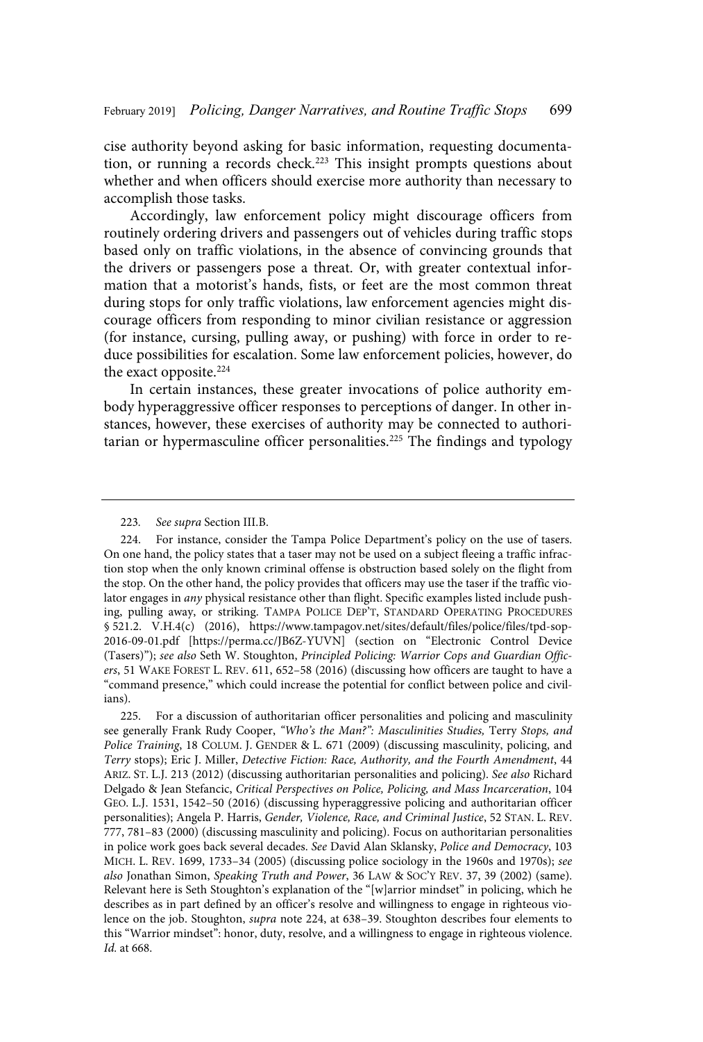cise authority beyond asking for basic information, requesting documentation, or running a records check.[223] This insight prompts questions about whether and when officers should exercise more authority than necessary to accomplish those tasks.

Accordingly, law enforcement policy might discourage officers from routinely ordering drivers and passengers out of vehicles during traffic stops based only on traffic violations, in the absence of convincing grounds that the drivers or passengers pose a threat. Or, with greater contextual information that a motorist's hands, fists, or feet are the most common threat during stops for only traffic violations, law enforcement agencies might discourage officers from responding to minor civilian resistance or aggression (for instance, cursing, pulling away, or pushing) with force in order to reduce possibilities for escalation. Some law enforcement policies, however, do the exact opposite.[224]

In certain instances, these greater invocations of police authority embody hyperaggressive officer responses to perceptions of danger. In other instances, however, these exercises of authority may be connected to authoritarian or hypermasculine officer personalities.[225] The findings and typology

---

223. *See supra* Section III.B.

224. For instance, consider the Tampa Police Department's policy on the use of tasers. On one hand, the policy states that a taser may not be used on a subject fleeing a traffic infraction stop when the only known criminal offense is obstruction based solely on the flight from the stop. On the other hand, the policy provides that officers may use the taser if the traffic violator engages in *any* physical resistance other than flight. Specific examples listed include pushing, pulling away, or striking. TAMPA POLICE DEP'T, STANDARD OPERATING PROCEDURES § 521.2. V.H.4(c) (2016), https://www.tampagov.net/sites/default/files/police/files/tpd-sop-2016-09-01.pdf [https://perma.cc/JB6Z-YUVN] (section on "Electronic Control Device (Tasers)"); *see also* Seth W. Stoughton, *Principled Policing: Warrior Cops and Guardian Officers*, 51 WAKE FOREST L. REV. 611, 652–58 (2016) (discussing how officers are taught to have a "command presence," which could increase the potential for conflict between police and civilians).

225. For a discussion of authoritarian officer personalities and policing and masculinity see generally Frank Rudy Cooper, *"Who's the Man?": Masculinities Studies,* Terry *Stops, and Police Training*, 18 COLUM. J. GENDER & L. 671 (2009) (discussing masculinity, policing, and *Terry* stops); Eric J. Miller, *Detective Fiction: Race, Authority, and the Fourth Amendment*, 44 ARIZ. ST. L.J. 213 (2012) (discussing authoritarian personalities and policing). *See also* Richard Delgado & Jean Stefancic, *Critical Perspectives on Police, Policing, and Mass Incarceration*, 104 GEO. L.J. 1531, 1542–50 (2016) (discussing hyperaggressive policing and authoritarian officer personalities); Angela P. Harris, *Gender, Violence, Race, and Criminal Justice*, 52 STAN. L. REV. 777, 781–83 (2000) (discussing masculinity and policing). Focus on authoritarian personalities in police work goes back several decades. *See* David Alan Sklansky, *Police and Democracy*, 103 MICH. L. REV. 1699, 1733–34 (2005) (discussing police sociology in the 1960s and 1970s); *see also* Jonathan Simon, *Speaking Truth and Power*, 36 LAW & SOC'Y REV. 37, 39 (2002) (same). Relevant here is Seth Stoughton's explanation of the "[w]arrior mindset" in policing, which he describes as in part defined by an officer's resolve and willingness to engage in righteous violence on the job. Stoughton, *supra* note 224, at 638–39. Stoughton describes four elements to this "Warrior mindset": honor, duty, resolve, and a willingness to engage in righteous violence. *Id.* at 668.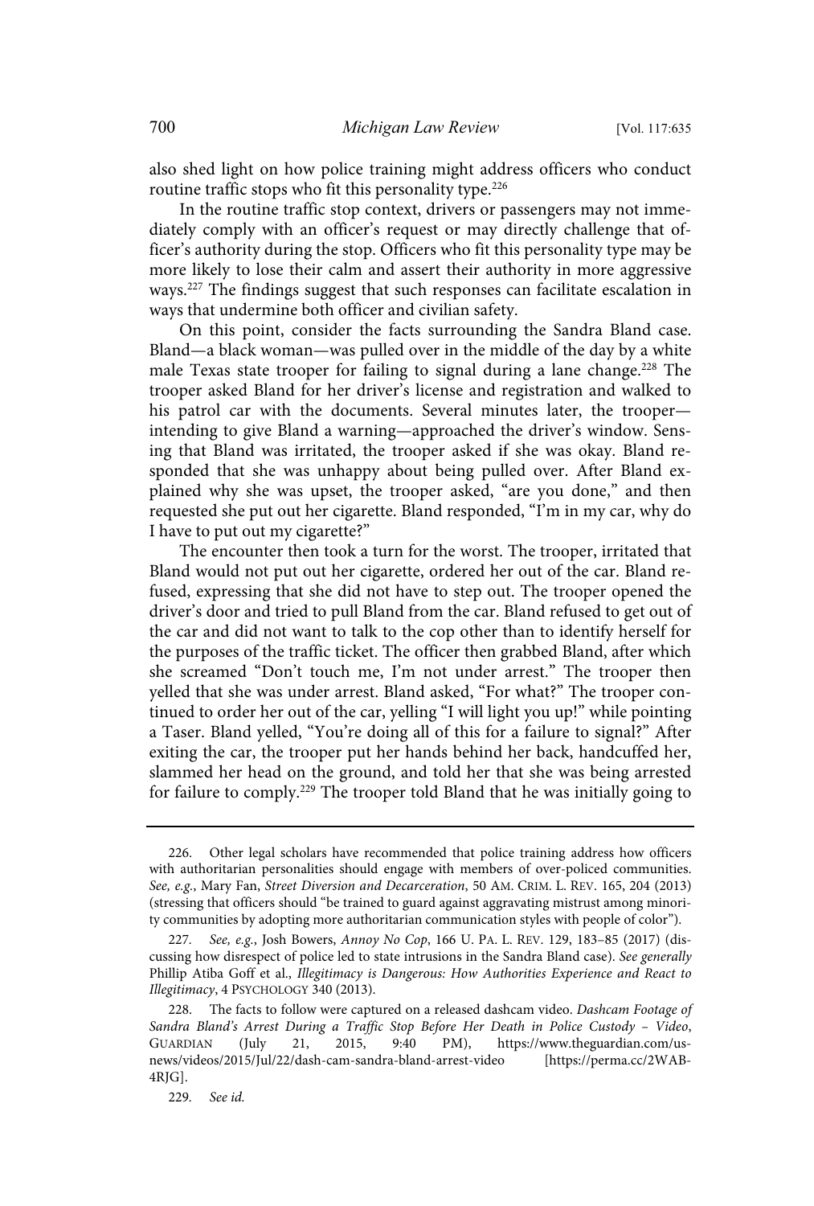also shed light on how police training might address officers who conduct routine traffic stops who fit this personality type.[226]

In the routine traffic stop context, drivers or passengers may not immediately comply with an officer's request or may directly challenge that officer's authority during the stop. Officers who fit this personality type may be more likely to lose their calm and assert their authority in more aggressive ways.[227] The findings suggest that such responses can facilitate escalation in ways that undermine both officer and civilian safety.

On this point, consider the facts surrounding the Sandra Bland case. Bland—a black woman—was pulled over in the middle of the day by a white male Texas state trooper for failing to signal during a lane change.[228] The trooper asked Bland for her driver's license and registration and walked to his patrol car with the documents. Several minutes later, the trooper—intending to give Bland a warning—approached the driver's window. Sensing that Bland was irritated, the trooper asked if she was okay. Bland responded that she was unhappy about being pulled over. After Bland explained why she was upset, the trooper asked, "are you done," and then requested she put out her cigarette. Bland responded, "I'm in my car, why do I have to put out my cigarette?"

The encounter then took a turn for the worst. The trooper, irritated that Bland would not put out her cigarette, ordered her out of the car. Bland refused, expressing that she did not have to step out. The trooper opened the driver's door and tried to pull Bland from the car. Bland refused to get out of the car and did not want to talk to the cop other than to identify herself for the purposes of the traffic ticket. The officer then grabbed Bland, after which she screamed "Don't touch me, I'm not under arrest." The trooper then yelled that she was under arrest. Bland asked, "For what?" The trooper continued to order her out of the car, yelling "I will light you up!" while pointing a Taser. Bland yelled, "You're doing all of this for a failure to signal?" After exiting the car, the trooper put her hands behind her back, handcuffed her, slammed her head on the ground, and told her that she was being arrested for failure to comply.[229] The trooper told Bland that he was initially going to

---

226. Other legal scholars have recommended that police training address how officers with authoritarian personalities should engage with members of over-policed communities. *See, e.g.*, Mary Fan, *Street Diversion and Decarceration*, 50 AM. CRIM. L. REV. 165, 204 (2013) (stressing that officers should "be trained to guard against aggravating mistrust among minority communities by adopting more authoritarian communication styles with people of color").

227. *See, e.g.*, Josh Bowers, *Annoy No Cop*, 166 U. PA. L. REV. 129, 183–85 (2017) (discussing how disrespect of police led to state intrusions in the Sandra Bland case). *See generally* Phillip Atiba Goff et al., *Illegitimacy is Dangerous: How Authorities Experience and React to Illegitimacy*, 4 PSYCHOLOGY 340 (2013).

228. The facts to follow were captured on a released dashcam video. *Dashcam Footage of Sandra Bland's Arrest During a Traffic Stop Before Her Death in Police Custody – Video*, GUARDIAN (July 21, 2015, 9:40 PM), https://www.theguardian.com/us-news/videos/2015/Jul/22/dash-cam-sandra-bland-arrest-video [https://perma.cc/2WAB-4RJG].

229. *See id.*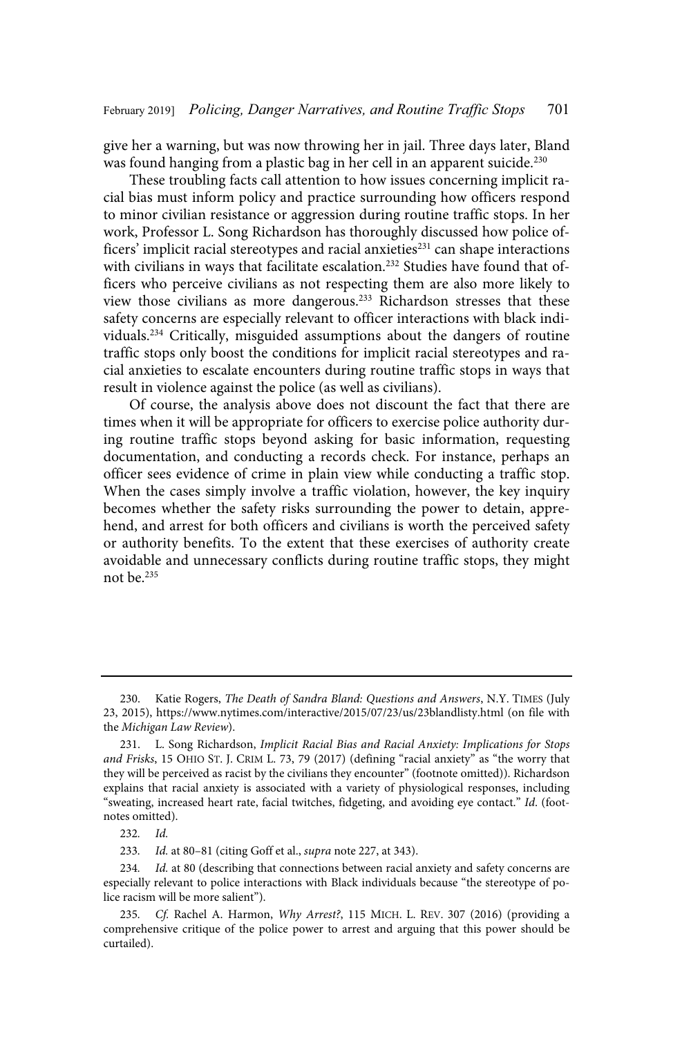give her a warning, but was now throwing her in jail. Three days later, Bland was found hanging from a plastic bag in her cell in an apparent suicide.[230]

These troubling facts call attention to how issues concerning implicit racial bias must inform policy and practice surrounding how officers respond to minor civilian resistance or aggression during routine traffic stops. In her work, Professor L. Song Richardson has thoroughly discussed how police officers' implicit racial stereotypes and racial anxieties[231] can shape interactions with civilians in ways that facilitate escalation.[232] Studies have found that officers who perceive civilians as not respecting them are also more likely to view those civilians as more dangerous.[233] Richardson stresses that these safety concerns are especially relevant to officer interactions with black individuals.[234] Critically, misguided assumptions about the dangers of routine traffic stops only boost the conditions for implicit racial stereotypes and racial anxieties to escalate encounters during routine traffic stops in ways that result in violence against the police (as well as civilians).

Of course, the analysis above does not discount the fact that there are times when it will be appropriate for officers to exercise police authority during routine traffic stops beyond asking for basic information, requesting documentation, and conducting a records check. For instance, perhaps an officer sees evidence of crime in plain view while conducting a traffic stop. When the cases simply involve a traffic violation, however, the key inquiry becomes whether the safety risks surrounding the power to detain, apprehend, and arrest for both officers and civilians is worth the perceived safety or authority benefits. To the extent that these exercises of authority create avoidable and unnecessary conflicts during routine traffic stops, they might not be.[235]

---

230. Katie Rogers, *The Death of Sandra Bland: Questions and Answers*, N.Y. TIMES (July 23, 2015), https://www.nytimes.com/interactive/2015/07/23/us/23blandlisty.html (on file with the *Michigan Law Review*).

231. L. Song Richardson, *Implicit Racial Bias and Racial Anxiety: Implications for Stops and Frisks*, 15 OHIO ST. J. CRIM L. 73, 79 (2017) (defining "racial anxiety" as "the worry that they will be perceived as racist by the civilians they encounter" (footnote omitted)). Richardson explains that racial anxiety is associated with a variety of physiological responses, including "sweating, increased heart rate, facial twitches, fidgeting, and avoiding eye contact." *Id.* (footnotes omitted).

232. *Id.*

233. *Id.* at 80–81 (citing Goff et al., *supra* note 227, at 343).

234. *Id.* at 80 (describing that connections between racial anxiety and safety concerns are especially relevant to police interactions with Black individuals because "the stereotype of police racism will be more salient").

235. *Cf.* Rachel A. Harmon, *Why Arrest?*, 115 MICH. L. REV. 307 (2016) (providing a comprehensive critique of the police power to arrest and arguing that this power should be curtailed).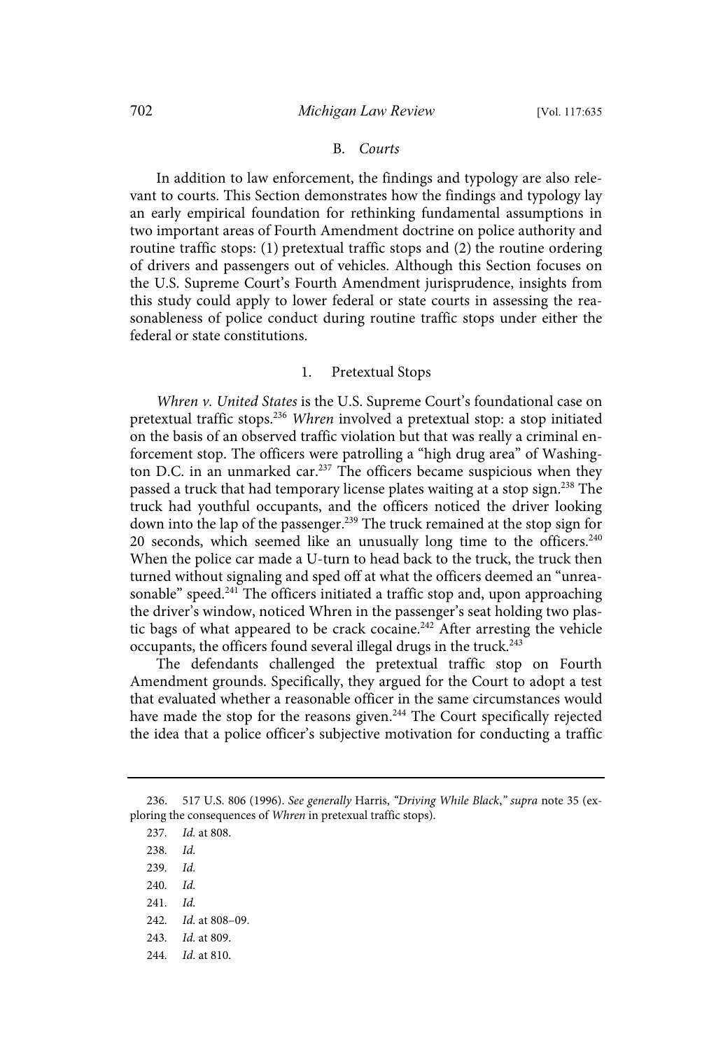## B. *Courts*

In addition to law enforcement, the findings and typology are also relevant to courts. This Section demonstrates how the findings and typology lay an early empirical foundation for rethinking fundamental assumptions in two important areas of Fourth Amendment doctrine on police authority and routine traffic stops: (1) pretextual traffic stops and (2) the routine ordering of drivers and passengers out of vehicles. Although this Section focuses on the U.S. Supreme Court's Fourth Amendment jurisprudence, insights from this study could apply to lower federal or state courts in assessing the reasonableness of police conduct during routine traffic stops under either the federal or state constitutions.

### 1. Pretextual Stops

*Whren v. United States* is the U.S. Supreme Court's foundational case on pretextual traffic stops.[236] *Whren* involved a pretextual stop: a stop initiated on the basis of an observed traffic violation but that was really a criminal enforcement stop. The officers were patrolling a "high drug area" of Washington D.C. in an unmarked car.[237] The officers became suspicious when they passed a truck that had temporary license plates waiting at a stop sign.[238] The truck had youthful occupants, and the officers noticed the driver looking down into the lap of the passenger.[239] The truck remained at the stop sign for 20 seconds, which seemed like an unusually long time to the officers.[240] When the police car made a U-turn to head back to the truck, the truck then turned without signaling and sped off at what the officers deemed an "unreasonable" speed.[241] The officers initiated a traffic stop and, upon approaching the driver's window, noticed Whren in the passenger's seat holding two plastic bags of what appeared to be crack cocaine.[242] After arresting the vehicle occupants, the officers found several illegal drugs in the truck.[243]

The defendants challenged the pretextual traffic stop on Fourth Amendment grounds. Specifically, they argued for the Court to adopt a test that evaluated whether a reasonable officer in the same circumstances would have made the stop for the reasons given.[244] The Court specifically rejected the idea that a police officer's subjective motivation for conducting a traffic

---

236. 517 U.S. 806 (1996). *See generally* Harris, *"Driving While Black," supra* note 35 (exploring the consequences of *Whren* in pretextual traffic stops).

237. *Id.* at 808.

238. *Id.*

239. *Id.*

240. *Id.*

241. *Id.*

242. *Id.* at 808–09.

243. *Id.* at 809.

244. *Id.* at 810.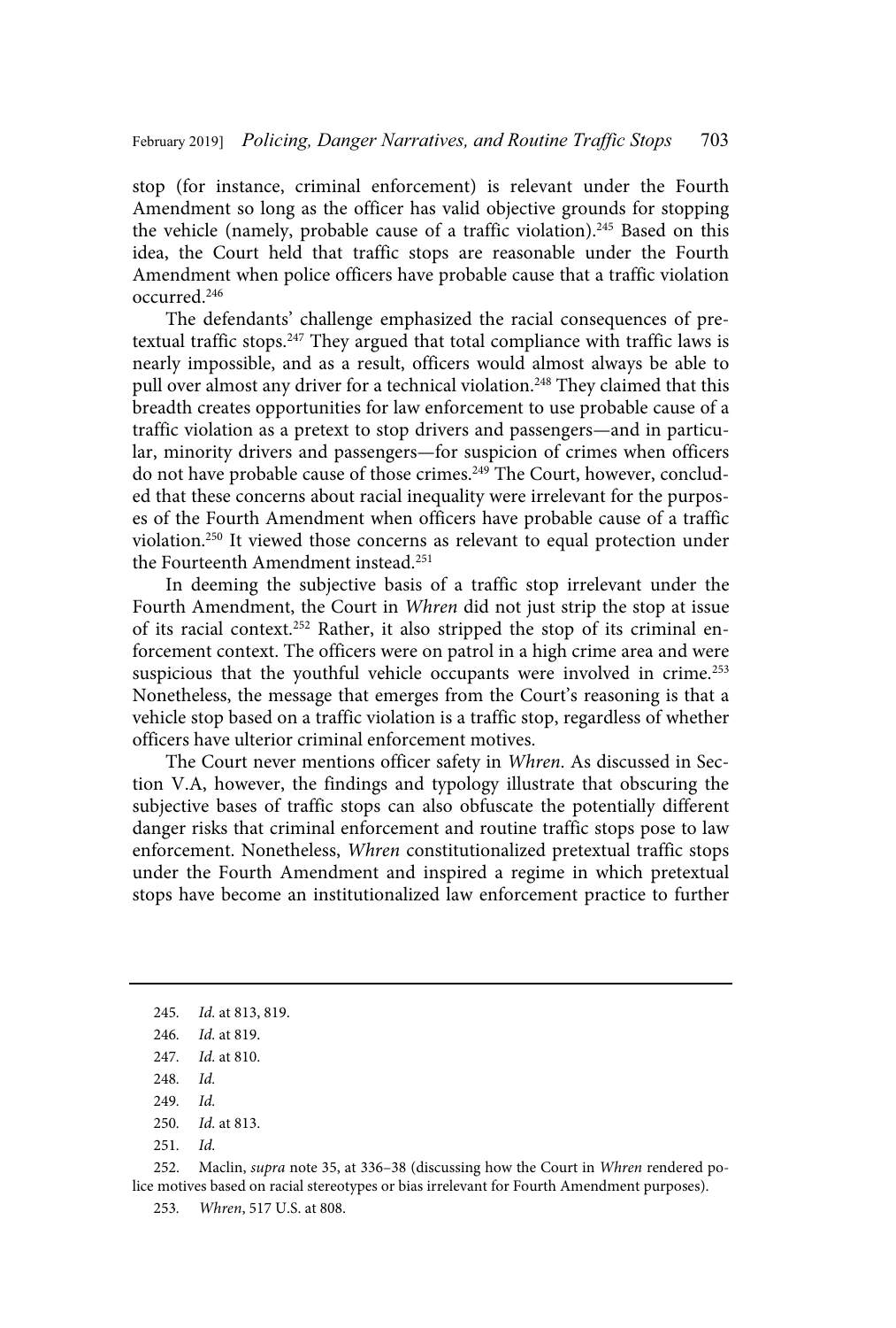stop (for instance, criminal enforcement) is relevant under the Fourth Amendment so long as the officer has valid objective grounds for stopping the vehicle (namely, probable cause of a traffic violation).[245] Based on this idea, the Court held that traffic stops are reasonable under the Fourth Amendment when police officers have probable cause that a traffic violation occurred.[246]

The defendants' challenge emphasized the racial consequences of pretextual traffic stops.[247] They argued that total compliance with traffic laws is nearly impossible, and as a result, officers would almost always be able to pull over almost any driver for a technical violation.[248] They claimed that this breadth creates opportunities for law enforcement to use probable cause of a traffic violation as a pretext to stop drivers and passengers—and in particular, minority drivers and passengers—for suspicion of crimes when officers do not have probable cause of those crimes.[249] The Court, however, concluded that these concerns about racial inequality were irrelevant for the purposes of the Fourth Amendment when officers have probable cause of a traffic violation.[250] It viewed those concerns as relevant to equal protection under the Fourteenth Amendment instead.[251]

In deeming the subjective basis of a traffic stop irrelevant under the Fourth Amendment, the Court in *Whren* did not just strip the stop at issue of its racial context.[252] Rather, it also stripped the stop of its criminal enforcement context. The officers were on patrol in a high crime area and were suspicious that the youthful vehicle occupants were involved in crime.[253] Nonetheless, the message that emerges from the Court's reasoning is that a vehicle stop based on a traffic violation is a traffic stop, regardless of whether officers have ulterior criminal enforcement motives.

The Court never mentions officer safety in *Whren*. As discussed in Section V.A, however, the findings and typology illustrate that obscuring the subjective bases of traffic stops can also obfuscate the potentially different danger risks that criminal enforcement and routine traffic stops pose to law enforcement. Nonetheless, *Whren* constitutionalized pretextual traffic stops under the Fourth Amendment and inspired a regime in which pretextual stops have become an institutionalized law enforcement practice to further

---

245. *Id.* at 813, 819.

246. *Id.* at 819.

247. *Id.* at 810.

248. *Id.*

249. *Id.*

250. *Id.* at 813.

251. *Id.*

252. Maclin, *supra* note 35, at 336–38 (discussing how the Court in *Whren* rendered police motives based on racial stereotypes or bias irrelevant for Fourth Amendment purposes).

253. *Whren*, 517 U.S. at 808.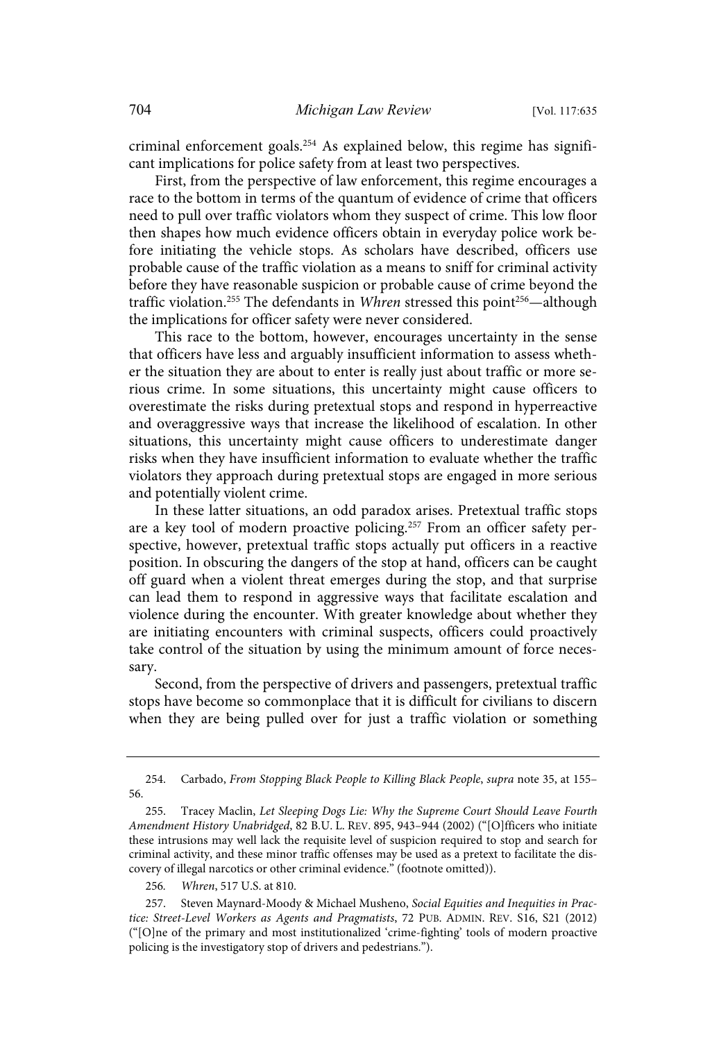criminal enforcement goals.[254] As explained below, this regime has significant implications for police safety from at least two perspectives.

First, from the perspective of law enforcement, this regime encourages a race to the bottom in terms of the quantum of evidence of crime that officers need to pull over traffic violators whom they suspect of crime. This low floor then shapes how much evidence officers obtain in everyday police work before initiating the vehicle stops. As scholars have described, officers use probable cause of the traffic violation as a means to sniff for criminal activity before they have reasonable suspicion or probable cause of crime beyond the traffic violation.[255] The defendants in *Whren* stressed this point[256]—although the implications for officer safety were never considered.

This race to the bottom, however, encourages uncertainty in the sense that officers have less and arguably insufficient information to assess whether the situation they are about to enter is really just about traffic or more serious crime. In some situations, this uncertainty might cause officers to overestimate the risks during pretextual stops and respond in hyperreactive and overaggressive ways that increase the likelihood of escalation. In other situations, this uncertainty might cause officers to underestimate danger risks when they have insufficient information to evaluate whether the traffic violators they approach during pretextual stops are engaged in more serious and potentially violent crime.

In these latter situations, an odd paradox arises. Pretextual traffic stops are a key tool of modern proactive policing.[257] From an officer safety perspective, however, pretextual traffic stops actually put officers in a reactive position. In obscuring the dangers of the stop at hand, officers can be caught off guard when a violent threat emerges during the stop, and that surprise can lead them to respond in aggressive ways that facilitate escalation and violence during the encounter. With greater knowledge about whether they are initiating encounters with criminal suspects, officers could proactively take control of the situation by using the minimum amount of force necessary.

Second, from the perspective of drivers and passengers, pretextual traffic stops have become so commonplace that it is difficult for civilians to discern when they are being pulled over for just a traffic violation or something

---

254. Carbado, *From Stopping Black People to Killing Black People*, *supra* note 35, at 155–56.

255. Tracey Maclin, *Let Sleeping Dogs Lie: Why the Supreme Court Should Leave Fourth Amendment History Unabridged*, 82 B.U. L. REV. 895, 943–944 (2002) ("[O]fficers who initiate these intrusions may well lack the requisite level of suspicion required to stop and search for criminal activity, and these minor traffic offenses may be used as a pretext to facilitate the discovery of illegal narcotics or other criminal evidence." (footnote omitted)).

256. *Whren*, 517 U.S. at 810.

257. Steven Maynard-Moody & Michael Musheno, *Social Equities and Inequities in Practice: Street-Level Workers as Agents and Pragmatists*, 72 PUB. ADMIN. REV. S16, S21 (2012) ("[O]ne of the primary and most institutionalized 'crime-fighting' tools of modern proactive policing is the investigatory stop of drivers and pedestrians.").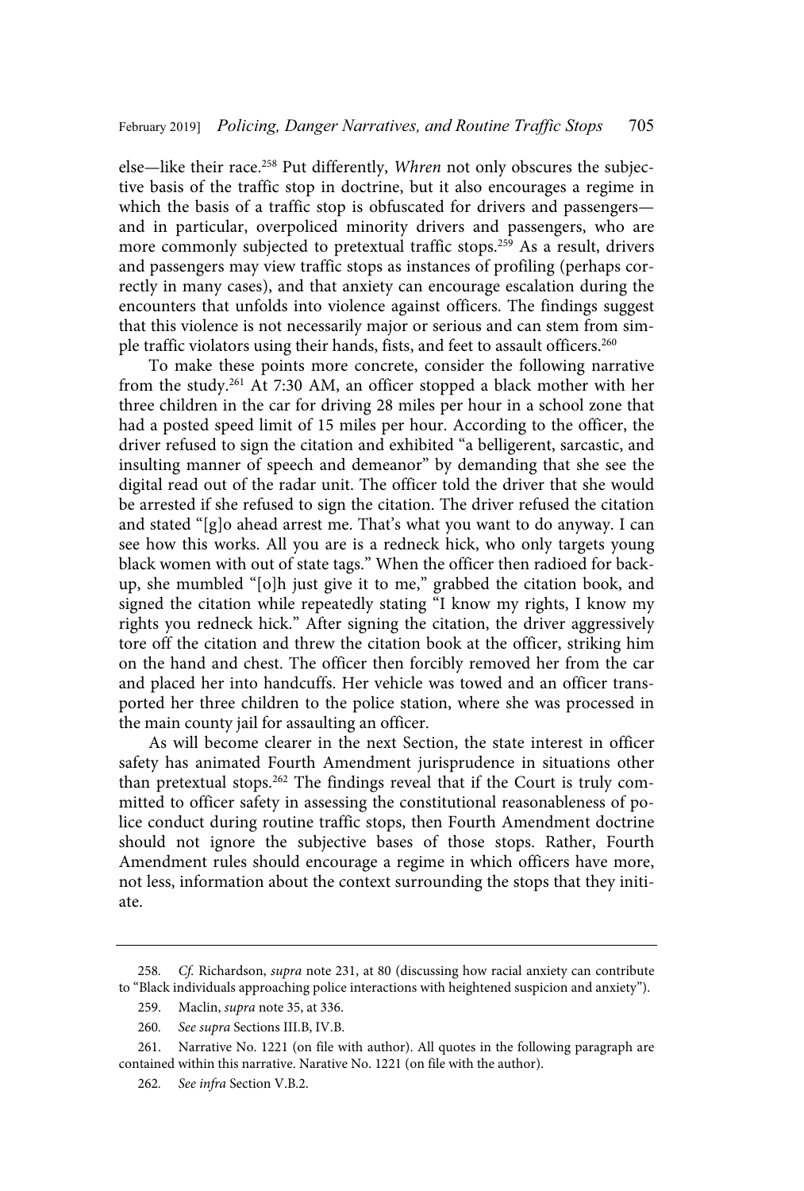else—like their race.[258] Put differently, *Whren* not only obscures the subjective basis of the traffic stop in doctrine, but it also encourages a regime in which the basis of a traffic stop is obfuscated for drivers and passengers—and in particular, overpoliced minority drivers and passengers, who are more commonly subjected to pretextual traffic stops.[259] As a result, drivers and passengers may view traffic stops as instances of profiling (perhaps correctly in many cases), and that anxiety can encourage escalation during the encounters that unfolds into violence against officers. The findings suggest that this violence is not necessarily major or serious and can stem from simple traffic violators using their hands, fists, and feet to assault officers.[260]

To make these points more concrete, consider the following narrative from the study.[261] At 7:30 AM, an officer stopped a black mother with her three children in the car for driving 28 miles per hour in a school zone that had a posted speed limit of 15 miles per hour. According to the officer, the driver refused to sign the citation and exhibited "a belligerent, sarcastic, and insulting manner of speech and demeanor" by demanding that she see the digital read out of the radar unit. The officer told the driver that she would be arrested if she refused to sign the citation. The driver refused the citation and stated "[g]o ahead arrest me. That's what you want to do anyway. I can see how this works. All you are is a redneck hick, who only targets young black women with out of state tags." When the officer then radioed for backup, she mumbled "[o]h just give it to me," grabbed the citation book, and signed the citation while repeatedly stating "I know my rights, I know my rights you redneck hick." After signing the citation, the driver aggressively tore off the citation and threw the citation book at the officer, striking him on the hand and chest. The officer then forcibly removed her from the car and placed her into handcuffs. Her vehicle was towed and an officer transported her three children to the police station, where she was processed in the main county jail for assaulting an officer.

As will become clearer in the next Section, the state interest in officer safety has animated Fourth Amendment jurisprudence in situations other than pretextual stops.[262] The findings reveal that if the Court is truly committed to officer safety in assessing the constitutional reasonableness of police conduct during routine traffic stops, then Fourth Amendment doctrine should not ignore the subjective bases of those stops. Rather, Fourth Amendment rules should encourage a regime in which officers have more, not less, information about the context surrounding the stops that they initiate.

---

258. *Cf.* Richardson, *supra* note 231, at 80 (discussing how racial anxiety can contribute to "Black individuals approaching police interactions with heightened suspicion and anxiety").

259. Maclin, *supra* note 35, at 336.

260. *See supra* Sections III.B, IV.B.

261. Narrative No. 1221 (on file with author). All quotes in the following paragraph are contained within this narrative. Narative No. 1221 (on file with the author).

262. *See infra* Section V.B.2.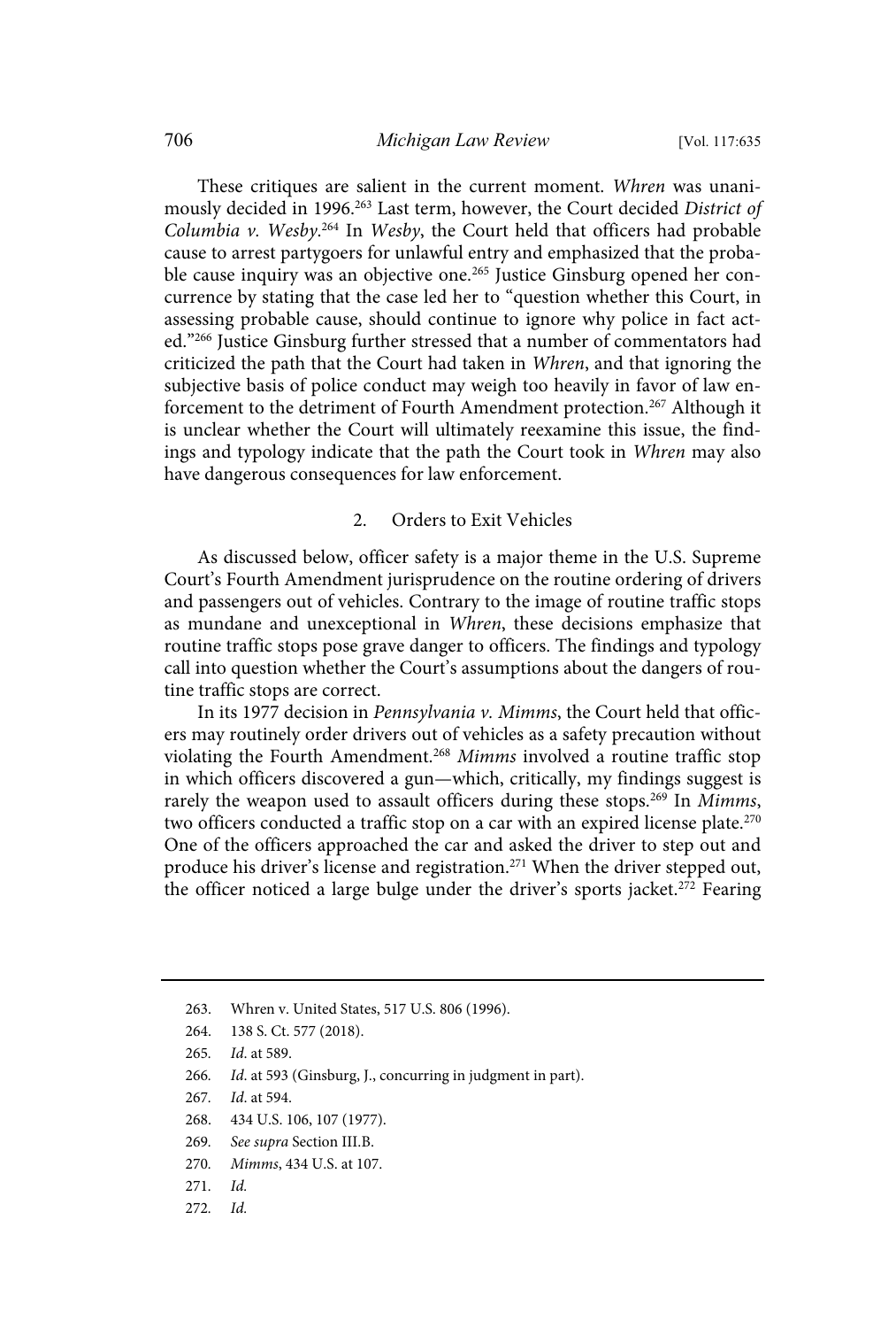These critiques are salient in the current moment. *Whren* was unanimously decided in 1996.[263] Last term, however, the Court decided *District of Columbia v. Wesby*.[264] In *Wesby*, the Court held that officers had probable cause to arrest partygoers for unlawful entry and emphasized that the probable cause inquiry was an objective one.[265] Justice Ginsburg opened her concurrence by stating that the case led her to "question whether this Court, in assessing probable cause, should continue to ignore why police in fact acted."[266] Justice Ginsburg further stressed that a number of commentators had criticized the path that the Court had taken in *Whren*, and that ignoring the subjective basis of police conduct may weigh too heavily in favor of law enforcement to the detriment of Fourth Amendment protection.[267] Although it is unclear whether the Court will ultimately reexamine this issue, the findings and typology indicate that the path the Court took in *Whren* may also have dangerous consequences for law enforcement.

### 2. Orders to Exit Vehicles

As discussed below, officer safety is a major theme in the U.S. Supreme Court's Fourth Amendment jurisprudence on the routine ordering of drivers and passengers out of vehicles. Contrary to the image of routine traffic stops as mundane and unexceptional in *Whren*, these decisions emphasize that routine traffic stops pose grave danger to officers. The findings and typology call into question whether the Court's assumptions about the dangers of routine traffic stops are correct.

In its 1977 decision in *Pennsylvania v. Mimms*, the Court held that officers may routinely order drivers out of vehicles as a safety precaution without violating the Fourth Amendment.[268] *Mimms* involved a routine traffic stop in which officers discovered a gun—which, critically, my findings suggest is rarely the weapon used to assault officers during these stops.[269] In *Mimms*, two officers conducted a traffic stop on a car with an expired license plate.[270] One of the officers approached the car and asked the driver to step out and produce his driver's license and registration.[271] When the driver stepped out, the officer noticed a large bulge under the driver's sports jacket.[272] Fearing

---

263. Whren v. United States, 517 U.S. 806 (1996).

264. 138 S. Ct. 577 (2018).

265. *Id.* at 589.

266. *Id.* at 593 (Ginsburg, J., concurring in judgment in part).

267. *Id.* at 594.

268. 434 U.S. 106, 107 (1977).

269. *See supra* Section III.B.

270. *Mimms*, 434 U.S. at 107.

271. *Id.*

272. *Id.*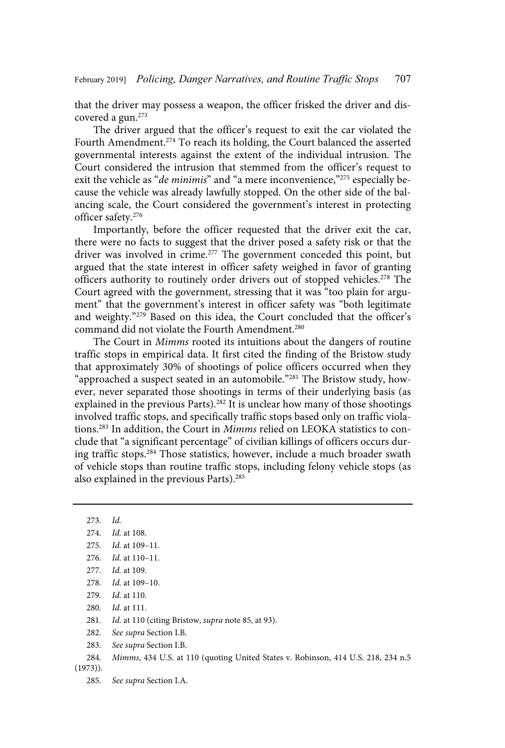that the driver may possess a weapon, the officer frisked the driver and discovered a gun.[273]

The driver argued that the officer's request to exit the car violated the Fourth Amendment.[274] To reach its holding, the Court balanced the asserted governmental interests against the extent of the individual intrusion. The Court considered the intrusion that stemmed from the officer's request to exit the vehicle as "*de minimis*" and "a mere inconvenience,"[275] especially because the vehicle was already lawfully stopped. On the other side of the balancing scale, the Court considered the government's interest in protecting officer safety.[276]

Importantly, before the officer requested that the driver exit the car, there were no facts to suggest that the driver posed a safety risk or that the driver was involved in crime.[277] The government conceded this point, but argued that the state interest in officer safety weighed in favor of granting officers authority to routinely order drivers out of stopped vehicles.[278] The Court agreed with the government, stressing that it was "too plain for argument" that the government's interest in officer safety was "both legitimate and weighty."[279] Based on this idea, the Court concluded that the officer's command did not violate the Fourth Amendment.[280]

The Court in *Mimms* rooted its intuitions about the dangers of routine traffic stops in empirical data. It first cited the finding of the Bristow study that approximately 30% of shootings of police officers occurred when they "approached a suspect seated in an automobile."[281] The Bristow study, however, never separated those shootings in terms of their underlying basis (as explained in the previous Parts).[282] It is unclear how many of those shootings involved traffic stops, and specifically traffic stops based only on traffic violations.[283] In addition, the Court in *Mimms* relied on LEOKA statistics to conclude that "a significant percentage" of civilian killings of officers occurs during traffic stops.[284] Those statistics, however, include a much broader swath of vehicle stops than routine traffic stops, including felony vehicle stops (as also explained in the previous Parts).[285]

---

273. *Id.*

274. *Id.* at 108.

275. *Id.* at 109–11.

276. *Id.* at 110–11.

277. *Id.* at 109.

278. *Id.* at 109–10.

279. *Id.* at 110.

280. *Id.* at 111.

281. *Id.* at 110 (citing Bristow, *supra* note 85, at 93).

282. *See supra* Section I.B.

283. *See supra* Section I.B.

284. *Mimms*, 434 U.S. at 110 (quoting United States v. Robinson, 414 U.S. 218, 234 n.5 (1973)).

285. *See supra* Section I.A.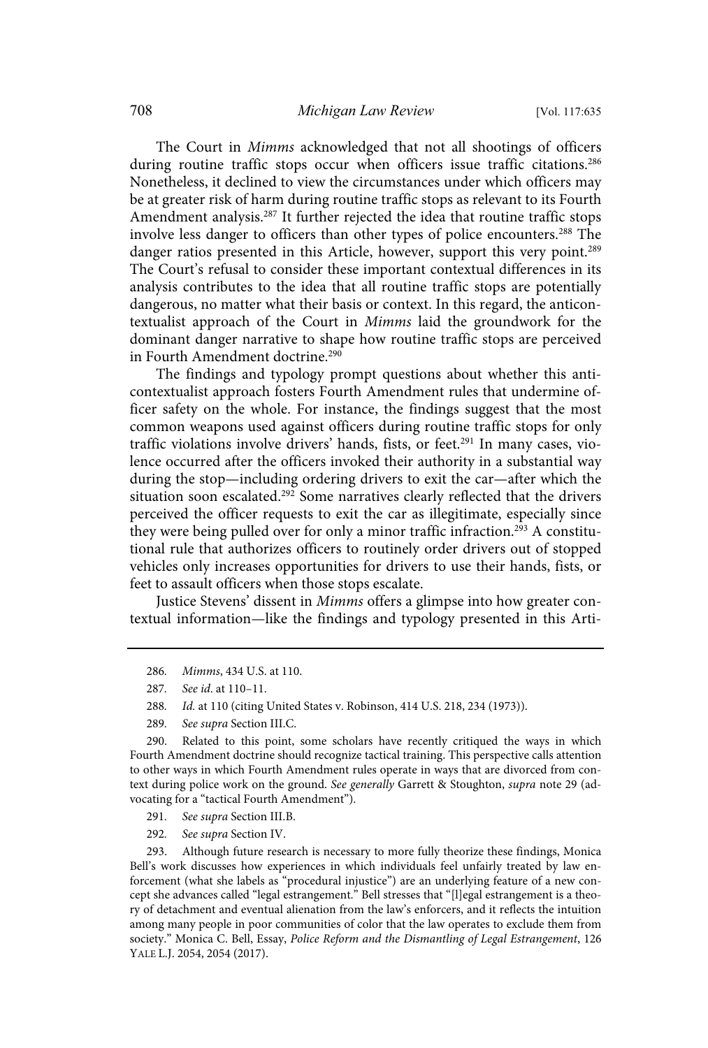The Court in *Mimms* acknowledged that not all shootings of officers during routine traffic stops occur when officers issue traffic citations.[286] Nonetheless, it declined to view the circumstances under which officers may be at greater risk of harm during routine traffic stops as relevant to its Fourth Amendment analysis.[287] It further rejected the idea that routine traffic stops involve less danger to officers than other types of police encounters.[288] The danger ratios presented in this Article, however, support this very point.[289] The Court's refusal to consider these important contextual differences in its analysis contributes to the idea that all routine traffic stops are potentially dangerous, no matter what their basis or context. In this regard, the anticontextualist approach of the Court in *Mimms* laid the groundwork for the dominant danger narrative to shape how routine traffic stops are perceived in Fourth Amendment doctrine.[290]

The findings and typology prompt questions about whether this anticontextualist approach fosters Fourth Amendment rules that undermine officer safety on the whole. For instance, the findings suggest that the most common weapons used against officers during routine traffic stops for only traffic violations involve drivers' hands, fists, or feet.[291] In many cases, violence occurred after the officers invoked their authority in a substantial way during the stop—including ordering drivers to exit the car—after which the situation soon escalated.[292] Some narratives clearly reflected that the drivers perceived the officer requests to exit the car as illegitimate, especially since they were being pulled over for only a minor traffic infraction.[293] A constitutional rule that authorizes officers to routinely order drivers out of stopped vehicles only increases opportunities for drivers to use their hands, fists, or feet to assault officers when those stops escalate.

Justice Stevens' dissent in *Mimms* offers a glimpse into how greater contextual information—like the findings and typology presented in this Arti-

---

286. *Mimms*, 434 U.S. at 110.

287. *See id*. at 110–11.

288. *Id.* at 110 (citing United States v. Robinson, 414 U.S. 218, 234 (1973)).

289. *See supra* Section III.C.

290. Related to this point, some scholars have recently critiqued the ways in which Fourth Amendment doctrine should recognize tactical training. This perspective calls attention to other ways in which Fourth Amendment rules operate in ways that are divorced from context during police work on the ground. *See generally* Garrett & Stoughton, *supra* note 29 (advocating for a "tactical Fourth Amendment").

291. *See supra* Section III.B.

292. *See supra* Section IV.

293. Although future research is necessary to more fully theorize these findings, Monica Bell's work discusses how experiences in which individuals feel unfairly treated by law enforcement (what she labels as "procedural injustice") are an underlying feature of a new concept she advances called "legal estrangement." Bell stresses that "[l]egal estrangement is a theory of detachment and eventual alienation from the law's enforcers, and it reflects the intuition among many people in poor communities of color that the law operates to exclude them from society." Monica C. Bell, Essay, *Police Reform and the Dismantling of Legal Estrangement*, 126 YALE L.J. 2054, 2054 (2017).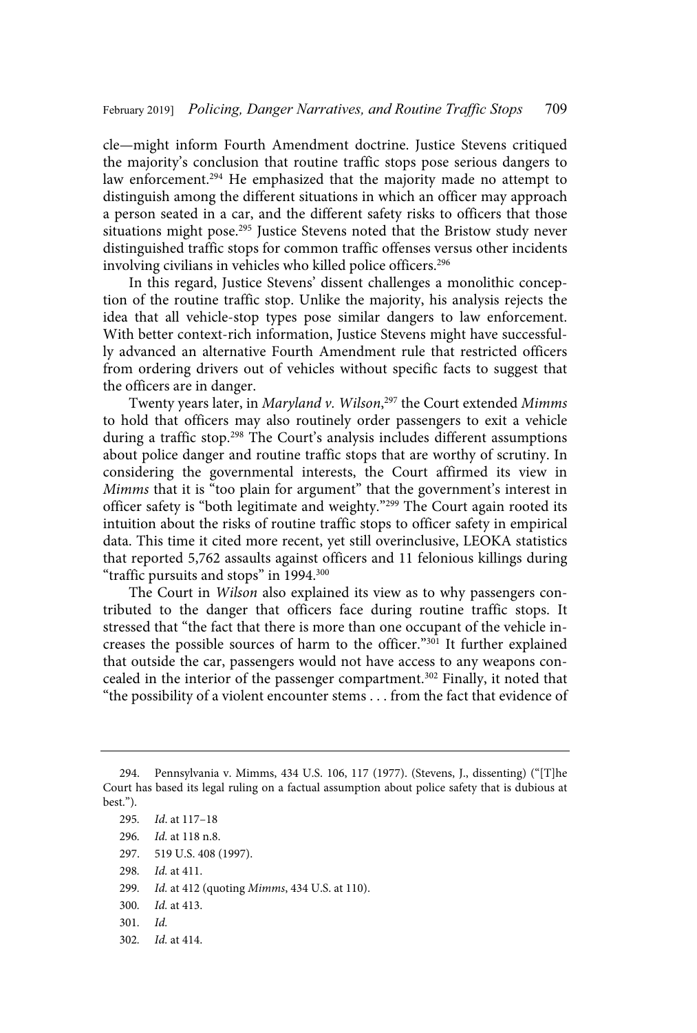cle—might inform Fourth Amendment doctrine. Justice Stevens critiqued the majority's conclusion that routine traffic stops pose serious dangers to law enforcement.[294] He emphasized that the majority made no attempt to distinguish among the different situations in which an officer may approach a person seated in a car, and the different safety risks to officers that those situations might pose.[295] Justice Stevens noted that the Bristow study never distinguished traffic stops for common traffic offenses versus other incidents involving civilians in vehicles who killed police officers.[296]

In this regard, Justice Stevens' dissent challenges a monolithic conception of the routine traffic stop. Unlike the majority, his analysis rejects the idea that all vehicle-stop types pose similar dangers to law enforcement. With better context-rich information, Justice Stevens might have successfully advanced an alternative Fourth Amendment rule that restricted officers from ordering drivers out of vehicles without specific facts to suggest that the officers are in danger.

Twenty years later, in *Maryland v. Wilson*,[297] the Court extended *Mimms* to hold that officers may also routinely order passengers to exit a vehicle during a traffic stop.[298] The Court's analysis includes different assumptions about police danger and routine traffic stops that are worthy of scrutiny. In considering the governmental interests, the Court affirmed its view in *Mimms* that it is "too plain for argument" that the government's interest in officer safety is "both legitimate and weighty."[299] The Court again rooted its intuition about the risks of routine traffic stops to officer safety in empirical data. This time it cited more recent, yet still overinclusive, LEOKA statistics that reported 5,762 assaults against officers and 11 felonious killings during "traffic pursuits and stops" in 1994.[300]

The Court in *Wilson* also explained its view as to why passengers contributed to the danger that officers face during routine traffic stops. It stressed that "the fact that there is more than one occupant of the vehicle increases the possible sources of harm to the officer."[301] It further explained that outside the car, passengers would not have access to any weapons concealed in the interior of the passenger compartment.[302] Finally, it noted that "the possibility of a violent encounter stems . . . from the fact that evidence of

---

294. Pennsylvania v. Mimms, 434 U.S. 106, 117 (1977). (Stevens, J., dissenting) ("[T]he Court has based its legal ruling on a factual assumption about police safety that is dubious at best.").

295. *Id.* at 117–18

296. *Id.* at 118 n.8.

297. 519 U.S. 408 (1997).

298. *Id.* at 411.

299. *Id.* at 412 (quoting *Mimms*, 434 U.S. at 110).

300. *Id.* at 413.

301. *Id.*

302. *Id.* at 414.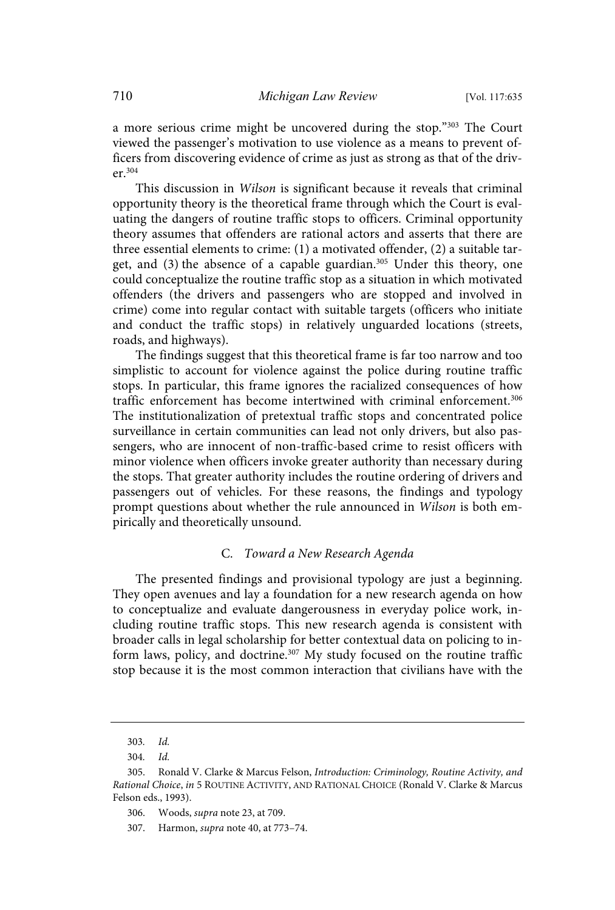a more serious crime might be uncovered during the stop."[303] The Court viewed the passenger's motivation to use violence as a means to prevent officers from discovering evidence of crime as just as strong as that of the driver.[304]

This discussion in *Wilson* is significant because it reveals that criminal opportunity theory is the theoretical frame through which the Court is evaluating the dangers of routine traffic stops to officers. Criminal opportunity theory assumes that offenders are rational actors and asserts that there are three essential elements to crime: (1) a motivated offender, (2) a suitable target, and (3) the absence of a capable guardian.[305] Under this theory, one could conceptualize the routine traffic stop as a situation in which motivated offenders (the drivers and passengers who are stopped and involved in crime) come into regular contact with suitable targets (officers who initiate and conduct the traffic stops) in relatively unguarded locations (streets, roads, and highways).

The findings suggest that this theoretical frame is far too narrow and too simplistic to account for violence against the police during routine traffic stops. In particular, this frame ignores the racialized consequences of how traffic enforcement has become intertwined with criminal enforcement.[306] The institutionalization of pretextual traffic stops and concentrated police surveillance in certain communities can lead not only drivers, but also passengers, who are innocent of non-traffic-based crime to resist officers with minor violence when officers invoke greater authority than necessary during the stops. That greater authority includes the routine ordering of drivers and passengers out of vehicles. For these reasons, the findings and typology prompt questions about whether the rule announced in *Wilson* is both empirically and theoretically unsound.

### C. *Toward a New Research Agenda*

The presented findings and provisional typology are just a beginning. They open avenues and lay a foundation for a new research agenda on how to conceptualize and evaluate dangerousness in everyday police work, including routine traffic stops. This new research agenda is consistent with broader calls in legal scholarship for better contextual data on policing to inform laws, policy, and doctrine.[307] My study focused on the routine traffic stop because it is the most common interaction that civilians have with the

---

303. *Id.*

304. *Id.*

305. Ronald V. Clarke & Marcus Felson, *Introduction: Criminology, Routine Activity, and Rational Choice*, *in* 5 ROUTINE ACTIVITY, AND RATIONAL CHOICE (Ronald V. Clarke & Marcus Felson eds., 1993).

306. Woods, *supra* note 23, at 709.

307. Harmon, *supra* note 40, at 773–74.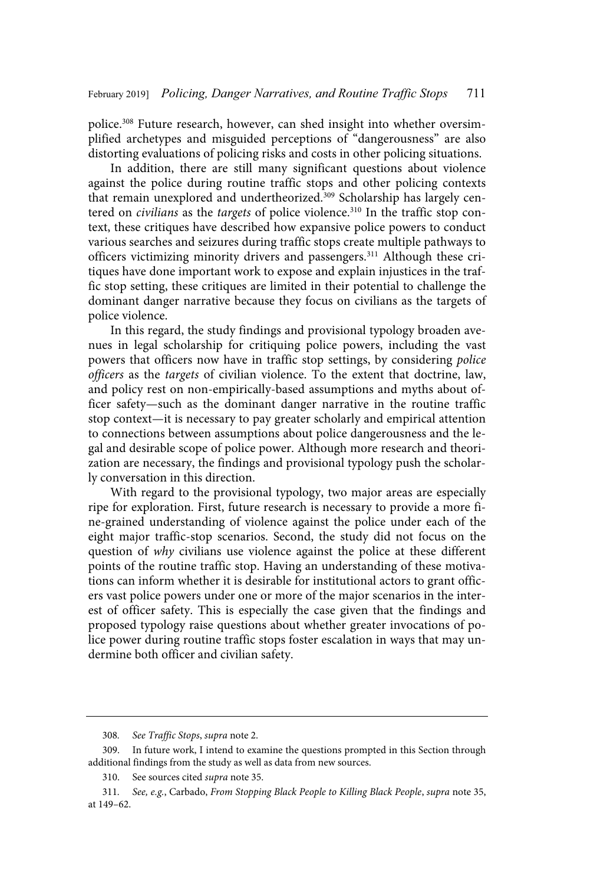police.[308] Future research, however, can shed insight into whether oversimplified archetypes and misguided perceptions of "dangerousness" are also distorting evaluations of policing risks and costs in other policing situations.

In addition, there are still many significant questions about violence against the police during routine traffic stops and other policing contexts that remain unexplored and undertheorized.[309] Scholarship has largely centered on *civilians* as the *targets* of police violence.[310] In the traffic stop context, these critiques have described how expansive police powers to conduct various searches and seizures during traffic stops create multiple pathways to officers victimizing minority drivers and passengers.[311] Although these critiques have done important work to expose and explain injustices in the traffic stop setting, these critiques are limited in their potential to challenge the dominant danger narrative because they focus on civilians as the targets of police violence.

In this regard, the study findings and provisional typology broaden avenues in legal scholarship for critiquing police powers, including the vast powers that officers now have in traffic stop settings, by considering *police officers* as the *targets* of civilian violence. To the extent that doctrine, law, and policy rest on non-empirically-based assumptions and myths about officer safety—such as the dominant danger narrative in the routine traffic stop context—it is necessary to pay greater scholarly and empirical attention to connections between assumptions about police dangerousness and the legal and desirable scope of police power. Although more research and theorization are necessary, the findings and provisional typology push the scholarly conversation in this direction.

With regard to the provisional typology, two major areas are especially ripe for exploration. First, future research is necessary to provide a more fine-grained understanding of violence against the police under each of the eight major traffic-stop scenarios. Second, the study did not focus on the question of *why* civilians use violence against the police at these different points of the routine traffic stop. Having an understanding of these motivations can inform whether it is desirable for institutional actors to grant officers vast police powers under one or more of the major scenarios in the interest of officer safety. This is especially the case given that the findings and proposed typology raise questions about whether greater invocations of police power during routine traffic stops foster escalation in ways that may undermine both officer and civilian safety.

---

308. *See Traffic Stops*, *supra* note 2.

309. In future work, I intend to examine the questions prompted in this Section through additional findings from the study as well as data from new sources.

310. See sources cited *supra* note 35.

311. *See, e.g.*, Carbado, *From Stopping Black People to Killing Black People*, *supra* note 35, at 149–62.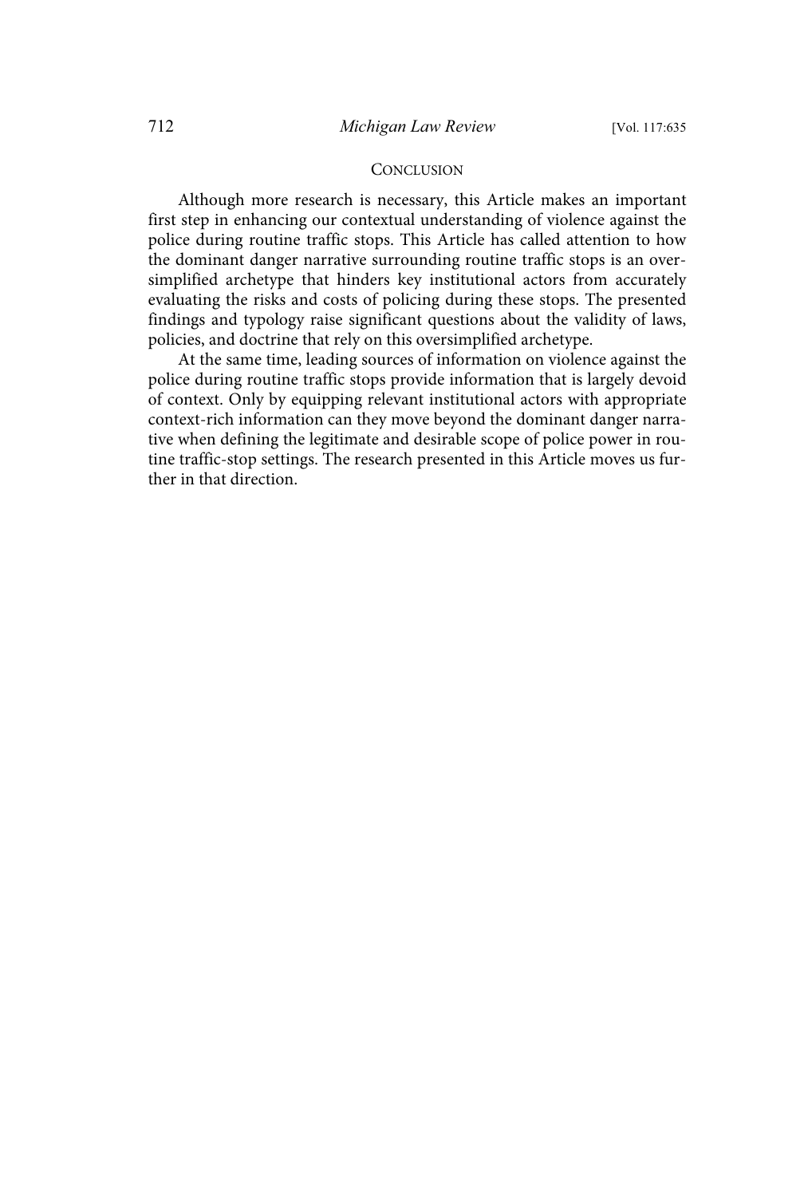## CONCLUSION

Although more research is necessary, this Article makes an important first step in enhancing our contextual understanding of violence against the police during routine traffic stops. This Article has called attention to how the dominant danger narrative surrounding routine traffic stops is an oversimplified archetype that hinders key institutional actors from accurately evaluating the risks and costs of policing during these stops. The presented findings and typology raise significant questions about the validity of laws, policies, and doctrine that rely on this oversimplified archetype.

At the same time, leading sources of information on violence against the police during routine traffic stops provide information that is largely devoid of context. Only by equipping relevant institutional actors with appropriate context-rich information can they move beyond the dominant danger narrative when defining the legitimate and desirable scope of police power in routine traffic-stop settings. The research presented in this Article moves us further in that direction.